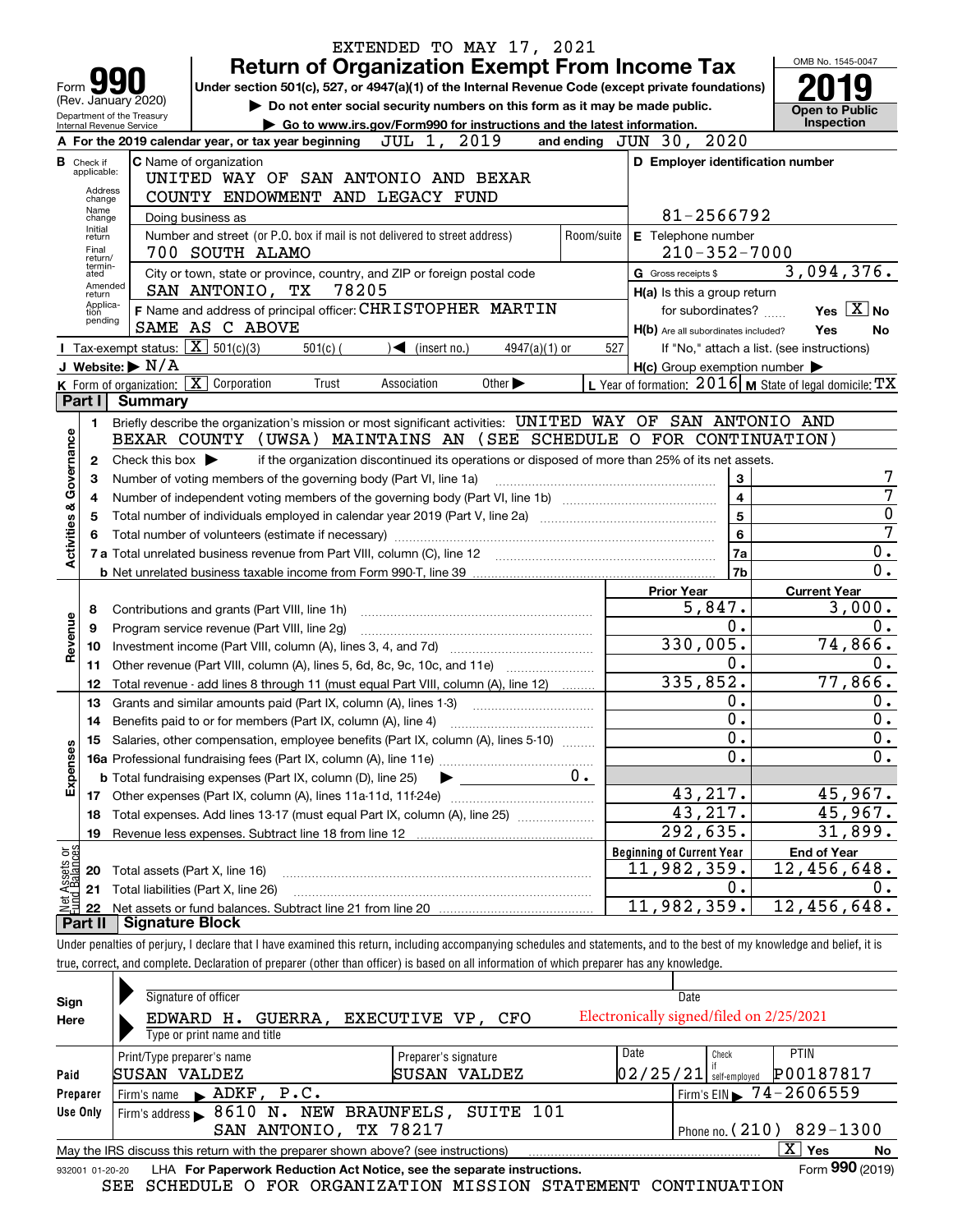EXTENDED TO MAY 17, 2021

# Form 990 — Return of Organization Exempt From Income Tax

(Rev. January 2020)
Department of the Treasury
Internal Revenue Service

Under section 501(c), 527, or 4947(a)(1) of the Internal Revenue Code (except private foundations)

▶ Do not enter social security numbers on this form as it may be made public.

▶ Go to www.irs.gov/Form990 for instructions and the latest information.

OMB No. 1545-0047

**2019**

Open to Public Inspection

**A** For the 2019 calendar year, or tax year beginning JUL 1, 2019 and ending JUN 30, 2020

**B** Check if applicable: Address change, Name change, Initial return, Final return/terminated, Amended return, Application pending

**C** Name of organization: UNITED WAY OF SAN ANTONIO AND BEXAR COUNTY ENDOWMENT AND LEGACY FUND

Doing business as

Number and street (or P.O. box if mail is not delivered to street address): 700 SOUTH ALAMO — Room/suite

City or town, state or province, country, and ZIP or foreign postal code: SAN ANTONIO, TX 78205

**D** Employer identification number: 81-2566792

**E** Telephone number: 210-352-7000

**G** Gross receipts $ 3,094,376.

**F** Name and address of principal officer: CHRISTOPHER MARTIN SAME AS C ABOVE

**H(a)** Is this a group return for subordinates? Yes [ ] No [X]

**H(b)** Are all subordinates included? Yes No — If "No," attach a list. (see instructions)

**H(c)** Group exemption number ▶

**I** Tax-exempt status: [X] 501(c)(3) [ ] 501(c) ( ) ◀ (insert no.) [ ] 4947(a)(1) or [ ] 527

**J** Website: ▶ N/A

**K** Form of organization: [X] Corporation [ ] Trust [ ] Association [ ] Other ▶

**L** Year of formation: 2016 **M** State of legal domicile: TX

## Part I Summary

### Activities & Governance

1. Briefly describe the organization's mission or most significant activities: UNITED WAY OF SAN ANTONIO AND BEXAR COUNTY (UWSA) MAINTAINS AN (SEE SCHEDULE O FOR CONTINUATION)
2. Check this box ▶ [ ] if the organization discontinued its operations or disposed of more than 25% of its net assets.

| Line | Description | Box | Value |
|---|---|---|---|
| 3 | Number of voting members of the governing body (Part VI, line 1a) | 3 | 7 |
| 4 | Number of independent voting members of the governing body (Part VI, line 1b) | 4 | 7 |
| 5 | Total number of individuals employed in calendar year 2019 (Part V, line 2a) | 5 | 0 |
| 6 | Total number of volunteers (estimate if necessary) | 6 | 7 |
| 7a | Total unrelated business revenue from Part VIII, column (C), line 12 | 7a | 0. |
| b | Net unrelated business taxable income from Form 990-T, line 39 | 7b | 0. |

### Revenue, Expenses, Net Assets

| Line | Description | Prior Year | Current Year |
|---|---|---|---|
| 8 | Contributions and grants (Part VIII, line 1h) | 5,847. | 3,000. |
| 9 | Program service revenue (Part VIII, line 2g) | 0. | 0. |
| 10 | Investment income (Part VIII, column (A), lines 3, 4, and 7d) | 330,005. | 74,866. |
| 11 | Other revenue (Part VIII, column (A), lines 5, 6d, 8c, 9c, 10c, and 11e) | 0. | 0. |
| 12 | Total revenue - add lines 8 through 11 (must equal Part VIII, column (A), line 12) | 335,852. | 77,866. |
| 13 | Grants and similar amounts paid (Part IX, column (A), lines 1-3) | 0. | 0. |
| 14 | Benefits paid to or for members (Part IX, column (A), line 4) | 0. | 0. |
| 15 | Salaries, other compensation, employee benefits (Part IX, column (A), lines 5-10) | 0. | 0. |
| 16a | Professional fundraising fees (Part IX, column (A), line 11e) | 0. | 0. |
| b | Total fundraising expenses (Part IX, column (D), line 25) ▶ 0. | | |
| 17 | Other expenses (Part IX, column (A), lines 11a-11d, 11f-24e) | 43,217. | 45,967. |
| 18 | Total expenses. Add lines 13-17 (must equal Part IX, column (A), line 25) | 43,217. | 45,967. |
| 19 | Revenue less expenses. Subtract line 18 from line 12 | 292,635. | 31,899. |

| Line | Description | Beginning of Current Year | End of Year |
|---|---|---|---|
| 20 | Total assets (Part X, line 16) | 11,982,359. | 12,456,648. |
| 21 | Total liabilities (Part X, line 26) | 0. | 0. |
| 22 | Net assets or fund balances. Subtract line 21 from line 20 | 11,982,359. | 12,456,648. |

## Part II Signature Block

Under penalties of perjury, I declare that I have examined this return, including accompanying schedules and statements, and to the best of my knowledge and belief, it is true, correct, and complete. Declaration of preparer (other than officer) is based on all information of which preparer has any knowledge.

**Sign Here**

Signature of officer — Date: Electronically signed/filed on 2/25/2021

EDWARD H. GUERRA, EXECUTIVE VP, CFO
Type or print name and title

**Paid Preparer Use Only**

| Print/Type preparer's name | Preparer's signature | Date | Check if self-employed | PTIN |
|---|---|---|---|---|
| SUSAN VALDEZ | SUSAN VALDEZ | 02/25/21 | | P00187817 |

Firm's name ▶ ADKF, P.C. — Firm's EIN ▶ 74-2606559

Firm's address ▶ 8610 N. NEW BRAUNFELS, SUITE 101, SAN ANTONIO, TX 78217 — Phone no. (210) 829-1300

May the IRS discuss this return with the preparer shown above? (see instructions) [X] Yes [ ] No

932001 01-20-20 LHA For Paperwork Reduction Act Notice, see the separate instructions. Form **990** (2019)

SEE SCHEDULE O FOR ORGANIZATION MISSION STATEMENT CONTINUATION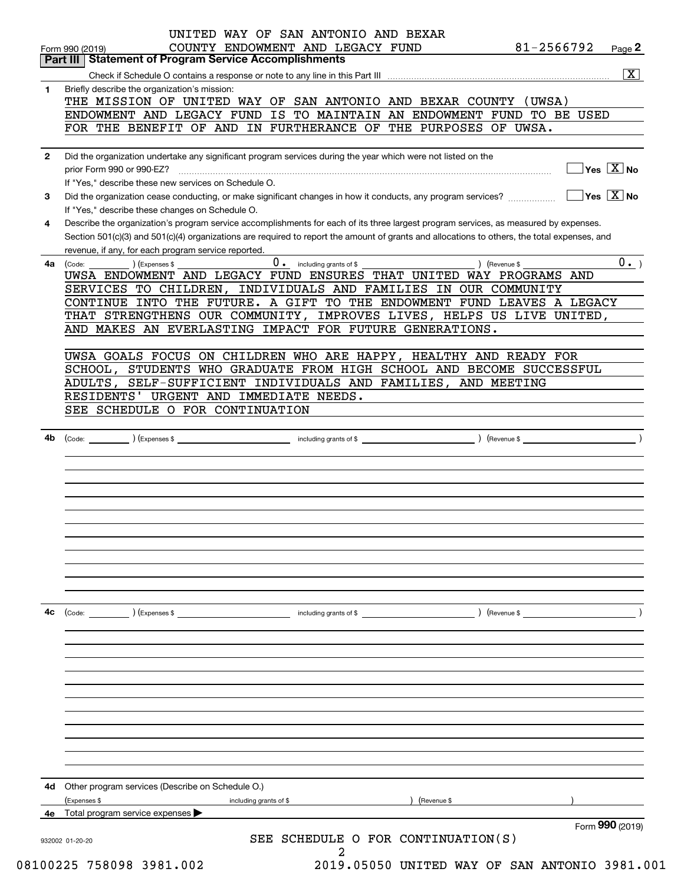UNITED WAY OF SAN ANTONIO AND BEXAR COUNTY ENDOWMENT AND LEGACY FUND 81-2566792

Form 990 (2019) Page 2

## Part III Statement of Program Service Accomplishments

Check if Schedule O contains a response or note to any line in this Part III [X]

**1** Briefly describe the organization's mission:

THE MISSION OF UNITED WAY OF SAN ANTONIO AND BEXAR COUNTY (UWSA) ENDOWMENT AND LEGACY FUND IS TO MAINTAIN AN ENDOWMENT FUND TO BE USED FOR THE BENEFIT OF AND IN FURTHERANCE OF THE PURPOSES OF UWSA.

**2** Did the organization undertake any significant program services during the year which were not listed on the prior Form 990 or 990-EZ? Yes [ ] No [X]

If "Yes," describe these new services on Schedule O.

**3** Did the organization cease conducting, or make significant changes in how it conducts, any program services? Yes [ ] No [X]

If "Yes," describe these changes on Schedule O.

**4** Describe the organization's program service accomplishments for each of its three largest program services, as measured by expenses. Section 501(c)(3) and 501(c)(4) organizations are required to report the amount of grants and allocations to others, the total expenses, and revenue, if any, for each program service reported.

**4a** (Code: ) (Expenses $ 0. including grants of $ ) (Revenue $ 0. )

UWSA ENDOWMENT AND LEGACY FUND ENSURES THAT UNITED WAY PROGRAMS AND SERVICES TO CHILDREN, INDIVIDUALS AND FAMILIES IN OUR COMMUNITY CONTINUE INTO THE FUTURE. A GIFT TO THE ENDOWMENT FUND LEAVES A LEGACY THAT STRENGTHENS OUR COMMUNITY, IMPROVES LIVES, HELPS US LIVE UNITED, AND MAKES AN EVERLASTING IMPACT FOR FUTURE GENERATIONS.

UWSA GOALS FOCUS ON CHILDREN WHO ARE HAPPY, HEALTHY AND READY FOR SCHOOL, STUDENTS WHO GRADUATE FROM HIGH SCHOOL AND BECOME SUCCESSFUL ADULTS, SELF-SUFFICIENT INDIVIDUALS AND FAMILIES, AND MEETING RESIDENTS' URGENT AND IMMEDIATE NEEDS.

SEE SCHEDULE O FOR CONTINUATION

**4b** (Code: ) (Expenses $ including grants of $ ) (Revenue $ )

**4c** (Code: ) (Expenses $ including grants of $ ) (Revenue $ )

**4d** Other program services (Describe on Schedule O.)

(Expenses $ including grants of $ ) (Revenue $ )

**4e** Total program service expenses ▶

SEE SCHEDULE O FOR CONTINUATION(S)

Form **990** (2019)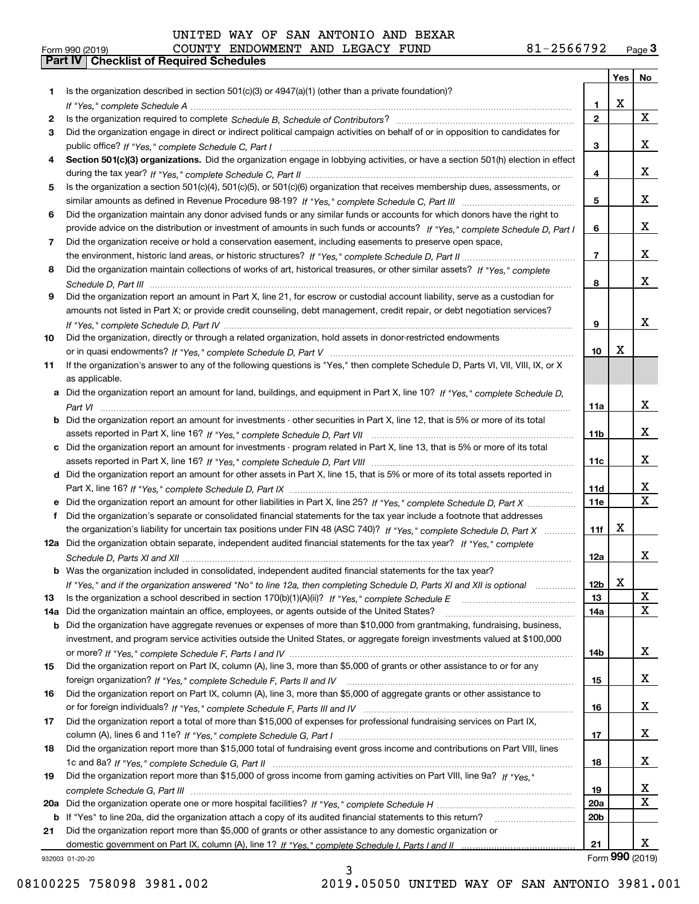UNITED WAY OF SAN ANTONIO AND BEXAR COUNTY ENDOWMENT AND LEGACY FUND 81-2566792

Form 990 (2019) Page **3**

**Part IV Checklist of Required Schedules**

| | | | Yes | No |
|---|---|---|---|---|
| **1** | Is the organization described in section 501(c)(3) or 4947(a)(1) (other than a private foundation)? *If "Yes," complete Schedule A* | **1** | X | |
| **2** | Is the organization required to complete *Schedule B, Schedule of Contributors*? | **2** | | X |
| **3** | Did the organization engage in direct or indirect political campaign activities on behalf of or in opposition to candidates for public office? *If "Yes," complete Schedule C, Part I* | **3** | | X |
| **4** | **Section 501(c)(3) organizations.** Did the organization engage in lobbying activities, or have a section 501(h) election in effect during the tax year? *If "Yes," complete Schedule C, Part II* | **4** | | X |
| **5** | Is the organization a section 501(c)(4), 501(c)(5), or 501(c)(6) organization that receives membership dues, assessments, or similar amounts as defined in Revenue Procedure 98-19? *If "Yes," complete Schedule C, Part III* | **5** | | X |
| **6** | Did the organization maintain any donor advised funds or any similar funds or accounts for which donors have the right to provide advice on the distribution or investment of amounts in such funds or accounts? *If "Yes," complete Schedule D, Part I* | **6** | | X |
| **7** | Did the organization receive or hold a conservation easement, including easements to preserve open space, the environment, historic land areas, or historic structures? *If "Yes," complete Schedule D, Part II* | **7** | | X |
| **8** | Did the organization maintain collections of works of art, historical treasures, or other similar assets? *If "Yes," complete Schedule D, Part III* | **8** | | X |
| **9** | Did the organization report an amount in Part X, line 21, for escrow or custodial account liability, serve as a custodian for amounts not listed in Part X; or provide credit counseling, debt management, credit repair, or debt negotiation services? *If "Yes," complete Schedule D, Part IV* | **9** | | X |
| **10** | Did the organization, directly or through a related organization, hold assets in donor-restricted endowments or in quasi endowments? *If "Yes," complete Schedule D, Part V* | **10** | X | |
| **11** | If the organization's answer to any of the following questions is "Yes," then complete Schedule D, Parts VI, VII, VIII, IX, or X as applicable. | | | |
| **a** | Did the organization report an amount for land, buildings, and equipment in Part X, line 10? *If "Yes," complete Schedule D, Part VI* | **11a** | | X |
| **b** | Did the organization report an amount for investments - other securities in Part X, line 12, that is 5% or more of its total assets reported in Part X, line 16? *If "Yes," complete Schedule D, Part VII* | **11b** | | X |
| **c** | Did the organization report an amount for investments - program related in Part X, line 13, that is 5% or more of its total assets reported in Part X, line 16? *If "Yes," complete Schedule D, Part VIII* | **11c** | | X |
| **d** | Did the organization report an amount for other assets in Part X, line 15, that is 5% or more of its total assets reported in Part X, line 16? *If "Yes," complete Schedule D, Part IX* | **11d** | | X |
| **e** | Did the organization report an amount for other liabilities in Part X, line 25? *If "Yes," complete Schedule D, Part X* | **11e** | | X |
| **f** | Did the organization's separate or consolidated financial statements for the tax year include a footnote that addresses the organization's liability for uncertain tax positions under FIN 48 (ASC 740)? *If "Yes," complete Schedule D, Part X* | **11f** | X | |
| **12a** | Did the organization obtain separate, independent audited financial statements for the tax year? *If "Yes," complete Schedule D, Parts XI and XII* | **12a** | | X |
| **b** | Was the organization included in consolidated, independent audited financial statements for the tax year? *If "Yes," and if the organization answered "No" to line 12a, then completing Schedule D, Parts XI and XII is optional* | **12b** | X | |
| **13** | Is the organization a school described in section 170(b)(1)(A)(ii)? *If "Yes," complete Schedule E* | **13** | | X |
| **14a** | Did the organization maintain an office, employees, or agents outside of the United States? | **14a** | | X |
| **b** | Did the organization have aggregate revenues or expenses of more than $10,000 from grantmaking, fundraising, business, investment, and program service activities outside the United States, or aggregate foreign investments valued at $100,000 or more? *If "Yes," complete Schedule F, Parts I and IV* | **14b** | | X |
| **15** | Did the organization report on Part IX, column (A), line 3, more than $5,000 of grants or other assistance to or for any foreign organization? *If "Yes," complete Schedule F, Parts II and IV* | **15** | | X |
| **16** | Did the organization report on Part IX, column (A), line 3, more than $5,000 of aggregate grants or other assistance to or for foreign individuals? *If "Yes," complete Schedule F, Parts III and IV* | **16** | | X |
| **17** | Did the organization report a total of more than $15,000 of expenses for professional fundraising services on Part IX, column (A), lines 6 and 11e? *If "Yes," complete Schedule G, Part I* | **17** | | X |
| **18** | Did the organization report more than $15,000 total of fundraising event gross income and contributions on Part VIII, lines 1c and 8a? *If "Yes," complete Schedule G, Part II* | **18** | | X |
| **19** | Did the organization report more than $15,000 of gross income from gaming activities on Part VIII, line 9a? *If "Yes," complete Schedule G, Part III* | **19** | | X |
| **20a** | Did the organization operate one or more hospital facilities? *If "Yes," complete Schedule H* | **20a** | | X |
| **b** | If "Yes" to line 20a, did the organization attach a copy of its audited financial statements to this return? | **20b** | | |
| **21** | Did the organization report more than $5,000 of grants or other assistance to any domestic organization or domestic government on Part IX, column (A), line 1? *If "Yes," complete Schedule I, Parts I and II* | **21** | | X |

932003 01-20-20 Form **990** (2019)

08100225 758098 3981.002 2019.05050 UNITED WAY OF SAN ANTONIO 3981.001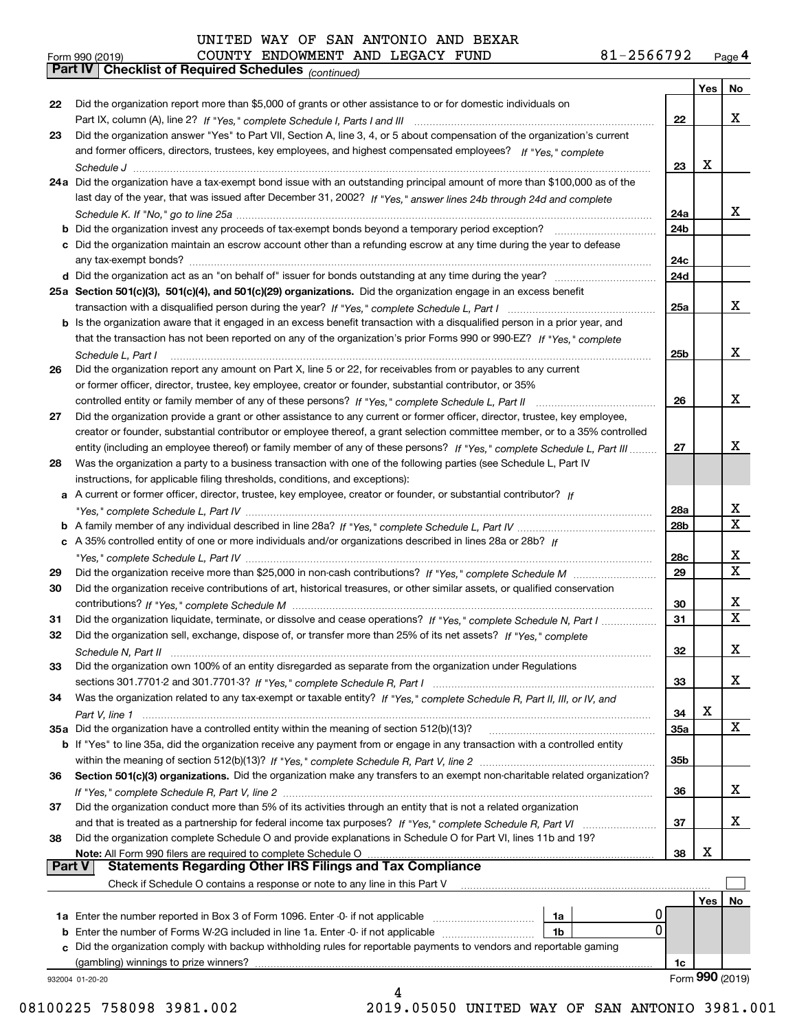UNITED WAY OF SAN ANTONIO AND BEXAR COUNTY ENDOWMENT AND LEGACY FUND 81-2566792

Form 990 (2019) Page 4

**Part IV | Checklist of Required Schedules** *(continued)*

| | | | Yes | No |
|---|---|---|---|---|
| 22 | Did the organization report more than $5,000 of grants or other assistance to or for domestic individuals on Part IX, column (A), line 2? *If "Yes," complete Schedule I, Parts I and III* | 22 | | X |
| 23 | Did the organization answer "Yes" to Part VII, Section A, line 3, 4, or 5 about compensation of the organization's current and former officers, directors, trustees, key employees, and highest compensated employees? *If "Yes," complete Schedule J* | 23 | X | |
| 24a | Did the organization have a tax-exempt bond issue with an outstanding principal amount of more than $100,000 as of the last day of the year, that was issued after December 31, 2002? *If "Yes," answer lines 24b through 24d and complete Schedule K. If "No," go to line 25a* | 24a | | X |
| b | Did the organization invest any proceeds of tax-exempt bonds beyond a temporary period exception? | 24b | | |
| c | Did the organization maintain an escrow account other than a refunding escrow at any time during the year to defease any tax-exempt bonds? | 24c | | |
| d | Did the organization act as an "on behalf of" issuer for bonds outstanding at any time during the year? | 24d | | |
| 25a | **Section 501(c)(3), 501(c)(4), and 501(c)(29) organizations.** Did the organization engage in an excess benefit transaction with a disqualified person during the year? *If "Yes," complete Schedule L, Part I* | 25a | | X |
| b | Is the organization aware that it engaged in an excess benefit transaction with a disqualified person in a prior year, and that the transaction has not been reported on any of the organization's prior Forms 990 or 990-EZ? *If "Yes," complete Schedule L, Part I* | 25b | | X |
| 26 | Did the organization report any amount on Part X, line 5 or 22, for receivables from or payables to any current or former officer, director, trustee, key employee, creator or founder, substantial contributor, or 35% controlled entity or family member of any of these persons? *If "Yes," complete Schedule L, Part II* | 26 | | X |
| 27 | Did the organization provide a grant or other assistance to any current or former officer, director, trustee, key employee, creator or founder, substantial contributor or employee thereof, a grant selection committee member, or to a 35% controlled entity (including an employee thereof) or family member of any of these persons? *If "Yes," complete Schedule L, Part III* | 27 | | X |
| 28 | Was the organization a party to a business transaction with one of the following parties (see Schedule L, Part IV instructions, for applicable filing thresholds, conditions, and exceptions): | | | |
| a | A current or former officer, director, trustee, key employee, creator or founder, or substantial contributor? *If "Yes," complete Schedule L, Part IV* | 28a | | X |
| b | A family member of any individual described in line 28a? *If "Yes," complete Schedule L, Part IV* | 28b | | X |
| c | A 35% controlled entity of one or more individuals and/or organizations described in lines 28a or 28b? *If "Yes," complete Schedule L, Part IV* | 28c | | X |
| 29 | Did the organization receive more than $25,000 in non-cash contributions? *If "Yes," complete Schedule M* | 29 | | X |
| 30 | Did the organization receive contributions of art, historical treasures, or other similar assets, or qualified conservation contributions? *If "Yes," complete Schedule M* | 30 | | X |
| 31 | Did the organization liquidate, terminate, or dissolve and cease operations? *If "Yes," complete Schedule N, Part I* | 31 | | X |
| 32 | Did the organization sell, exchange, dispose of, or transfer more than 25% of its net assets? *If "Yes," complete Schedule N, Part II* | 32 | | X |
| 33 | Did the organization own 100% of an entity disregarded as separate from the organization under Regulations sections 301.7701-2 and 301.7701-3? *If "Yes," complete Schedule R, Part I* | 33 | | X |
| 34 | Was the organization related to any tax-exempt or taxable entity? *If "Yes," complete Schedule R, Part II, III, or IV, and Part V, line 1* | 34 | X | |
| 35a | Did the organization have a controlled entity within the meaning of section 512(b)(13)? | 35a | | X |
| b | If "Yes" to line 35a, did the organization receive any payment from or engage in any transaction with a controlled entity within the meaning of section 512(b)(13)? *If "Yes," complete Schedule R, Part V, line 2* | 35b | | |
| 36 | **Section 501(c)(3) organizations.** Did the organization make any transfers to an exempt non-charitable related organization? *If "Yes," complete Schedule R, Part V, line 2* | 36 | | X |
| 37 | Did the organization conduct more than 5% of its activities through an entity that is not a related organization and that is treated as a partnership for federal income tax purposes? *If "Yes," complete Schedule R, Part VI* | 37 | | X |
| 38 | Did the organization complete Schedule O and provide explanations in Schedule O for Part VI, lines 11b and 19? **Note:** All Form 990 filers are required to complete Schedule O | 38 | X | |

**Part V | Statements Regarding Other IRS Filings and Tax Compliance**

Check if Schedule O contains a response or note to any line in this Part V ☐

| | | | | | Yes | No |
|---|---|---|---|---|---|---|
| 1a | Enter the number reported in Box 3 of Form 1096. Enter -0- if not applicable | 1a | 0 | | | |
| b | Enter the number of Forms W-2G included in line 1a. Enter -0- if not applicable | 1b | 0 | | | |
| c | Did the organization comply with backup withholding rules for reportable payments to vendors and reportable gaming (gambling) winnings to prize winners? | | | 1c | | |

932004 01-20-20 Form **990** (2019)

08100225 758098 3981.002 2019.05050 UNITED WAY OF SAN ANTONIO 3981.001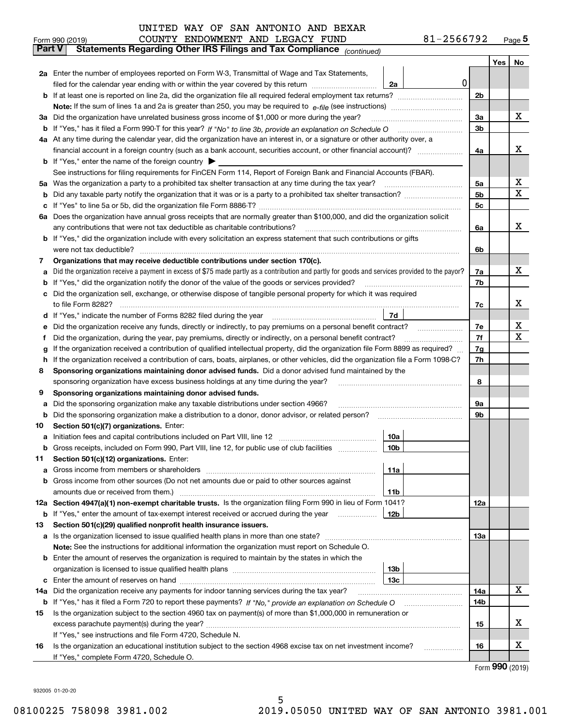UNITED WAY OF SAN ANTONIO AND BEXAR COUNTY ENDOWMENT AND LEGACY FUND 81-2566792

Form 990 (2019) Page 5

**Part V Statements Regarding Other IRS Filings and Tax Compliance** *(continued)*

| | | | | | Yes | No |
|---|---|---|---|---|---|---|
| **2a** | Enter the number of employees reported on Form W-3, Transmittal of Wage and Tax Statements, filed for the calendar year ending with or within the year covered by this return | 2a | 0 | | | |
| **b** | If at least one is reported on line 2a, did the organization file all required federal employment tax returns? | | | 2b | | |
| | **Note:** If the sum of lines 1a and 2a is greater than 250, you may be required to *e-file* (see instructions) | | | | | |
| **3a** | Did the organization have unrelated business gross income of $1,000 or more during the year? | | | 3a | | X |
| **b** | If "Yes," has it filed a Form 990-T for this year? *If "No" to line 3b, provide an explanation on Schedule O* | | | 3b | | |
| **4a** | At any time during the calendar year, did the organization have an interest in, or a signature or other authority over, a financial account in a foreign country (such as a bank account, securities account, or other financial account)? | | | 4a | | X |
| **b** | If "Yes," enter the name of the foreign country ▶ | | | | | |
| | See instructions for filing requirements for FinCEN Form 114, Report of Foreign Bank and Financial Accounts (FBAR). | | | | | |
| **5a** | Was the organization a party to a prohibited tax shelter transaction at any time during the tax year? | | | 5a | | X |
| **b** | Did any taxable party notify the organization that it was or is a party to a prohibited tax shelter transaction? | | | 5b | | X |
| **c** | If "Yes" to line 5a or 5b, did the organization file Form 8886-T? | | | 5c | | |
| **6a** | Does the organization have annual gross receipts that are normally greater than $100,000, and did the organization solicit any contributions that were not tax deductible as charitable contributions? | | | 6a | | X |
| **b** | If "Yes," did the organization include with every solicitation an express statement that such contributions or gifts were not tax deductible? | | | 6b | | |
| **7** | **Organizations that may receive deductible contributions under section 170(c).** | | | | | |
| **a** | Did the organization receive a payment in excess of $75 made partly as a contribution and partly for goods and services provided to the payor? | | | 7a | | X |
| **b** | If "Yes," did the organization notify the donor of the value of the goods or services provided? | | | 7b | | |
| **c** | Did the organization sell, exchange, or otherwise dispose of tangible personal property for which it was required to file Form 8282? | | | 7c | | X |
| **d** | If "Yes," indicate the number of Forms 8282 filed during the year | 7d | | | | |
| **e** | Did the organization receive any funds, directly or indirectly, to pay premiums on a personal benefit contract? | | | 7e | | X |
| **f** | Did the organization, during the year, pay premiums, directly or indirectly, on a personal benefit contract? | | | 7f | | X |
| **g** | If the organization received a contribution of qualified intellectual property, did the organization file Form 8899 as required? | | | 7g | | |
| **h** | If the organization received a contribution of cars, boats, airplanes, or other vehicles, did the organization file a Form 1098-C? | | | 7h | | |
| **8** | **Sponsoring organizations maintaining donor advised funds.** Did a donor advised fund maintained by the sponsoring organization have excess business holdings at any time during the year? | | | 8 | | |
| **9** | **Sponsoring organizations maintaining donor advised funds.** | | | | | |
| **a** | Did the sponsoring organization make any taxable distributions under section 4966? | | | 9a | | |
| **b** | Did the sponsoring organization make a distribution to a donor, donor advisor, or related person? | | | 9b | | |
| **10** | **Section 501(c)(7) organizations.** Enter: | | | | | |
| **a** | Initiation fees and capital contributions included on Part VIII, line 12 | 10a | | | | |
| **b** | Gross receipts, included on Form 990, Part VIII, line 12, for public use of club facilities | 10b | | | | |
| **11** | **Section 501(c)(12) organizations.** Enter: | | | | | |
| **a** | Gross income from members or shareholders | 11a | | | | |
| **b** | Gross income from other sources (Do not net amounts due or paid to other sources against amounts due or received from them.) | 11b | | | | |
| **12a** | **Section 4947(a)(1) non-exempt charitable trusts.** Is the organization filing Form 990 in lieu of Form 1041? | | | 12a | | |
| **b** | If "Yes," enter the amount of tax-exempt interest received or accrued during the year | 12b | | | | |
| **13** | **Section 501(c)(29) qualified nonprofit health insurance issuers.** | | | | | |
| **a** | Is the organization licensed to issue qualified health plans in more than one state? | | | 13a | | |
| | **Note:** See the instructions for additional information the organization must report on Schedule O. | | | | | |
| **b** | Enter the amount of reserves the organization is required to maintain by the states in which the organization is licensed to issue qualified health plans | 13b | | | | |
| **c** | Enter the amount of reserves on hand | 13c | | | | |
| **14a** | Did the organization receive any payments for indoor tanning services during the tax year? | | | 14a | | X |
| **b** | If "Yes," has it filed a Form 720 to report these payments? *If "No," provide an explanation on Schedule O* | | | 14b | | |
| **15** | Is the organization subject to the section 4960 tax on payment(s) of more than $1,000,000 in remuneration or excess parachute payment(s) during the year? | | | 15 | | X |
| | If "Yes," see instructions and file Form 4720, Schedule N. | | | | | |
| **16** | Is the organization an educational institution subject to the section 4968 excise tax on net investment income? | | | 16 | | X |
| | If "Yes," complete Form 4720, Schedule O. | | | | | |

Form **990** (2019)

932005 01-20-20

08100225 758098 3981.002 2019.05050 UNITED WAY OF SAN ANTONIO 3981.001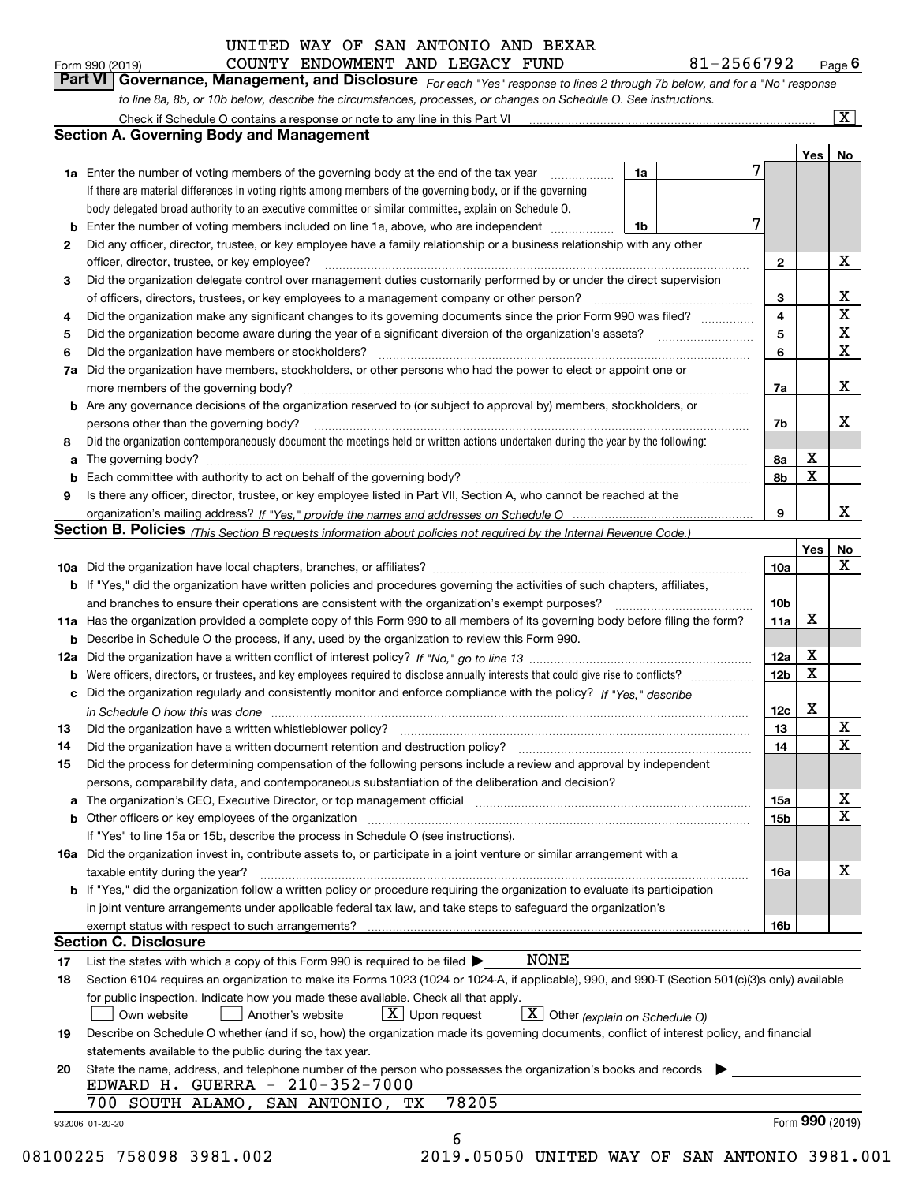UNITED WAY OF SAN ANTONIO AND BEXAR COUNTY ENDOWMENT AND LEGACY FUND

Form 990 (2019) 81-2566792 Page 6

## Part VI Governance, Management, and Disclosure

*For each "Yes" response to lines 2 through 7b below, and for a "No" response to line 8a, 8b, or 10b below, describe the circumstances, processes, or changes on Schedule O. See instructions.*

Check if Schedule O contains a response or note to any line in this Part VI [X]

### Section A. Governing Body and Management

| | | | | Yes | No |
|---|---|---|---|---|---|
| **1a** | Enter the number of voting members of the governing body at the end of the tax year — **1a** 7. If there are material differences in voting rights among members of the governing body, or if the governing body delegated broad authority to an executive committee or similar committee, explain on Schedule O. | | | | |
| **b** | Enter the number of voting members included on line 1a, above, who are independent — **1b** 7 | | | | |
| **2** | Did any officer, director, trustee, or key employee have a family relationship or a business relationship with any other officer, director, trustee, or key employee? | **2** | | | X |
| **3** | Did the organization delegate control over management duties customarily performed by or under the direct supervision of officers, directors, trustees, or key employees to a management company or other person? | **3** | | | X |
| **4** | Did the organization make any significant changes to its governing documents since the prior Form 990 was filed? | **4** | | | X |
| **5** | Did the organization become aware during the year of a significant diversion of the organization's assets? | **5** | | | X |
| **6** | Did the organization have members or stockholders? | **6** | | | X |
| **7a** | Did the organization have members, stockholders, or other persons who had the power to elect or appoint one or more members of the governing body? | **7a** | | | X |
| **b** | Are any governance decisions of the organization reserved to (or subject to approval by) members, stockholders, or persons other than the governing body? | **7b** | | | X |
| **8** | Did the organization contemporaneously document the meetings held or written actions undertaken during the year by the following: | | | | |
| **a** | The governing body? | **8a** | | X | |
| **b** | Each committee with authority to act on behalf of the governing body? | **8b** | | X | |
| **9** | Is there any officer, director, trustee, or key employee listed in Part VII, Section A, who cannot be reached at the organization's mailing address? *If "Yes," provide the names and addresses on Schedule O* | **9** | | | X |

### Section B. Policies *(This Section B requests information about policies not required by the Internal Revenue Code.)*

| | | | Yes | No |
|---|---|---|---|---|
| **10a** | Did the organization have local chapters, branches, or affiliates? | **10a** | | X |
| **b** | If "Yes," did the organization have written policies and procedures governing the activities of such chapters, affiliates, and branches to ensure their operations are consistent with the organization's exempt purposes? | **10b** | | |
| **11a** | Has the organization provided a complete copy of this Form 990 to all members of its governing body before filing the form? | **11a** | X | |
| **b** | Describe in Schedule O the process, if any, used by the organization to review this Form 990. | | | |
| **12a** | Did the organization have a written conflict of interest policy? *If "No," go to line 13* | **12a** | X | |
| **b** | Were officers, directors, or trustees, and key employees required to disclose annually interests that could give rise to conflicts? | **12b** | X | |
| **c** | Did the organization regularly and consistently monitor and enforce compliance with the policy? *If "Yes," describe in Schedule O how this was done* | **12c** | X | |
| **13** | Did the organization have a written whistleblower policy? | **13** | | X |
| **14** | Did the organization have a written document retention and destruction policy? | **14** | | X |
| **15** | Did the process for determining compensation of the following persons include a review and approval by independent persons, comparability data, and contemporaneous substantiation of the deliberation and decision? | | | |
| **a** | The organization's CEO, Executive Director, or top management official | **15a** | | X |
| **b** | Other officers or key employees of the organization | **15b** | | X |
| | If "Yes" to line 15a or 15b, describe the process in Schedule O (see instructions). | | | |
| **16a** | Did the organization invest in, contribute assets to, or participate in a joint venture or similar arrangement with a taxable entity during the year? | **16a** | | X |
| **b** | If "Yes," did the organization follow a written policy or procedure requiring the organization to evaluate its participation in joint venture arrangements under applicable federal tax law, and take steps to safeguard the organization's exempt status with respect to such arrangements? | **16b** | | |

### Section C. Disclosure

**17** List the states with which a copy of this Form 990 is required to be filed ▶ NONE

**18** Section 6104 requires an organization to make its Forms 1023 (1024 or 1024-A, if applicable), 990, and 990-T (Section 501(c)(3)s only) available for public inspection. Indicate how you made these available. Check all that apply.

[ ] Own website [ ] Another's website [X] Upon request [X] Other *(explain on Schedule O)*

**19** Describe on Schedule O whether (and if so, how) the organization made its governing documents, conflict of interest policy, and financial statements available to the public during the tax year.

**20** State the name, address, and telephone number of the person who possesses the organization's books and records ▶

EDWARD H. GUERRA - 210-352-7000
700 SOUTH ALAMO, SAN ANTONIO, TX 78205

932006 01-20-20 Form **990** (2019)

08100225 758098 3981.002 2019.05050 UNITED WAY OF SAN ANTONIO 3981.001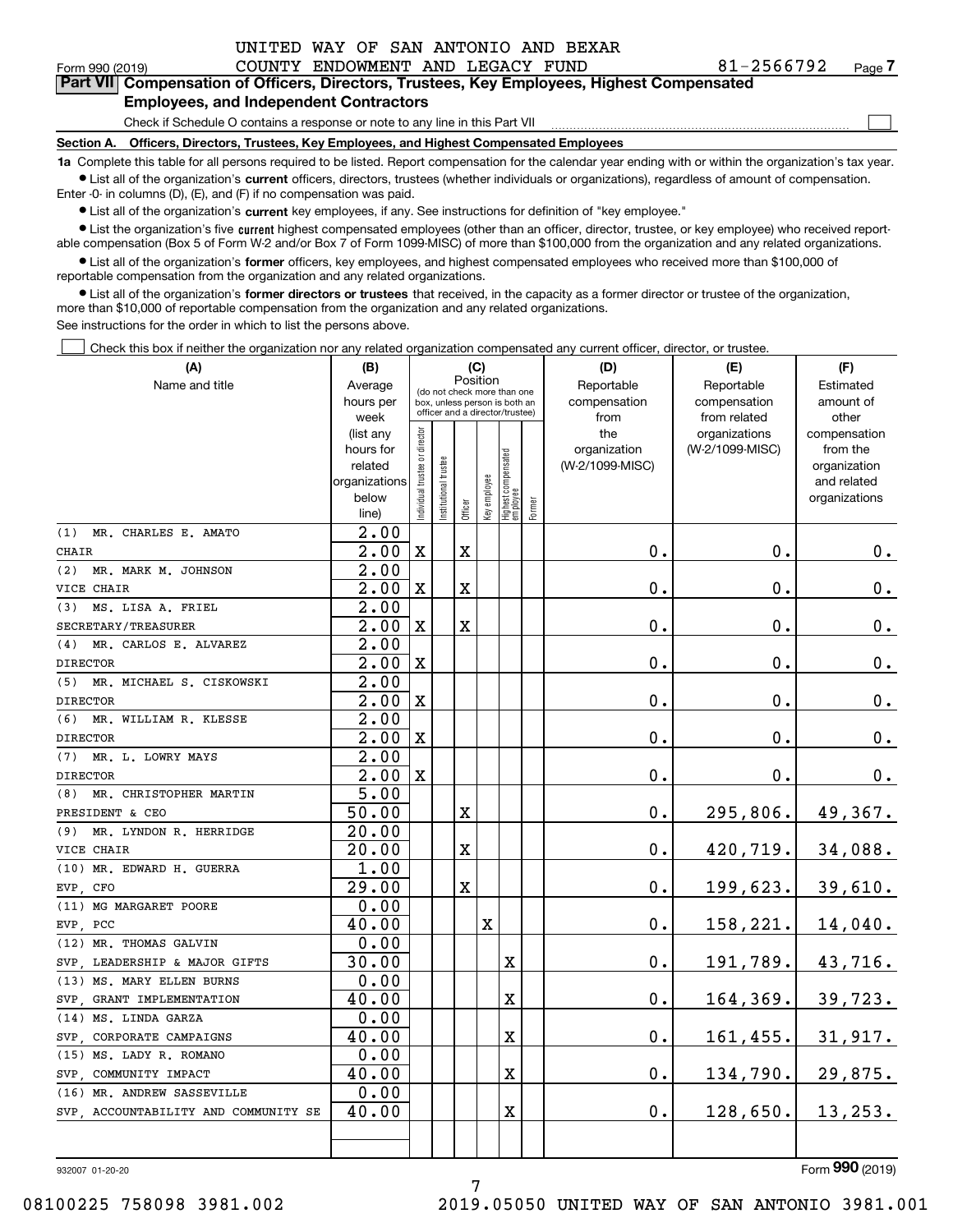UNITED WAY OF SAN ANTONIO AND BEXAR COUNTY ENDOWMENT AND LEGACY FUND 81-2566792

Form 990 (2019) Page 7

## Part VII Compensation of Officers, Directors, Trustees, Key Employees, Highest Compensated Employees, and Independent Contractors

Check if Schedule O contains a response or note to any line in this Part VII

### Section A. Officers, Directors, Trustees, Key Employees, and Highest Compensated Employees

**1a** Complete this table for all persons required to be listed. Report compensation for the calendar year ending with or within the organization's tax year.

- List all of the organization's **current** officers, directors, trustees (whether individuals or organizations), regardless of amount of compensation. Enter -0- in columns (D), (E), and (F) if no compensation was paid.
- List all of the organization's **current** key employees, if any. See instructions for definition of "key employee."
- List the organization's five **current** highest compensated employees (other than an officer, director, trustee, or key employee) who received reportable compensation (Box 5 of Form W-2 and/or Box 7 of Form 1099-MISC) of more than $100,000 from the organization and any related organizations.
- List all of the organization's **former** officers, key employees, and highest compensated employees who received more than $100,000 of reportable compensation from the organization and any related organizations.
- List all of the organization's **former directors or trustees** that received, in the capacity as a former director or trustee of the organization, more than $10,000 of reportable compensation from the organization and any related organizations.

See instructions for the order in which to list the persons above.

Check this box if neither the organization nor any related organization compensated any current officer, director, or trustee.

| (A) Name and title | (B) Average hours per week (list any hours for related organizations below line) | (C) Position: Individual trustee or director | Institutional trustee | Officer | Key employee | Highest compensated employee | Former | (D) Reportable compensation from the organization (W-2/1099-MISC) | (E) Reportable compensation from related organizations (W-2/1099-MISC) | (F) Estimated amount of other compensation from the organization and related organizations |
|---|---|---|---|---|---|---|---|---|---|---|
| (1) MR. CHARLES E. AMATO<br>CHAIR | 2.00<br>2.00 | X | | X | | | | 0. | 0. | 0. |
| (2) MR. MARK M. JOHNSON<br>VICE CHAIR | 2.00<br>2.00 | X | | X | | | | 0. | 0. | 0. |
| (3) MS. LISA A. FRIEL<br>SECRETARY/TREASURER | 2.00<br>2.00 | X | | X | | | | 0. | 0. | 0. |
| (4) MR. CARLOS E. ALVAREZ<br>DIRECTOR | 2.00<br>2.00 | X | | | | | | 0. | 0. | 0. |
| (5) MR. MICHAEL S. CISKOWSKI<br>DIRECTOR | 2.00<br>2.00 | X | | | | | | 0. | 0. | 0. |
| (6) MR. WILLIAM R. KLESSE<br>DIRECTOR | 2.00<br>2.00 | X | | | | | | 0. | 0. | 0. |
| (7) MR. L. LOWRY MAYS<br>DIRECTOR | 2.00<br>2.00 | X | | | | | | 0. | 0. | 0. |
| (8) MR. CHRISTOPHER MARTIN<br>PRESIDENT & CEO | 5.00<br>50.00 | | | X | | | | 0. | 295,806. | 49,367. |
| (9) MR. LYNDON R. HERRIDGE<br>VICE CHAIR | 20.00<br>20.00 | | | X | | | | 0. | 420,719. | 34,088. |
| (10) MR. EDWARD H. GUERRA<br>EVP, CFO | 1.00<br>29.00 | | | X | | | | 0. | 199,623. | 39,610. |
| (11) MG MARGARET POORE<br>EVP, PCC | 0.00<br>40.00 | | | | X | | | 0. | 158,221. | 14,040. |
| (12) MR. THOMAS GALVIN<br>SVP, LEADERSHIP & MAJOR GIFTS | 0.00<br>30.00 | | | | | X | | 0. | 191,789. | 43,716. |
| (13) MS. MARY ELLEN BURNS<br>SVP, GRANT IMPLEMENTATION | 0.00<br>40.00 | | | | | X | | 0. | 164,369. | 39,723. |
| (14) MS. LINDA GARZA<br>SVP, CORPORATE CAMPAIGNS | 0.00<br>40.00 | | | | | X | | 0. | 161,455. | 31,917. |
| (15) MS. LADY R. ROMANO<br>SVP, COMMUNITY IMPACT | 0.00<br>40.00 | | | | | X | | 0. | 134,790. | 29,875. |
| (16) MR. ANDREW SASSEVILLE<br>SVP, ACCOUNTABILITY AND COMMUNITY SE | 0.00<br>40.00 | | | | | X | | 0. | 128,650. | 13,253. |

932007 01-20-20 Form 990 (2019)

08100225 758098 3981.002 2019.05050 UNITED WAY OF SAN ANTONIO 3981.001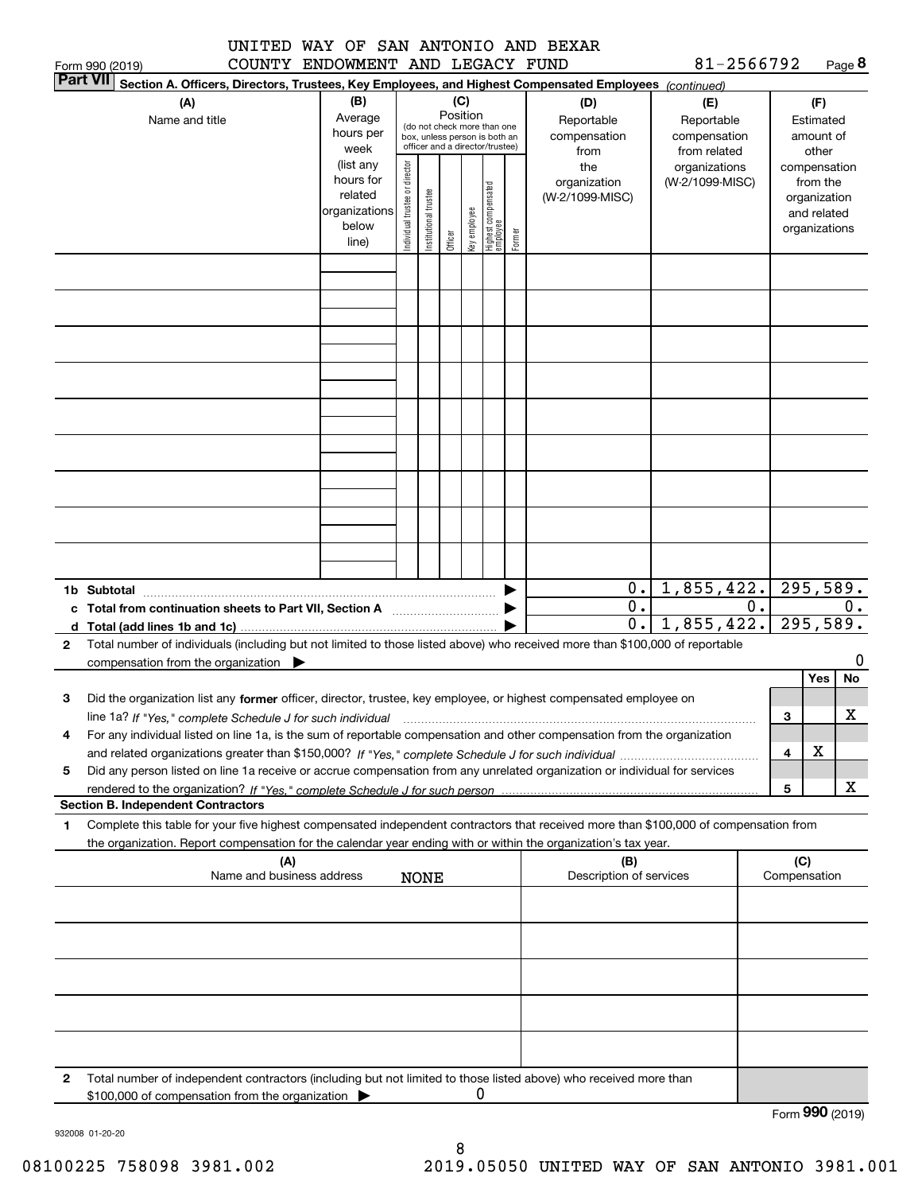UNITED WAY OF SAN ANTONIO AND BEXAR COUNTY ENDOWMENT AND LEGACY FUND 81-2566792

Form 990 (2019)

**Part VII Section A. Officers, Directors, Trustees, Key Employees, and Highest Compensated Employees** *(continued)*

| (A) Name and title | (B) Average hours per week (list any hours for related organizations below line) | (C) Position: Individual trustee or director | Institutional trustee | Officer | Key employee | Highest compensated employee | Former | (D) Reportable compensation from the organization (W-2/1099-MISC) | (E) Reportable compensation from related organizations (W-2/1099-MISC) | (F) Estimated amount of other compensation from the organization and related organizations |
|---|---|---|---|---|---|---|---|---|---|---|
| | | | | | | | | | | |
| | | | | | | | | | | |
| | | | | | | | | | | |
| | | | | | | | | | | |
| | | | | | | | | | | |
| | | | | | | | | | | |
| | | | | | | | | | | |
| | | | | | | | | | | |
| | | | | | | | | | | |
| **1b Subtotal** | | | | | | | | 0. | 1,855,422. | 295,589. |
| **c Total from continuation sheets to Part VII, Section A** | | | | | | | | 0. | 0. | 0. |
| **d Total (add lines 1b and 1c)** | | | | | | | | 0. | 1,855,422. | 295,589. |

**2** Total number of individuals (including but not limited to those listed above) who received more than $100,000 of reportable compensation from the organization ▶ 0

| | | Yes | No |
|---|---|---|---|
| **3** Did the organization list any **former** officer, director, trustee, key employee, or highest compensated employee on line 1a? *If "Yes," complete Schedule J for such individual* | 3 | | X |
| **4** For any individual listed on line 1a, is the sum of reportable compensation and other compensation from the organization and related organizations greater than $150,000? *If "Yes," complete Schedule J for such individual* | 4 | X | |
| **5** Did any person listed on line 1a receive or accrue compensation from any unrelated organization or individual for services rendered to the organization? *If "Yes," complete Schedule J for such person* | 5 | | X |

**Section B. Independent Contractors**

**1** Complete this table for your five highest compensated independent contractors that received more than $100,000 of compensation from the organization. Report compensation for the calendar year ending with or within the organization's tax year.

| (A) Name and business address | (B) Description of services | (C) Compensation |
|---|---|---|
| NONE | | |
| | | |
| | | |
| | | |
| | | |

**2** Total number of independent contractors (including but not limited to those listed above) who received more than $100,000 of compensation from the organization ▶ 0

Form **990** (2019)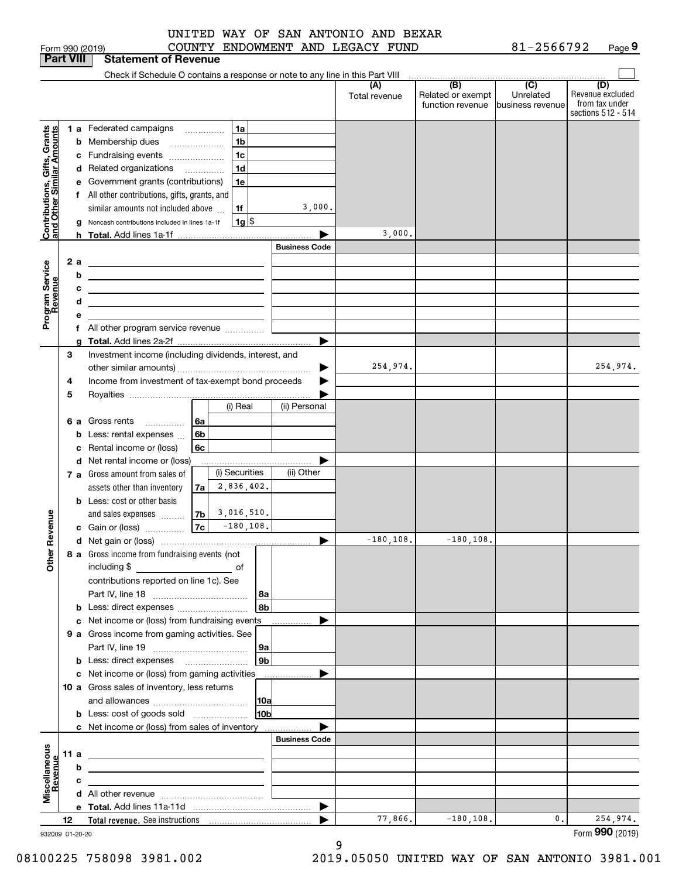UNITED WAY OF SAN ANTONIO AND BEXAR COUNTY ENDOWMENT AND LEGACY FUND    81-2566792

Form 990 (2019) Page 9

**Part VIII Statement of Revenue**

Check if Schedule O contains a response or note to any line in this Part VIII

| | | | | (A) Total revenue | (B) Related or exempt function revenue | (C) Unrelated business revenue | (D) Revenue excluded from tax under sections 512 - 514 |
|---|---|---|---|---|---|---|---|
| **Contributions, Gifts, Grants and Other Similar Amounts** | 1 a Federated campaigns | 1a | | | | | |
| | b Membership dues | 1b | | | | | |
| | c Fundraising events | 1c | | | | | |
| | d Related organizations | 1d | | | | | |
| | e Government grants (contributions) | 1e | | | | | |
| | f All other contributions, gifts, grants, and similar amounts not included above | 1f | 3,000. | | | | |
| | g Noncash contributions included in lines 1a-1f | 1g | $ | | | | |
| | h Total. Add lines 1a-1f | | | 3,000. | | | |
| **Program Service Revenue** | | | Business Code | | | | |
| | 2 a | | | | | | |
| | b | | | | | | |
| | c | | | | | | |
| | d | | | | | | |
| | e | | | | | | |
| | f All other program service revenue | | | | | | |
| | g Total. Add lines 2a-2f | | | | | | |
| **Other Revenue** | 3 Investment income (including dividends, interest, and other similar amounts) | | | 254,974. | | | 254,974. |
| | 4 Income from investment of tax-exempt bond proceeds | | | | | | |
| | 5 Royalties | | | | | | |
| | | | (i) Real / (ii) Personal | | | | |
| | 6 a Gross rents | 6a | | | | | |
| | b Less: rental expenses | 6b | | | | | |
| | c Rental income or (loss) | 6c | | | | | |
| | d Net rental income or (loss) | | | | | | |
| | | | (i) Securities / (ii) Other | | | | |
| | 7 a Gross amount from sales of assets other than inventory | 7a | 2,836,402. | | | | |
| | b Less: cost or other basis and sales expenses | 7b | 3,016,510. | | | | |
| | c Gain or (loss) | 7c | -180,108. | | | | |
| | d Net gain or (loss) | | | -180,108. | -180,108. | | |
| | 8 a Gross income from fundraising events (not including $ ___ of contributions reported on line 1c). See Part IV, line 18 | 8a | | | | | |
| | b Less: direct expenses | 8b | | | | | |
| | c Net income or (loss) from fundraising events | | | | | | |
| | 9 a Gross income from gaming activities. See Part IV, line 19 | 9a | | | | | |
| | b Less: direct expenses | 9b | | | | | |
| | c Net income or (loss) from gaming activities | | | | | | |
| | 10 a Gross sales of inventory, less returns and allowances | 10a | | | | | |
| | b Less: cost of goods sold | 10b | | | | | |
| | c Net income or (loss) from sales of inventory | | | | | | |
| **Miscellaneous Revenue** | | | Business Code | | | | |
| | 11 a | | | | | | |
| | b | | | | | | |
| | c | | | | | | |
| | d All other revenue | | | | | | |
| | e Total. Add lines 11a-11d | | | | | | |
| | 12 **Total revenue.** See instructions | | | 77,866. | -180,108. | 0. | 254,974. |

932009 01-20-20

Form **990** (2019)

08100225 758098 3981.002    2019.05050 UNITED WAY OF SAN ANTONIO 3981.001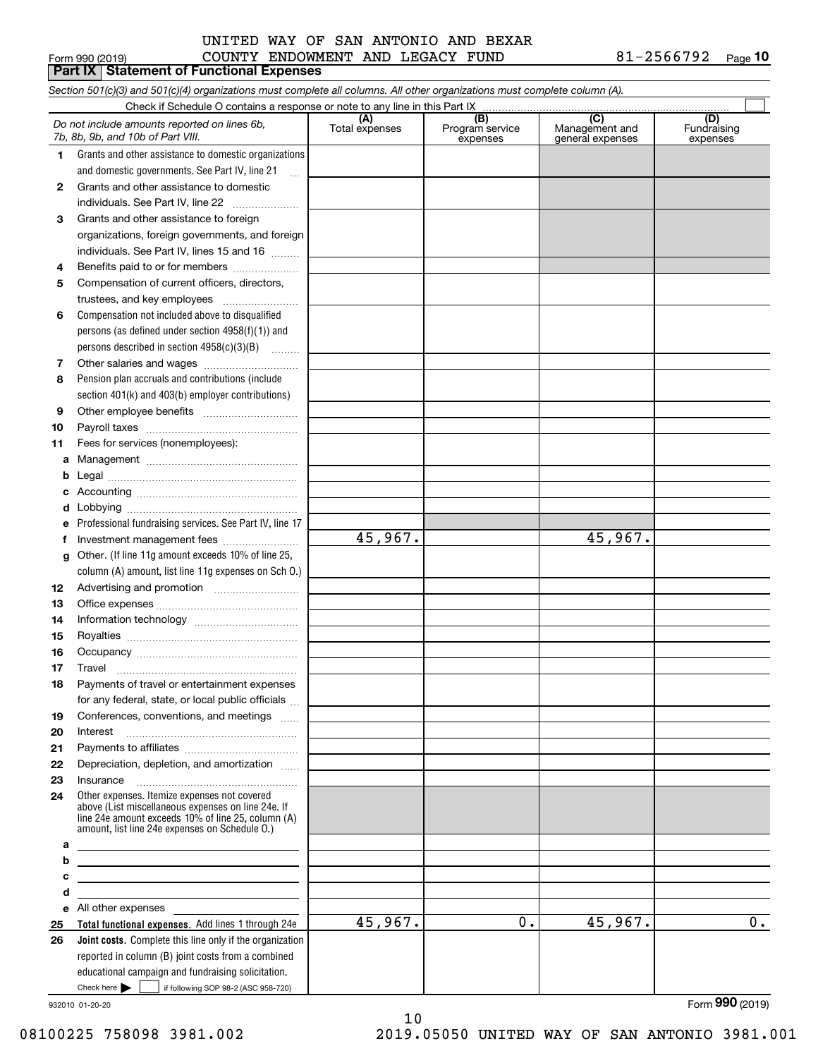Form 990 (2019) UNITED WAY OF SAN ANTONIO AND BEXAR COUNTY ENDOWMENT AND LEGACY FUND 81-2566792 Page **10**

## Part IX Statement of Functional Expenses

*Section 501(c)(3) and 501(c)(4) organizations must complete all columns. All other organizations must complete column (A).*

Check if Schedule O contains a response or note to any line in this Part IX

| *Do not include amounts reported on lines 6b, 7b, 8b, 9b, and 10b of Part VIII.* | (A) Total expenses | (B) Program service expenses | (C) Management and general expenses | (D) Fundraising expenses |
|---|---|---|---|---|
| **1** Grants and other assistance to domestic organizations and domestic governments. See Part IV, line 21 | | | | |
| **2** Grants and other assistance to domestic individuals. See Part IV, line 22 | | | | |
| **3** Grants and other assistance to foreign organizations, foreign governments, and foreign individuals. See Part IV, lines 15 and 16 | | | | |
| **4** Benefits paid to or for members | | | | |
| **5** Compensation of current officers, directors, trustees, and key employees | | | | |
| **6** Compensation not included above to disqualified persons (as defined under section 4958(f)(1)) and persons described in section 4958(c)(3)(B) | | | | |
| **7** Other salaries and wages | | | | |
| **8** Pension plan accruals and contributions (include section 401(k) and 403(b) employer contributions) | | | | |
| **9** Other employee benefits | | | | |
| **10** Payroll taxes | | | | |
| **11** Fees for services (nonemployees): | | | | |
| **a** Management | | | | |
| **b** Legal | | | | |
| **c** Accounting | | | | |
| **d** Lobbying | | | | |
| **e** Professional fundraising services. See Part IV, line 17 | | | | |
| **f** Investment management fees | 45,967. | | 45,967. | |
| **g** Other. (If line 11g amount exceeds 10% of line 25, column (A) amount, list line 11g expenses on Sch O.) | | | | |
| **12** Advertising and promotion | | | | |
| **13** Office expenses | | | | |
| **14** Information technology | | | | |
| **15** Royalties | | | | |
| **16** Occupancy | | | | |
| **17** Travel | | | | |
| **18** Payments of travel or entertainment expenses for any federal, state, or local public officials | | | | |
| **19** Conferences, conventions, and meetings | | | | |
| **20** Interest | | | | |
| **21** Payments to affiliates | | | | |
| **22** Depreciation, depletion, and amortization | | | | |
| **23** Insurance | | | | |
| **24** Other expenses. Itemize expenses not covered above (List miscellaneous expenses on line 24e. If line 24e amount exceeds 10% of line 25, column (A) amount, list line 24e expenses on Schedule O.) | | | | |
| **a** | | | | |
| **b** | | | | |
| **c** | | | | |
| **d** | | | | |
| **e** All other expenses | | | | |
| **25 Total functional expenses.** Add lines 1 through 24e | 45,967. | 0. | 45,967. | 0. |
| **26 Joint costs.** Complete this line only if the organization reported in column (B) joint costs from a combined educational campaign and fundraising solicitation. Check here ☐ if following SOP 98-2 (ASC 958-720) | | | | |

932010 01-20-20

Form **990** (2019)

08100225 758098 3981.002 2019.05050 UNITED WAY OF SAN ANTONIO 3981.001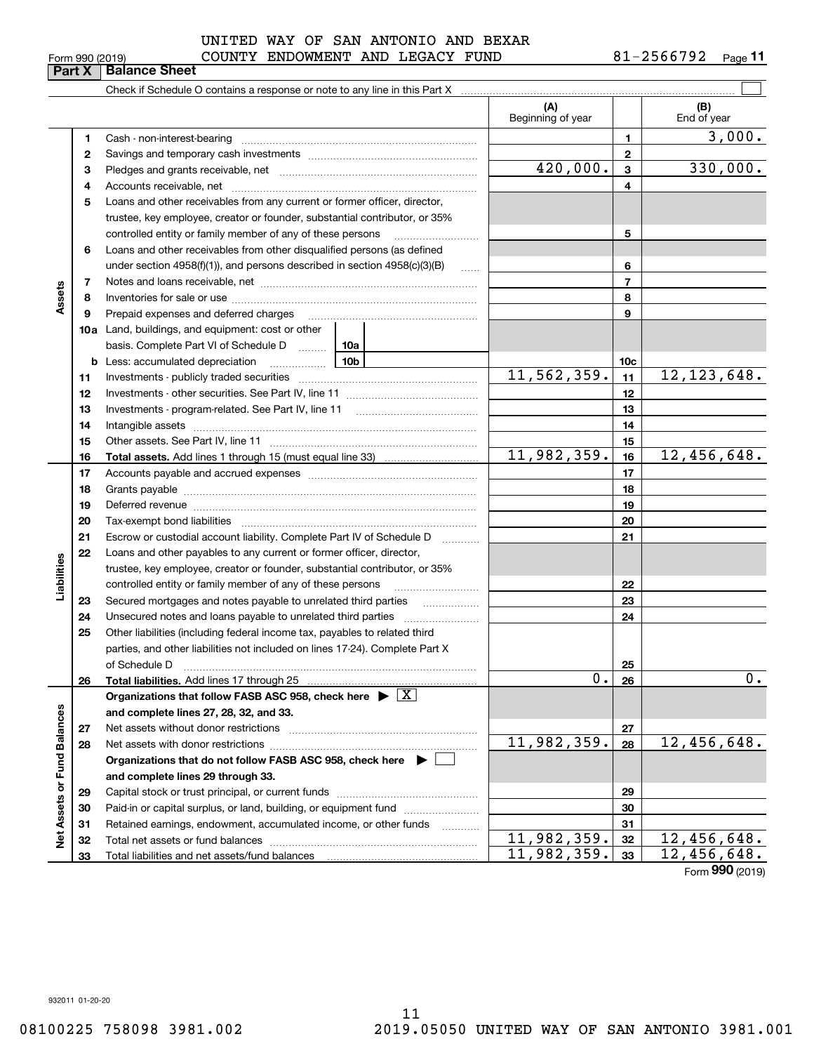UNITED WAY OF SAN ANTONIO AND BEXAR COUNTY ENDOWMENT AND LEGACY FUND

Form 990 (2019) 81-2566792 Page 11

## Part X Balance Sheet

Check if Schedule O contains a response or note to any line in this Part X ☐

| | | | (A) Beginning of year | | (B) End of year |
|---|---|---|---|---|---|
| Assets | 1 | Cash - non-interest-bearing | | 1 | 3,000. |
| | 2 | Savings and temporary cash investments | | 2 | |
| | 3 | Pledges and grants receivable, net | 420,000. | 3 | 330,000. |
| | 4 | Accounts receivable, net | | 4 | |
| | 5 | Loans and other receivables from any current or former officer, director, trustee, key employee, creator or founder, substantial contributor, or 35% controlled entity or family member of any of these persons | | 5 | |
| | 6 | Loans and other receivables from other disqualified persons (as defined under section 4958(f)(1)), and persons described in section 4958(c)(3)(B) | | 6 | |
| | 7 | Notes and loans receivable, net | | 7 | |
| | 8 | Inventories for sale or use | | 8 | |
| | 9 | Prepaid expenses and deferred charges | | 9 | |
| | 10a | Land, buildings, and equipment: cost or other basis. Complete Part VI of Schedule D 10a | | | |
| | b | Less: accumulated depreciation 10b | | 10c | |
| | 11 | Investments - publicly traded securities | 11,562,359. | 11 | 12,123,648. |
| | 12 | Investments - other securities. See Part IV, line 11 | | 12 | |
| | 13 | Investments - program-related. See Part IV, line 11 | | 13 | |
| | 14 | Intangible assets | | 14 | |
| | 15 | Other assets. See Part IV, line 11 | | 15 | |
| | 16 | **Total assets.** Add lines 1 through 15 (must equal line 33) | 11,982,359. | 16 | 12,456,648. |
| Liabilities | 17 | Accounts payable and accrued expenses | | 17 | |
| | 18 | Grants payable | | 18 | |
| | 19 | Deferred revenue | | 19 | |
| | 20 | Tax-exempt bond liabilities | | 20 | |
| | 21 | Escrow or custodial account liability. Complete Part IV of Schedule D | | 21 | |
| | 22 | Loans and other payables to any current or former officer, director, trustee, key employee, creator or founder, substantial contributor, or 35% controlled entity or family member of any of these persons | | 22 | |
| | 23 | Secured mortgages and notes payable to unrelated third parties | | 23 | |
| | 24 | Unsecured notes and loans payable to unrelated third parties | | 24 | |
| | 25 | Other liabilities (including federal income tax, payables to related third parties, and other liabilities not included on lines 17-24). Complete Part X of Schedule D | | 25 | |
| | 26 | **Total liabilities.** Add lines 17 through 25 | 0. | 26 | 0. |
| Net Assets or Fund Balances | | **Organizations that follow FASB ASC 958, check here ▶ ☒ and complete lines 27, 28, 32, and 33.** | | | |
| | 27 | Net assets without donor restrictions | | 27 | |
| | 28 | Net assets with donor restrictions | 11,982,359. | 28 | 12,456,648. |
| | | **Organizations that do not follow FASB ASC 958, check here ▶ ☐ and complete lines 29 through 33.** | | | |
| | 29 | Capital stock or trust principal, or current funds | | 29 | |
| | 30 | Paid-in or capital surplus, or land, building, or equipment fund | | 30 | |
| | 31 | Retained earnings, endowment, accumulated income, or other funds | | 31 | |
| | 32 | Total net assets or fund balances | 11,982,359. | 32 | 12,456,648. |
| | 33 | Total liabilities and net assets/fund balances | 11,982,359. | 33 | 12,456,648. |

Form 990 (2019)

932011 01-20-20

08100225 758098 3981.002 2019.05050 UNITED WAY OF SAN ANTONIO 3981.001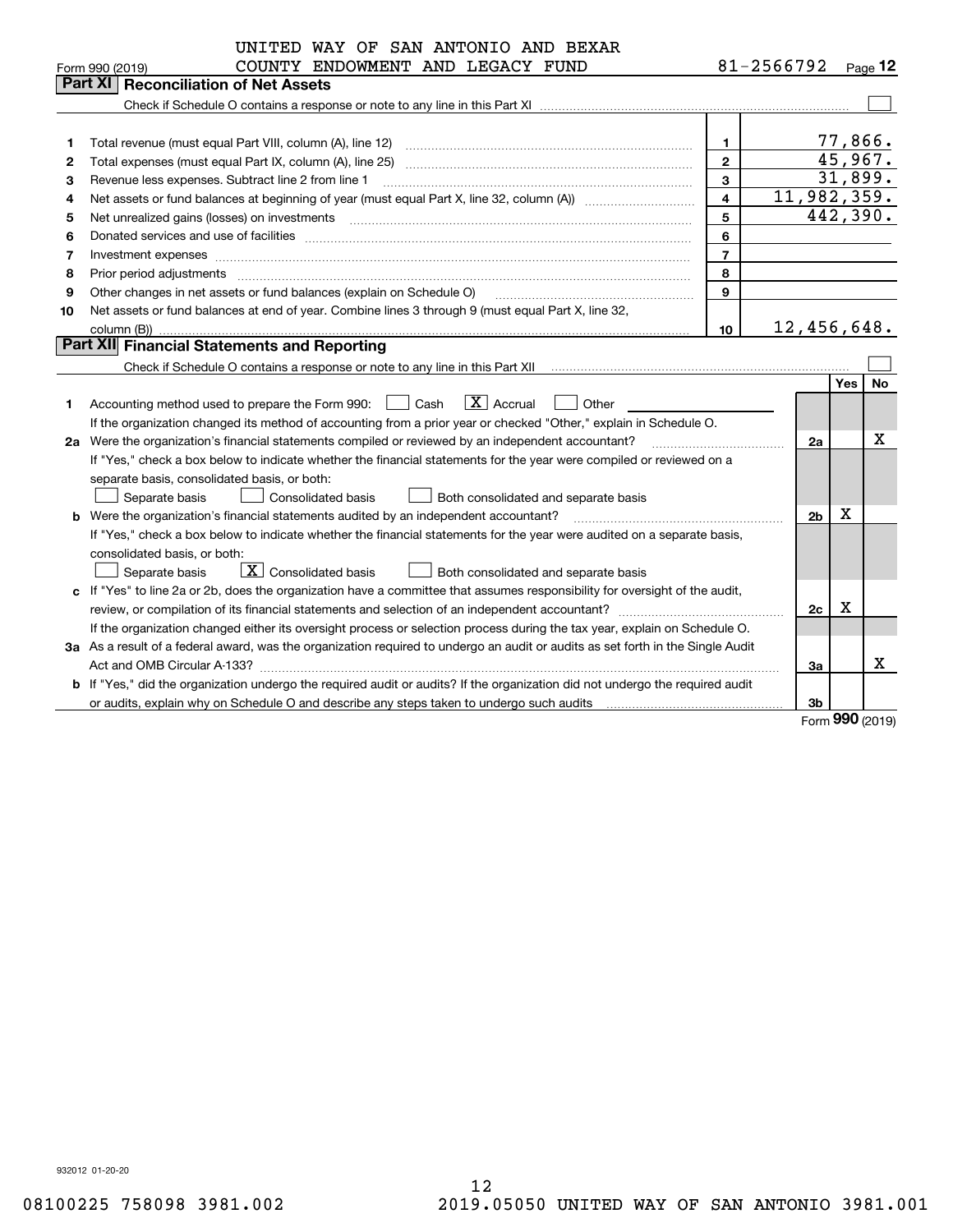UNITED WAY OF SAN ANTONIO AND BEXAR COUNTY ENDOWMENT AND LEGACY FUND 81-2566792

Form 990 (2019) Page 12

## Part XI Reconciliation of Net Assets

Check if Schedule O contains a response or note to any line in this Part XI [ ]

| | | | |
|---|---|---|---|
| 1 | Total revenue (must equal Part VIII, column (A), line 12) | 1 | 77,866. |
| 2 | Total expenses (must equal Part IX, column (A), line 25) | 2 | 45,967. |
| 3 | Revenue less expenses. Subtract line 2 from line 1 | 3 | 31,899. |
| 4 | Net assets or fund balances at beginning of year (must equal Part X, line 32, column (A)) | 4 | 11,982,359. |
| 5 | Net unrealized gains (losses) on investments | 5 | 442,390. |
| 6 | Donated services and use of facilities | 6 | |
| 7 | Investment expenses | 7 | |
| 8 | Prior period adjustments | 8 | |
| 9 | Other changes in net assets or fund balances (explain on Schedule O) | 9 | |
| 10 | Net assets or fund balances at end of year. Combine lines 3 through 9 (must equal Part X, line 32, column (B)) | 10 | 12,456,648. |

## Part XII Financial Statements and Reporting

Check if Schedule O contains a response or note to any line in this Part XII [ ]

| | | | Yes | No |
|---|---|---|---|---|
| 1 | Accounting method used to prepare the Form 990: [ ] Cash [X] Accrual [ ] Other | | | |
| | If the organization changed its method of accounting from a prior year or checked "Other," explain in Schedule O. | | | |
| 2a | Were the organization's financial statements compiled or reviewed by an independent accountant? | 2a | | X |
| | If "Yes," check a box below to indicate whether the financial statements for the year were compiled or reviewed on a separate basis, consolidated basis, or both:<br>[ ] Separate basis [ ] Consolidated basis [ ] Both consolidated and separate basis | | | |
| b | Were the organization's financial statements audited by an independent accountant? | 2b | X | |
| | If "Yes," check a box below to indicate whether the financial statements for the year were audited on a separate basis, consolidated basis, or both:<br>[ ] Separate basis [X] Consolidated basis [ ] Both consolidated and separate basis | | | |
| c | If "Yes" to line 2a or 2b, does the organization have a committee that assumes responsibility for oversight of the audit, review, or compilation of its financial statements and selection of an independent accountant? | 2c | X | |
| | If the organization changed either its oversight process or selection process during the tax year, explain on Schedule O. | | | |
| 3a | As a result of a federal award, was the organization required to undergo an audit or audits as set forth in the Single Audit Act and OMB Circular A-133? | 3a | | X |
| b | If "Yes," did the organization undergo the required audit or audits? If the organization did not undergo the required audit or audits, explain why on Schedule O and describe any steps taken to undergo such audits | 3b | | |

Form 990 (2019)

932012 01-20-20

08100225 758098 3981.002 2019.05050 UNITED WAY OF SAN ANTONIO 3981.001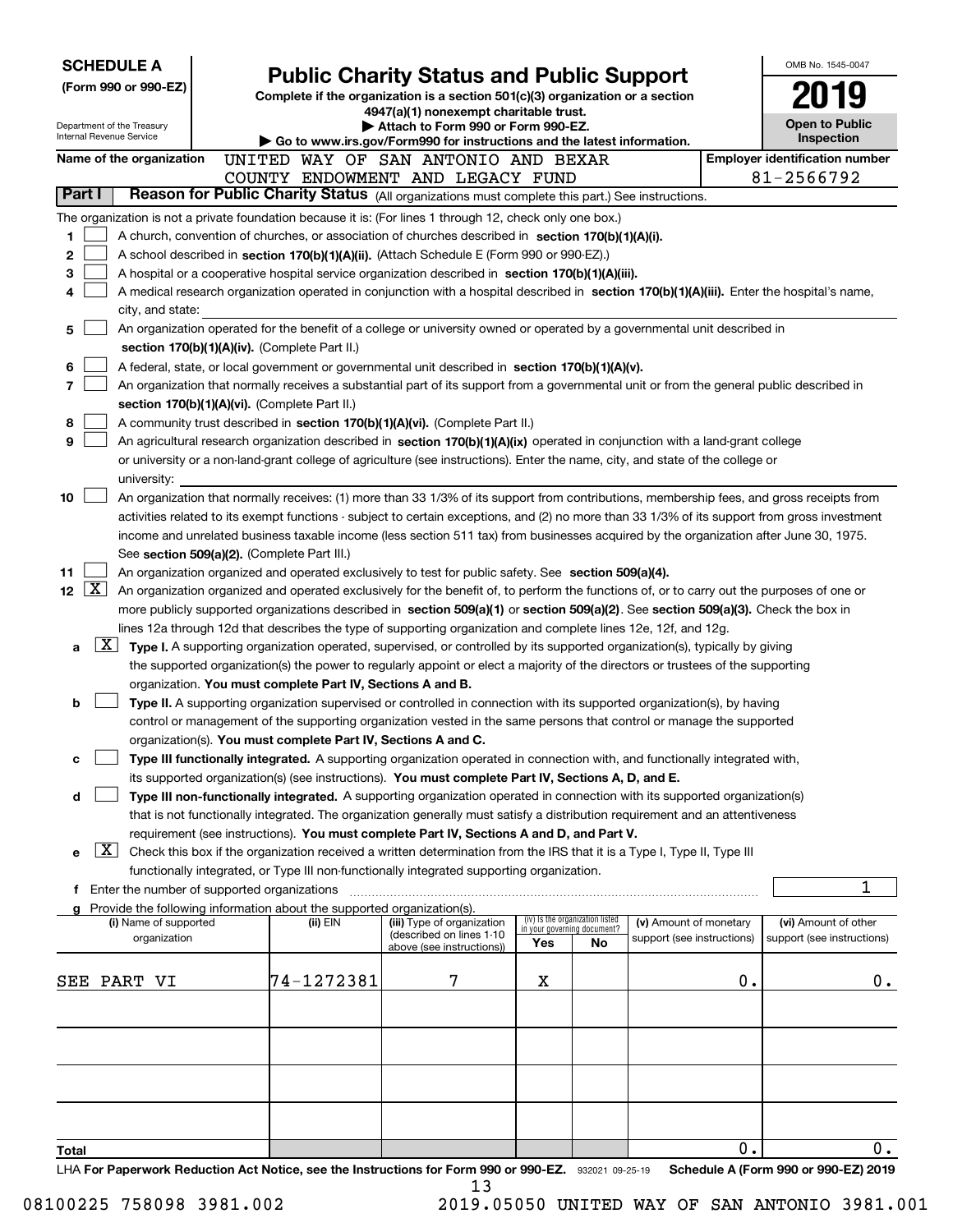**SCHEDULE A**
**(Form 990 or 990-EZ)**

Department of the Treasury
Internal Revenue Service

# Public Charity Status and Public Support

**Complete if the organization is a section 501(c)(3) organization or a section 4947(a)(1) nonexempt charitable trust.**
**▶ Attach to Form 990 or Form 990-EZ.**
**▶ Go to www.irs.gov/Form990 for instructions and the latest information.**

OMB No. 1545-0047
**2019**
**Open to Public Inspection**

**Name of the organization** UNITED WAY OF SAN ANTONIO AND BEXAR COUNTY ENDOWMENT AND LEGACY FUND

**Employer identification number** 81-2566792

**Part I** **Reason for Public Charity Status** (All organizations must complete this part.) See instructions.

The organization is not a private foundation because it is: (For lines 1 through 12, check only one box.)

1 [ ] A church, convention of churches, or association of churches described in **section 170(b)(1)(A)(i).**

2 [ ] A school described in **section 170(b)(1)(A)(ii).** (Attach Schedule E (Form 990 or 990-EZ).)

3 [ ] A hospital or a cooperative hospital service organization described in **section 170(b)(1)(A)(iii).**

4 [ ] A medical research organization operated in conjunction with a hospital described in **section 170(b)(1)(A)(iii).** Enter the hospital's name, city, and state:

5 [ ] An organization operated for the benefit of a college or university owned or operated by a governmental unit described in **section 170(b)(1)(A)(iv).** (Complete Part II.)

6 [ ] A federal, state, or local government or governmental unit described in **section 170(b)(1)(A)(v).**

7 [ ] An organization that normally receives a substantial part of its support from a governmental unit or from the general public described in **section 170(b)(1)(A)(vi).** (Complete Part II.)

8 [ ] A community trust described in **section 170(b)(1)(A)(vi).** (Complete Part II.)

9 [ ] An agricultural research organization described in **section 170(b)(1)(A)(ix)** operated in conjunction with a land-grant college or university or a non-land-grant college of agriculture (see instructions). Enter the name, city, and state of the college or university:

10 [ ] An organization that normally receives: (1) more than 33 1/3% of its support from contributions, membership fees, and gross receipts from activities related to its exempt functions - subject to certain exceptions, and (2) no more than 33 1/3% of its support from gross investment income and unrelated business taxable income (less section 511 tax) from businesses acquired by the organization after June 30, 1975. See **section 509(a)(2).** (Complete Part III.)

11 [ ] An organization organized and operated exclusively to test for public safety. See **section 509(a)(4).**

12 [X] An organization organized and operated exclusively for the benefit of, to perform the functions of, or to carry out the purposes of one or more publicly supported organizations described in **section 509(a)(1)** or **section 509(a)(2)**. See **section 509(a)(3).** Check the box in lines 12a through 12d that describes the type of supporting organization and complete lines 12e, 12f, and 12g.

a [X] **Type I.** A supporting organization operated, supervised, or controlled by its supported organization(s), typically by giving the supported organization(s) the power to regularly appoint or elect a majority of the directors or trustees of the supporting organization. **You must complete Part IV, Sections A and B.**

b [ ] **Type II.** A supporting organization supervised or controlled in connection with its supported organization(s), by having control or management of the supporting organization vested in the same persons that control or manage the supported organization(s). **You must complete Part IV, Sections A and C.**

c [ ] **Type III functionally integrated.** A supporting organization operated in connection with, and functionally integrated with, its supported organization(s) (see instructions). **You must complete Part IV, Sections A, D, and E.**

d [ ] **Type III non-functionally integrated.** A supporting organization operated in connection with its supported organization(s) that is not functionally integrated. The organization generally must satisfy a distribution requirement and an attentiveness requirement (see instructions). **You must complete Part IV, Sections A and D, and Part V.**

e [X] Check this box if the organization received a written determination from the IRS that it is a Type I, Type II, Type III functionally integrated, or Type III non-functionally integrated supporting organization.

f Enter the number of supported organizations .......... 1

g Provide the following information about the supported organization(s).

| (i) Name of supported organization | (ii) EIN | (iii) Type of organization (described on lines 1-10 above (see instructions)) | (iv) Is the organization listed in your governing document? Yes | No | (v) Amount of monetary support (see instructions) | (vi) Amount of other support (see instructions) |
|---|---|---|---|---|---|---|
| SEE PART VI | 74-1272381 | 7 | X | | 0. | 0. |
| | | | | | | |
| | | | | | | |
| | | | | | | |
| | | | | | | |
| **Total** | | | | | 0. | 0. |

LHA **For Paperwork Reduction Act Notice, see the Instructions for Form 990 or 990-EZ.** 932021 09-25-19 **Schedule A (Form 990 or 990-EZ) 2019**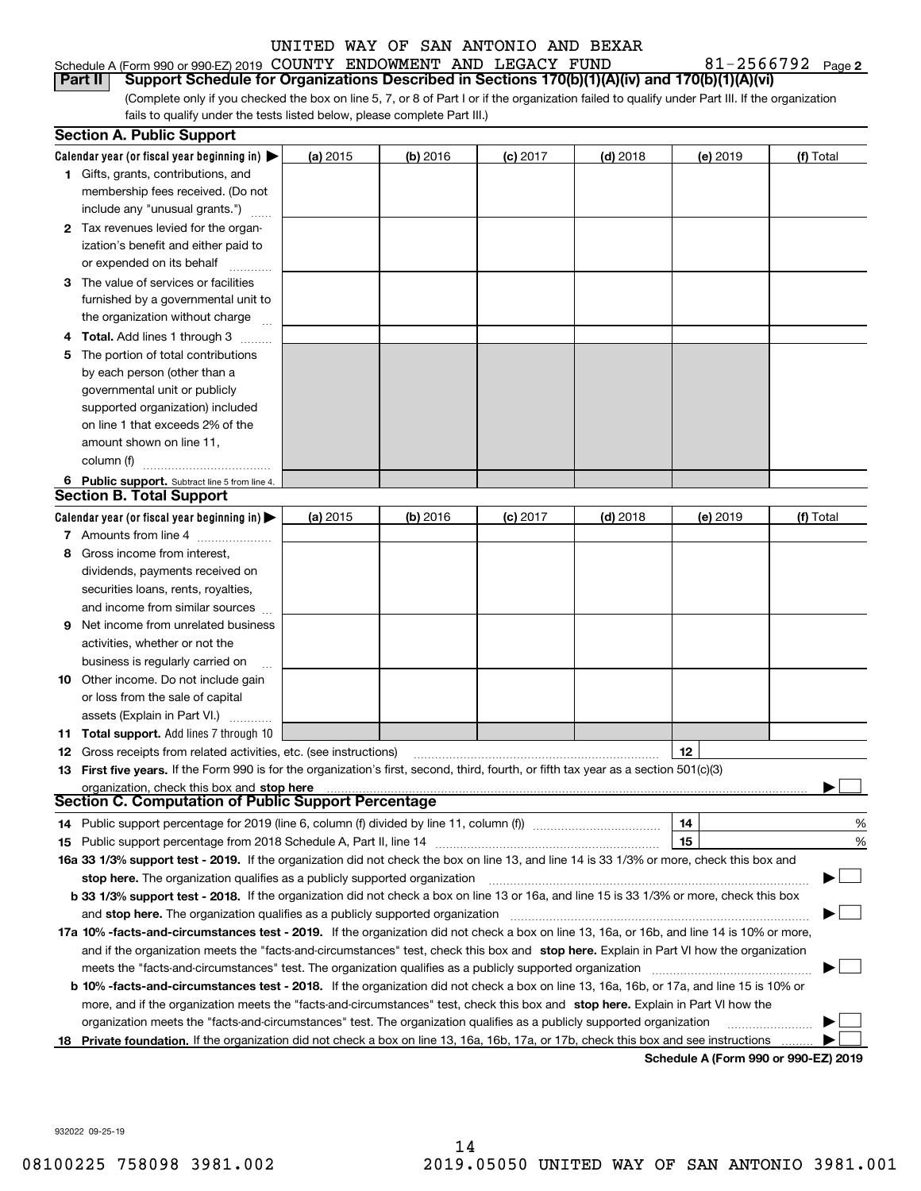Schedule A (Form 990 or 990-EZ) 2019 UNITED WAY OF SAN ANTONIO AND BEXAR COUNTY ENDOWMENT AND LEGACY FUND 81-2566792 Page 2

**Part II Support Schedule for Organizations Described in Sections 170(b)(1)(A)(iv) and 170(b)(1)(A)(vi)**

(Complete only if you checked the box on line 5, 7, or 8 of Part I or if the organization failed to qualify under Part III. If the organization fails to qualify under the tests listed below, please complete Part III.)

**Section A. Public Support**

| Calendar year (or fiscal year beginning in) ▶ | (a) 2015 | (b) 2016 | (c) 2017 | (d) 2018 | (e) 2019 | (f) Total |
|---|---|---|---|---|---|---|
| 1 Gifts, grants, contributions, and membership fees received. (Do not include any "unusual grants.") | | | | | | |
| 2 Tax revenues levied for the organization's benefit and either paid to or expended on its behalf | | | | | | |
| 3 The value of services or facilities furnished by a governmental unit to the organization without charge | | | | | | |
| 4 **Total.** Add lines 1 through 3 | | | | | | |
| 5 The portion of total contributions by each person (other than a governmental unit or publicly supported organization) included on line 1 that exceeds 2% of the amount shown on line 11, column (f) | | | | | | |
| 6 **Public support.** Subtract line 5 from line 4. | | | | | | |

**Section B. Total Support**

| Calendar year (or fiscal year beginning in) ▶ | (a) 2015 | (b) 2016 | (c) 2017 | (d) 2018 | (e) 2019 | (f) Total |
|---|---|---|---|---|---|---|
| 7 Amounts from line 4 | | | | | | |
| 8 Gross income from interest, dividends, payments received on securities loans, rents, royalties, and income from similar sources | | | | | | |
| 9 Net income from unrelated business activities, whether or not the business is regularly carried on | | | | | | |
| 10 Other income. Do not include gain or loss from the sale of capital assets (Explain in Part VI.) | | | | | | |
| 11 **Total support.** Add lines 7 through 10 | | | | | | |

12 Gross receipts from related activities, etc. (see instructions) 12

13 **First five years.** If the Form 990 is for the organization's first, second, third, fourth, or fifth tax year as a section 501(c)(3) organization, check this box and **stop here** ▶ ☐

**Section C. Computation of Public Support Percentage**

14 Public support percentage for 2019 (line 6, column (f) divided by line 11, column (f)) 14 %

15 Public support percentage from 2018 Schedule A, Part II, line 14 15 %

**16a 33 1/3% support test - 2019.** If the organization did not check the box on line 13, and line 14 is 33 1/3% or more, check this box and **stop here.** The organization qualifies as a publicly supported organization ▶ ☐

**b 33 1/3% support test - 2018.** If the organization did not check a box on line 13 or 16a, and line 15 is 33 1/3% or more, check this box and **stop here.** The organization qualifies as a publicly supported organization ▶ ☐

**17a 10% -facts-and-circumstances test - 2019.** If the organization did not check a box on line 13, 16a, or 16b, and line 14 is 10% or more, and if the organization meets the "facts-and-circumstances" test, check this box and **stop here.** Explain in Part VI how the organization meets the "facts-and-circumstances" test. The organization qualifies as a publicly supported organization ▶ ☐

**b 10% -facts-and-circumstances test - 2018.** If the organization did not check a box on line 13, 16a, 16b, or 17a, and line 15 is 10% or more, and if the organization meets the "facts-and-circumstances" test, check this box and **stop here.** Explain in Part VI how the organization meets the "facts-and-circumstances" test. The organization qualifies as a publicly supported organization ▶ ☐

18 **Private foundation.** If the organization did not check a box on line 13, 16a, 16b, 17a, or 17b, check this box and see instructions ▶ ☐

**Schedule A (Form 990 or 990-EZ) 2019**

932022 09-25-19

08100225 758098 3981.002 2019.05050 UNITED WAY OF SAN ANTONIO 3981.001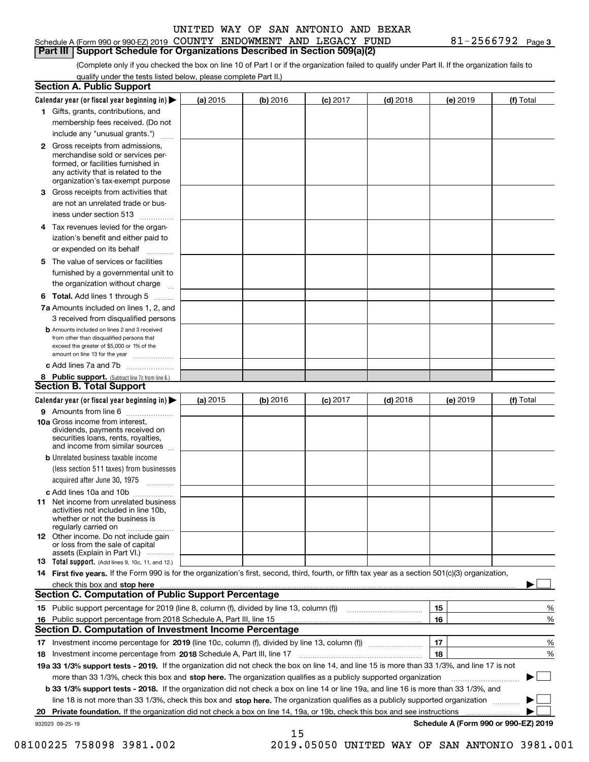UNITED WAY OF SAN ANTONIO AND BEXAR

Schedule A (Form 990 or 990-EZ) 2019 COUNTY ENDOWMENT AND LEGACY FUND 81-2566792 Page 3

## Part III Support Schedule for Organizations Described in Section 509(a)(2)

(Complete only if you checked the box on line 10 of Part I or if the organization failed to qualify under Part II. If the organization fails to qualify under the tests listed below, please complete Part II.)

### Section A. Public Support

| Calendar year (or fiscal year beginning in) ▶ | (a) 2015 | (b) 2016 | (c) 2017 | (d) 2018 | (e) 2019 | (f) Total |
|---|---|---|---|---|---|---|
| 1 Gifts, grants, contributions, and membership fees received. (Do not include any "unusual grants.") | | | | | | |
| 2 Gross receipts from admissions, merchandise sold or services performed, or facilities furnished in any activity that is related to the organization's tax-exempt purpose | | | | | | |
| 3 Gross receipts from activities that are not an unrelated trade or business under section 513 | | | | | | |
| 4 Tax revenues levied for the organization's benefit and either paid to or expended on its behalf | | | | | | |
| 5 The value of services or facilities furnished by a governmental unit to the organization without charge | | | | | | |
| 6 Total. Add lines 1 through 5 | | | | | | |
| 7a Amounts included on lines 1, 2, and 3 received from disqualified persons | | | | | | |
| b Amounts included on lines 2 and 3 received from other than disqualified persons that exceed the greater of $5,000 or 1% of the amount on line 13 for the year | | | | | | |
| c Add lines 7a and 7b | | | | | | |
| 8 Public support. (Subtract line 7c from line 6.) | | | | | | |

### Section B. Total Support

| Calendar year (or fiscal year beginning in) ▶ | (a) 2015 | (b) 2016 | (c) 2017 | (d) 2018 | (e) 2019 | (f) Total |
|---|---|---|---|---|---|---|
| 9 Amounts from line 6 | | | | | | |
| 10a Gross income from interest, dividends, payments received on securities loans, rents, royalties, and income from similar sources | | | | | | |
| b Unrelated business taxable income (less section 511 taxes) from businesses acquired after June 30, 1975 | | | | | | |
| c Add lines 10a and 10b | | | | | | |
| 11 Net income from unrelated business activities not included in line 10b, whether or not the business is regularly carried on | | | | | | |
| 12 Other income. Do not include gain or loss from the sale of capital assets (Explain in Part VI.) | | | | | | |
| 13 Total support. (Add lines 9, 10c, 11, and 12.) | | | | | | |

14 First five years. If the Form 990 is for the organization's first, second, third, fourth, or fifth tax year as a section 501(c)(3) organization, check this box and stop here ▶ ☐

### Section C. Computation of Public Support Percentage

| | | |
|---|---|---|
| 15 Public support percentage for 2019 (line 8, column (f), divided by line 13, column (f)) | 15 | % |
| 16 Public support percentage from 2018 Schedule A, Part III, line 15 | 16 | % |

### Section D. Computation of Investment Income Percentage

| | | |
|---|---|---|
| 17 Investment income percentage for 2019 (line 10c, column (f), divided by line 13, column (f)) | 17 | % |
| 18 Investment income percentage from 2018 Schedule A, Part III, line 17 | 18 | % |

19a 33 1/3% support tests - 2019. If the organization did not check the box on line 14, and line 15 is more than 33 1/3%, and line 17 is not more than 33 1/3%, check this box and stop here. The organization qualifies as a publicly supported organization ▶ ☐

b 33 1/3% support tests - 2018. If the organization did not check a box on line 14 or line 19a, and line 16 is more than 33 1/3%, and line 18 is not more than 33 1/3%, check this box and stop here. The organization qualifies as a publicly supported organization ▶ ☐

20 Private foundation. If the organization did not check a box on line 14, 19a, or 19b, check this box and see instructions ▶ ☐

932023 09-25-19 **Schedule A (Form 990 or 990-EZ) 2019**

08100225 758098 3981.002 2019.05050 UNITED WAY OF SAN ANTONIO 3981.001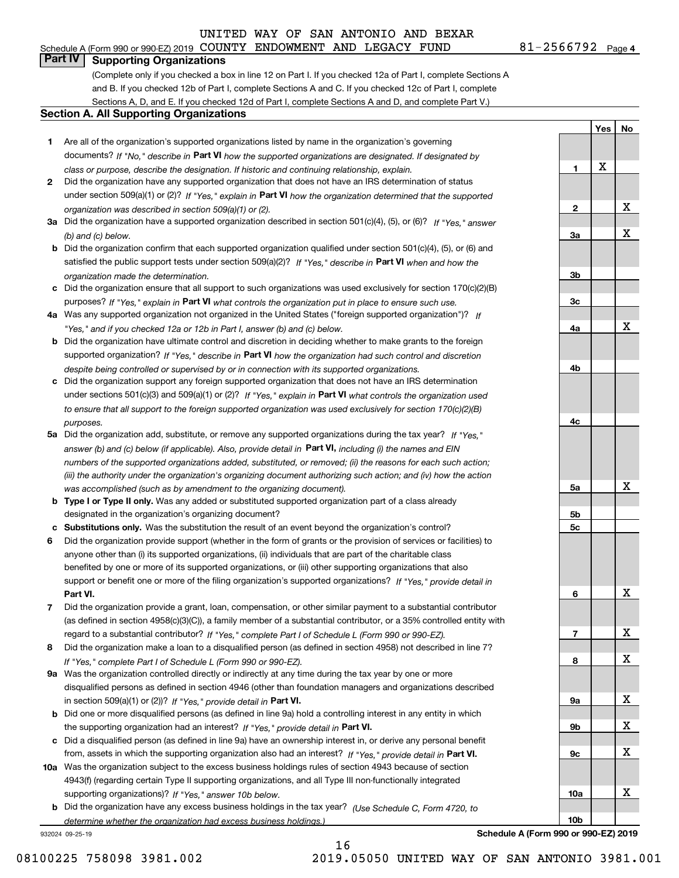UNITED WAY OF SAN ANTONIO AND BEXAR

Schedule A (Form 990 or 990-EZ) 2019 COUNTY ENDOWMENT AND LEGACY FUND 81-2566792 Page 4

## Part IV Supporting Organizations

(Complete only if you checked a box in line 12 on Part I. If you checked 12a of Part I, complete Sections A and B. If you checked 12b of Part I, complete Sections A and C. If you checked 12c of Part I, complete Sections A, D, and E. If you checked 12d of Part I, complete Sections A and D, and complete Part V.)

### Section A. All Supporting Organizations

| | | | Yes | No |
|---|---|---|---|---|
| **1** | Are all of the organization's supported organizations listed by name in the organization's governing documents? *If "No," describe in* **Part VI** *how the supported organizations are designated. If designated by class or purpose, describe the designation. If historic and continuing relationship, explain.* | 1 | X | |
| **2** | Did the organization have any supported organization that does not have an IRS determination of status under section 509(a)(1) or (2)? *If "Yes," explain in* **Part VI** *how the organization determined that the supported organization was described in section 509(a)(1) or (2).* | 2 | | X |
| **3a** | Did the organization have a supported organization described in section 501(c)(4), (5), or (6)? *If "Yes," answer (b) and (c) below.* | 3a | | X |
| **b** | Did the organization confirm that each supported organization qualified under section 501(c)(4), (5), or (6) and satisfied the public support tests under section 509(a)(2)? *If "Yes," describe in* **Part VI** *when and how the organization made the determination.* | 3b | | |
| **c** | Did the organization ensure that all support to such organizations was used exclusively for section 170(c)(2)(B) purposes? *If "Yes," explain in* **Part VI** *what controls the organization put in place to ensure such use.* | 3c | | |
| **4a** | Was any supported organization not organized in the United States ("foreign supported organization")? *If "Yes," and if you checked 12a or 12b in Part I, answer (b) and (c) below.* | 4a | | X |
| **b** | Did the organization have ultimate control and discretion in deciding whether to make grants to the foreign supported organization? *If "Yes," describe in* **Part VI** *how the organization had such control and discretion despite being controlled or supervised by or in connection with its supported organizations.* | 4b | | |
| **c** | Did the organization support any foreign supported organization that does not have an IRS determination under sections 501(c)(3) and 509(a)(1) or (2)? *If "Yes," explain in* **Part VI** *what controls the organization used to ensure that all support to the foreign supported organization was used exclusively for section 170(c)(2)(B) purposes.* | 4c | | |
| **5a** | Did the organization add, substitute, or remove any supported organizations during the tax year? *If "Yes," answer (b) and (c) below (if applicable). Also, provide detail in* **Part VI,** *including (i) the names and EIN numbers of the supported organizations added, substituted, or removed; (ii) the reasons for each such action; (iii) the authority under the organization's organizing document authorizing such action; and (iv) how the action was accomplished (such as by amendment to the organizing document).* | 5a | | X |
| **b** | **Type I or Type II only.** Was any added or substituted supported organization part of a class already designated in the organization's organizing document? | 5b | | |
| **c** | **Substitutions only.** Was the substitution the result of an event beyond the organization's control? | 5c | | |
| **6** | Did the organization provide support (whether in the form of grants or the provision of services or facilities) to anyone other than (i) its supported organizations, (ii) individuals that are part of the charitable class benefited by one or more of its supported organizations, or (iii) other supporting organizations that also support or benefit one or more of the filing organization's supported organizations? *If "Yes," provide detail in* **Part VI.** | 6 | | X |
| **7** | Did the organization provide a grant, loan, compensation, or other similar payment to a substantial contributor (as defined in section 4958(c)(3)(C)), a family member of a substantial contributor, or a 35% controlled entity with regard to a substantial contributor? *If "Yes," complete Part I of Schedule L (Form 990 or 990-EZ).* | 7 | | X |
| **8** | Did the organization make a loan to a disqualified person (as defined in section 4958) not described in line 7? *If "Yes," complete Part I of Schedule L (Form 990 or 990-EZ).* | 8 | | X |
| **9a** | Was the organization controlled directly or indirectly at any time during the tax year by one or more disqualified persons as defined in section 4946 (other than foundation managers and organizations described in section 509(a)(1) or (2))? *If "Yes," provide detail in* **Part VI.** | 9a | | X |
| **b** | Did one or more disqualified persons (as defined in line 9a) hold a controlling interest in any entity in which the supporting organization had an interest? *If "Yes," provide detail in* **Part VI.** | 9b | | X |
| **c** | Did a disqualified person (as defined in line 9a) have an ownership interest in, or derive any personal benefit from, assets in which the supporting organization also had an interest? *If "Yes," provide detail in* **Part VI.** | 9c | | X |
| **10a** | Was the organization subject to the excess business holdings rules of section 4943 because of section 4943(f) (regarding certain Type II supporting organizations, and all Type III non-functionally integrated supporting organizations)? *If "Yes," answer 10b below.* | 10a | | X |
| **b** | Did the organization have any excess business holdings in the tax year? *(Use Schedule C, Form 4720, to determine whether the organization had excess business holdings.)* | 10b | | |

932024 09-25-19 **Schedule A (Form 990 or 990-EZ) 2019**

08100225 758098 3981.002 2019.05050 UNITED WAY OF SAN ANTONIO 3981.001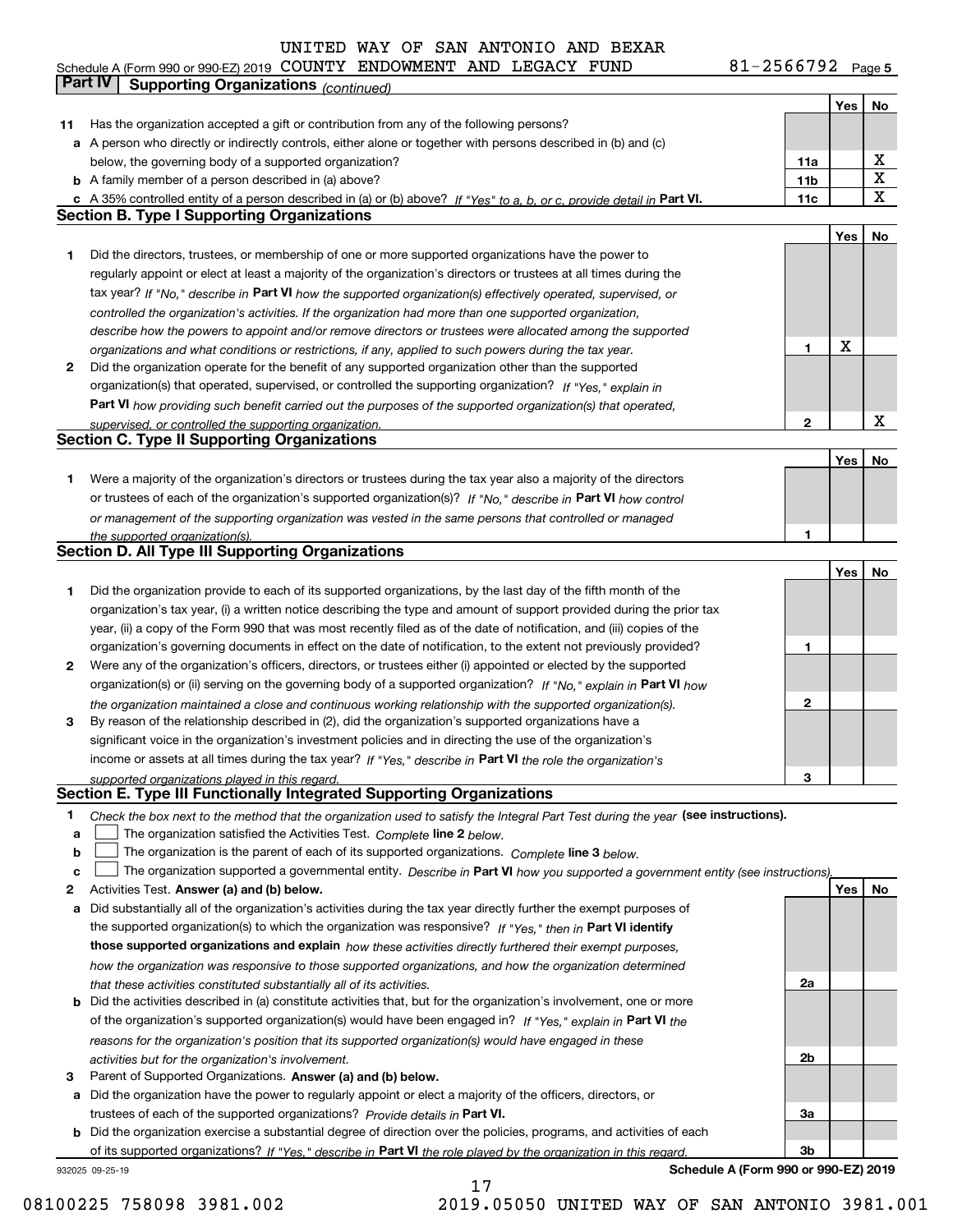UNITED WAY OF SAN ANTONIO AND BEXAR

Schedule A (Form 990 or 990-EZ) 2019 COUNTY ENDOWMENT AND LEGACY FUND 81-2566792 Page 5

## Part IV Supporting Organizations *(continued)*

| | | | Yes | No |
|---|---|---|---|---|
| **11** | Has the organization accepted a gift or contribution from any of the following persons? | | | |
| **a** | A person who directly or indirectly controls, either alone or together with persons described in (b) and (c) below, the governing body of a supported organization? | 11a | | X |
| **b** | A family member of a person described in (a) above? | 11b | | X |
| **c** | A 35% controlled entity of a person described in (a) or (b) above? *If "Yes" to a, b, or c, provide detail in* **Part VI.** | 11c | | X |

### Section B. Type I Supporting Organizations

| | | | Yes | No |
|---|---|---|---|---|
| **1** | Did the directors, trustees, or membership of one or more supported organizations have the power to regularly appoint or elect at least a majority of the organization's directors or trustees at all times during the tax year? *If "No," describe in* **Part VI** *how the supported organization(s) effectively operated, supervised, or controlled the organization's activities. If the organization had more than one supported organization, describe how the powers to appoint and/or remove directors or trustees were allocated among the supported organizations and what conditions or restrictions, if any, applied to such powers during the tax year.* | 1 | X | |
| **2** | Did the organization operate for the benefit of any supported organization other than the supported organization(s) that operated, supervised, or controlled the supporting organization? *If "Yes," explain in* **Part VI** *how providing such benefit carried out the purposes of the supported organization(s) that operated, supervised, or controlled the supporting organization.* | 2 | | X |

### Section C. Type II Supporting Organizations

| | | | Yes | No |
|---|---|---|---|---|
| **1** | Were a majority of the organization's directors or trustees during the tax year also a majority of the directors or trustees of each of the organization's supported organization(s)? *If "No," describe in* **Part VI** *how control or management of the supporting organization was vested in the same persons that controlled or managed the supported organization(s).* | 1 | | |

### Section D. All Type III Supporting Organizations

| | | | Yes | No |
|---|---|---|---|---|
| **1** | Did the organization provide to each of its supported organizations, by the last day of the fifth month of the organization's tax year, (i) a written notice describing the type and amount of support provided during the prior tax year, (ii) a copy of the Form 990 that was most recently filed as of the date of notification, and (iii) copies of the organization's governing documents in effect on the date of notification, to the extent not previously provided? | 1 | | |
| **2** | Were any of the organization's officers, directors, or trustees either (i) appointed or elected by the supported organization(s) or (ii) serving on the governing body of a supported organization? *If "No," explain in* **Part VI** *how the organization maintained a close and continuous working relationship with the supported organization(s).* | 2 | | |
| **3** | By reason of the relationship described in (2), did the organization's supported organizations have a significant voice in the organization's investment policies and in directing the use of the organization's income or assets at all times during the tax year? *If "Yes," describe in* **Part VI** *the role the organization's supported organizations played in this regard.* | 3 | | |

### Section E. Type III Functionally Integrated Supporting Organizations

**1** *Check the box next to the method that the organization used to satisfy the Integral Part Test during the year* **(see instructions).**

- **a** ☐ The organization satisfied the Activities Test. *Complete* **line 2** *below.*
- **b** ☐ The organization is the parent of each of its supported organizations. *Complete* **line 3** *below.*
- **c** ☐ The organization supported a governmental entity. *Describe in* **Part VI** *how you supported a government entity (see instructions).*

| | | | Yes | No |
|---|---|---|---|---|
| **2** | Activities Test. **Answer (a) and (b) below.** | | | |
| **a** | Did substantially all of the organization's activities during the tax year directly further the exempt purposes of the supported organization(s) to which the organization was responsive? *If "Yes," then in* **Part VI identify those supported organizations and explain** *how these activities directly furthered their exempt purposes, how the organization was responsive to those supported organizations, and how the organization determined that these activities constituted substantially all of its activities.* | 2a | | |
| **b** | Did the activities described in (a) constitute activities that, but for the organization's involvement, one or more of the organization's supported organization(s) would have been engaged in? *If "Yes," explain in* **Part VI** *the reasons for the organization's position that its supported organization(s) would have engaged in these activities but for the organization's involvement.* | 2b | | |
| **3** | Parent of Supported Organizations. **Answer (a) and (b) below.** | | | |
| **a** | Did the organization have the power to regularly appoint or elect a majority of the officers, directors, or trustees of each of the supported organizations? *Provide details in* **Part VI.** | 3a | | |
| **b** | Did the organization exercise a substantial degree of direction over the policies, programs, and activities of each of its supported organizations? *If "Yes," describe in* **Part VI** *the role played by the organization in this regard.* | 3b | | |

932025 09-25-19 **Schedule A (Form 990 or 990-EZ) 2019**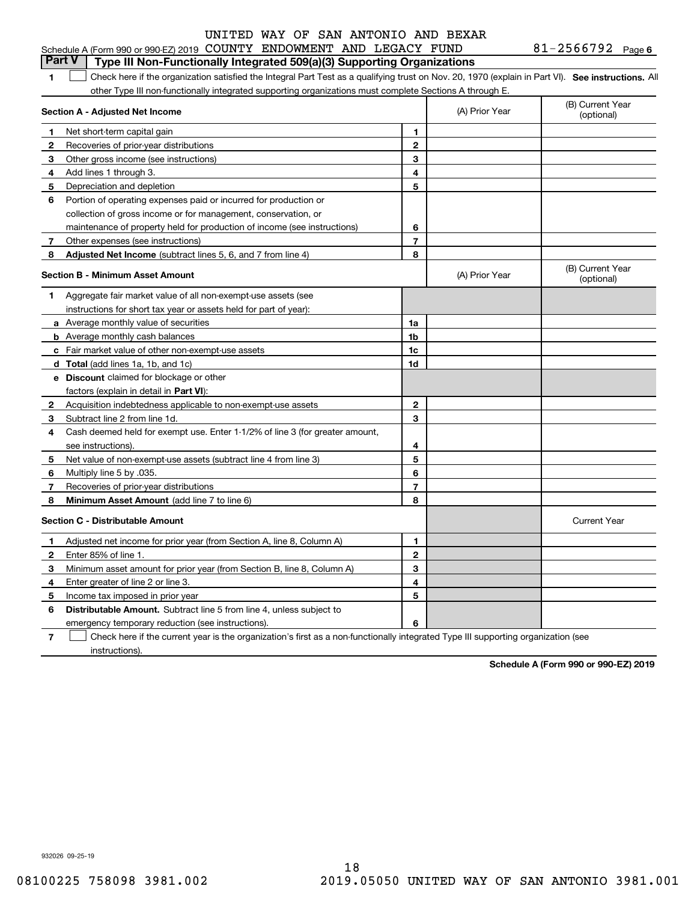Schedule A (Form 990 or 990-EZ) 2019 UNITED WAY OF SAN ANTONIO AND BEXAR COUNTY ENDOWMENT AND LEGACY FUND 81-2566792 Page 6

## Part V Type III Non-Functionally Integrated 509(a)(3) Supporting Organizations

1 ☐ Check here if the organization satisfied the Integral Part Test as a qualifying trust on Nov. 20, 1970 (explain in Part VI). **See instructions.** All other Type III non-functionally integrated supporting organizations must complete Sections A through E.

| **Section A - Adjusted Net Income** | | | (A) Prior Year | (B) Current Year (optional) |
|---|---|---|---|---|
| 1 | Net short-term capital gain | 1 | | |
| 2 | Recoveries of prior-year distributions | 2 | | |
| 3 | Other gross income (see instructions) | 3 | | |
| 4 | Add lines 1 through 3. | 4 | | |
| 5 | Depreciation and depletion | 5 | | |
| 6 | Portion of operating expenses paid or incurred for production or collection of gross income or for management, conservation, or maintenance of property held for production of income (see instructions) | 6 | | |
| 7 | Other expenses (see instructions) | 7 | | |
| 8 | **Adjusted Net Income** (subtract lines 5, 6, and 7 from line 4) | 8 | | |

| **Section B - Minimum Asset Amount** | | | (A) Prior Year | (B) Current Year (optional) |
|---|---|---|---|---|
| 1 | Aggregate fair market value of all non-exempt-use assets (see instructions for short tax year or assets held for part of year): | | | |
| a | Average monthly value of securities | 1a | | |
| b | Average monthly cash balances | 1b | | |
| c | Fair market value of other non-exempt-use assets | 1c | | |
| d | **Total** (add lines 1a, 1b, and 1c) | 1d | | |
| e | **Discount** claimed for blockage or other factors (explain in detail in **Part VI**): | | | |
| 2 | Acquisition indebtedness applicable to non-exempt-use assets | 2 | | |
| 3 | Subtract line 2 from line 1d. | 3 | | |
| 4 | Cash deemed held for exempt use. Enter 1-1/2% of line 3 (for greater amount, see instructions). | 4 | | |
| 5 | Net value of non-exempt-use assets (subtract line 4 from line 3) | 5 | | |
| 6 | Multiply line 5 by .035. | 6 | | |
| 7 | Recoveries of prior-year distributions | 7 | | |
| 8 | **Minimum Asset Amount** (add line 7 to line 6) | 8 | | |

| **Section C - Distributable Amount** | | | | Current Year |
|---|---|---|---|---|
| 1 | Adjusted net income for prior year (from Section A, line 8, Column A) | 1 | | |
| 2 | Enter 85% of line 1. | 2 | | |
| 3 | Minimum asset amount for prior year (from Section B, line 8, Column A) | 3 | | |
| 4 | Enter greater of line 2 or line 3. | 4 | | |
| 5 | Income tax imposed in prior year | 5 | | |
| 6 | **Distributable Amount.** Subtract line 5 from line 4, unless subject to emergency temporary reduction (see instructions). | 6 | | |

7 ☐ Check here if the current year is the organization's first as a non-functionally integrated Type III supporting organization (see instructions).

**Schedule A (Form 990 or 990-EZ) 2019**

932026 09-25-19

08100225 758098 3981.002 2019.05050 UNITED WAY OF SAN ANTONIO 3981.001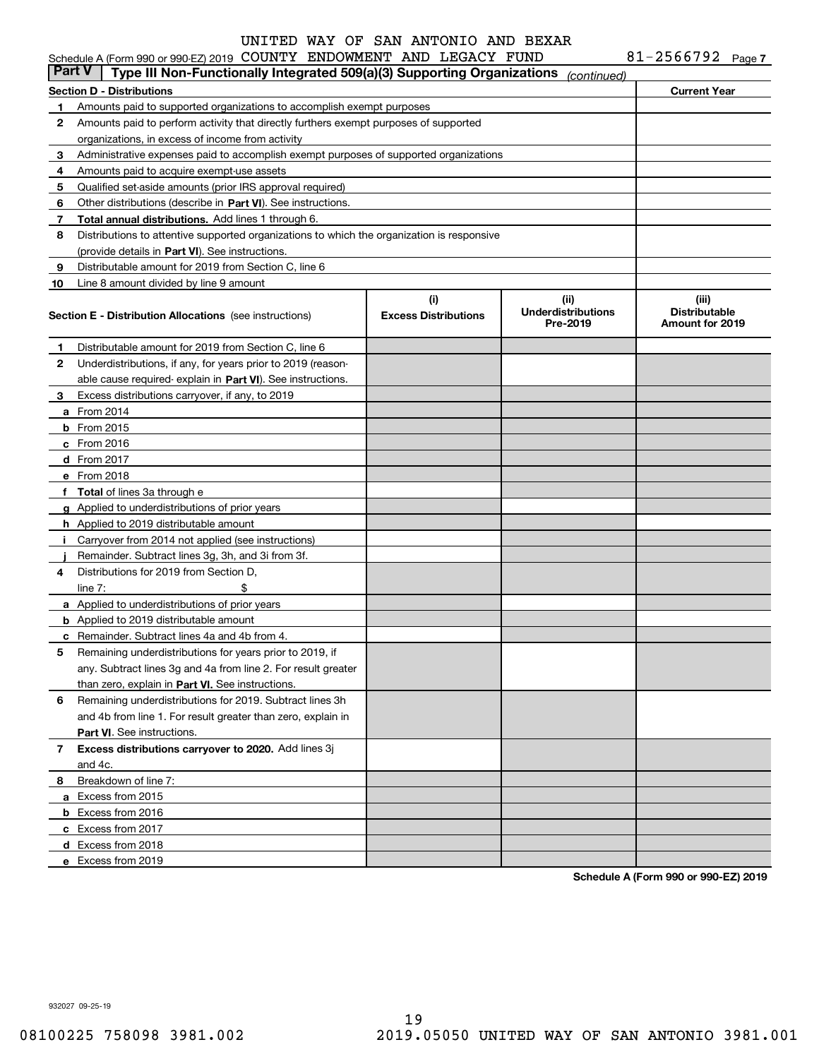UNITED WAY OF SAN ANTONIO AND BEXAR

Schedule A (Form 990 or 990-EZ) 2019 COUNTY ENDOWMENT AND LEGACY FUND 81-2566792 Page 7

**Part V | Type III Non-Functionally Integrated 509(a)(3) Supporting Organizations** *(continued)*

| **Section D - Distributions** | | **Current Year** |
|---|---|---|
| 1 | Amounts paid to supported organizations to accomplish exempt purposes | |
| 2 | Amounts paid to perform activity that directly furthers exempt purposes of supported organizations, in excess of income from activity | |
| 3 | Administrative expenses paid to accomplish exempt purposes of supported organizations | |
| 4 | Amounts paid to acquire exempt-use assets | |
| 5 | Qualified set-aside amounts (prior IRS approval required) | |
| 6 | Other distributions (describe in **Part VI**). See instructions. | |
| 7 | **Total annual distributions.** Add lines 1 through 6. | |
| 8 | Distributions to attentive supported organizations to which the organization is responsive (provide details in **Part VI**). See instructions. | |
| 9 | Distributable amount for 2019 from Section C, line 6 | |
| 10 | Line 8 amount divided by line 9 amount | |

| **Section E - Distribution Allocations** (see instructions) | | (i) **Excess Distributions** | (ii) **Underdistributions Pre-2019** | (iii) **Distributable Amount for 2019** |
|---|---|---|---|---|
| 1 | Distributable amount for 2019 from Section C, line 6 | | | |
| 2 | Underdistributions, if any, for years prior to 2019 (reasonable cause required- explain in **Part VI**). See instructions. | | | |
| 3 | Excess distributions carryover, if any, to 2019 | | | |
| a | From 2014 | | | |
| b | From 2015 | | | |
| c | From 2016 | | | |
| d | From 2017 | | | |
| e | From 2018 | | | |
| f | **Total** of lines 3a through e | | | |
| g | Applied to underdistributions of prior years | | | |
| h | Applied to 2019 distributable amount | | | |
| i | Carryover from 2014 not applied (see instructions) | | | |
| j | Remainder. Subtract lines 3g, 3h, and 3i from 3f. | | | |
| 4 | Distributions for 2019 from Section D, line 7: $ | | | |
| a | Applied to underdistributions of prior years | | | |
| b | Applied to 2019 distributable amount | | | |
| c | Remainder. Subtract lines 4a and 4b from 4. | | | |
| 5 | Remaining underdistributions for years prior to 2019, if any. Subtract lines 3g and 4a from line 2. For result greater than zero, explain in **Part VI**. See instructions. | | | |
| 6 | Remaining underdistributions for 2019. Subtract lines 3h and 4b from line 1. For result greater than zero, explain in **Part VI**. See instructions. | | | |
| 7 | **Excess distributions carryover to 2020.** Add lines 3j and 4c. | | | |
| 8 | Breakdown of line 7: | | | |
| a | Excess from 2015 | | | |
| b | Excess from 2016 | | | |
| c | Excess from 2017 | | | |
| d | Excess from 2018 | | | |
| e | Excess from 2019 | | | |

**Schedule A (Form 990 or 990-EZ) 2019**

932027 09-25-19

08100225 758098 3981.002 2019.05050 UNITED WAY OF SAN ANTONIO 3981.001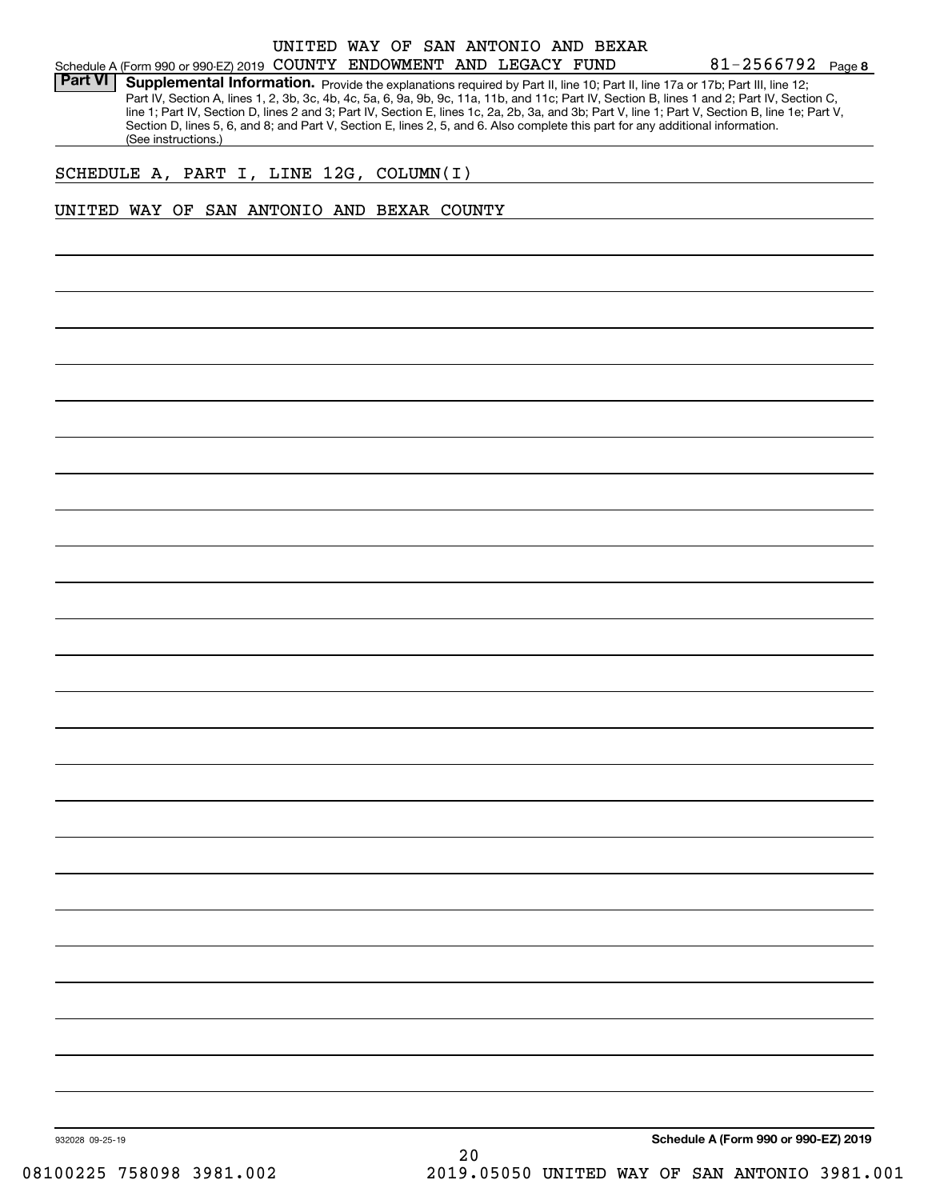UNITED WAY OF SAN ANTONIO AND BEXAR

Schedule A (Form 990 or 990-EZ) 2019 COUNTY ENDOWMENT AND LEGACY FUND 81-2566792 Page **8**

**Part VI** **Supplemental Information.** Provide the explanations required by Part II, line 10; Part II, line 17a or 17b; Part III, line 12; Part IV, Section A, lines 1, 2, 3b, 3c, 4b, 4c, 5a, 6, 9a, 9b, 9c, 11a, 11b, and 11c; Part IV, Section B, lines 1 and 2; Part IV, Section C, line 1; Part IV, Section D, lines 2 and 3; Part IV, Section E, lines 1c, 2a, 2b, 3a, and 3b; Part V, line 1; Part V, Section B, line 1e; Part V, Section D, lines 5, 6, and 8; and Part V, Section E, lines 2, 5, and 6. Also complete this part for any additional information. (See instructions.)

SCHEDULE A, PART I, LINE 12G, COLUMN(I)

UNITED WAY OF SAN ANTONIO AND BEXAR COUNTY

932028 09-25-19 **Schedule A (Form 990 or 990-EZ) 2019**

08100225 758098 3981.002 2019.05050 UNITED WAY OF SAN ANTONIO 3981.001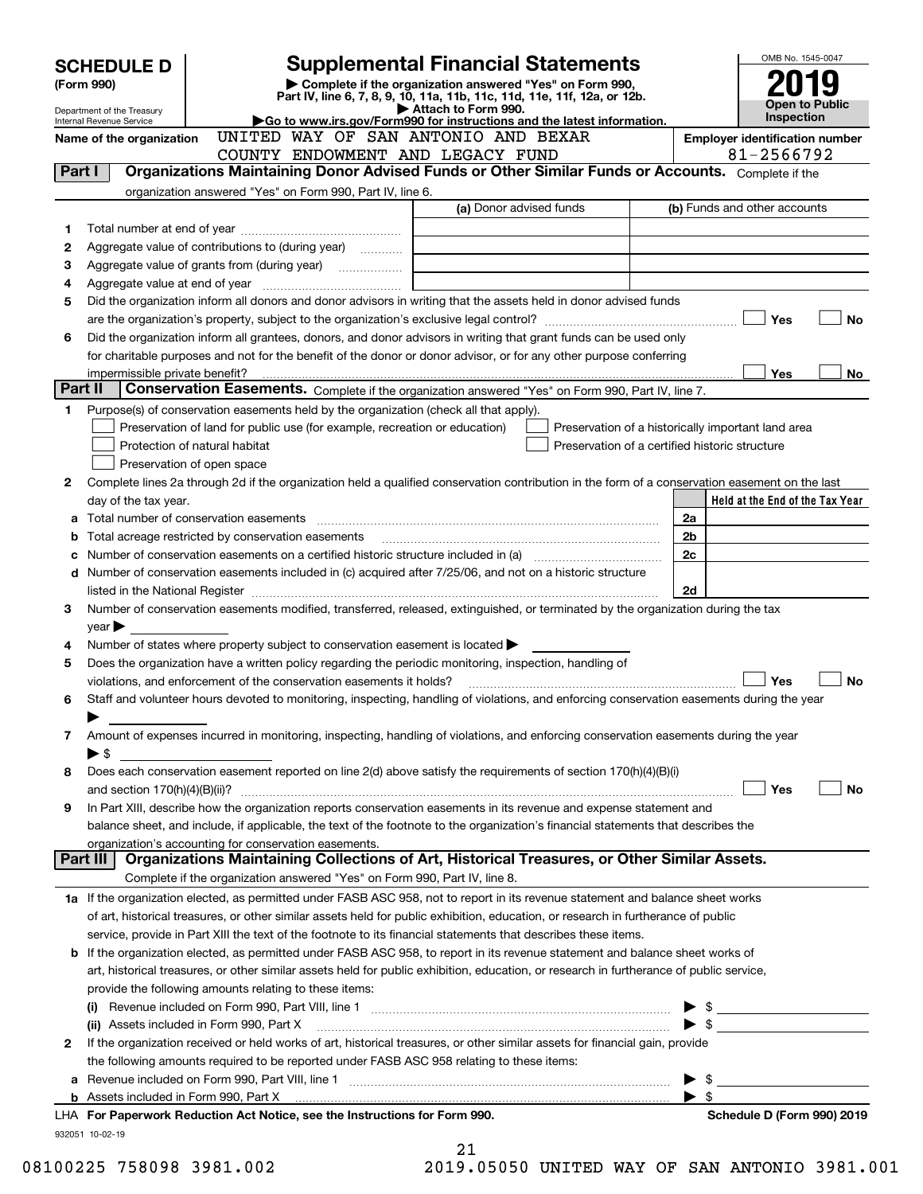# SCHEDULE D (Form 990)

Department of the Treasury
Internal Revenue Service

## Supplemental Financial Statements

▶ Complete if the organization answered "Yes" on Form 990, Part IV, line 6, 7, 8, 9, 10, 11a, 11b, 11c, 11d, 11e, 11f, 12a, or 12b.
▶ Attach to Form 990.
▶Go to www.irs.gov/Form990 for instructions and the latest information.

OMB No. 1545-0047

**2019**

**Open to Public Inspection**

Name of the organization: UNITED WAY OF SAN ANTONIO AND BEXAR COUNTY ENDOWMENT AND LEGACY FUND

Employer identification number: 81-2566792

## Part I Organizations Maintaining Donor Advised Funds or Other Similar Funds or Accounts.

Complete if the organization answered "Yes" on Form 990, Part IV, line 6.

| | | (a) Donor advised funds | (b) Funds and other accounts |
|---|---|---|---|
| 1 | Total number at end of year | | |
| 2 | Aggregate value of contributions to (during year) | | |
| 3 | Aggregate value of grants from (during year) | | |
| 4 | Aggregate value at end of year | | |

5 Did the organization inform all donors and donor advisors in writing that the assets held in donor advised funds are the organization's property, subject to the organization's exclusive legal control? ☐ Yes ☐ No

6 Did the organization inform all grantees, donors, and donor advisors in writing that grant funds can be used only for charitable purposes and not for the benefit of the donor or donor advisor, or for any other purpose conferring impermissible private benefit? ☐ Yes ☐ No

## Part II Conservation Easements.

Complete if the organization answered "Yes" on Form 990, Part IV, line 7.

1 Purpose(s) of conservation easements held by the organization (check all that apply).

☐ Preservation of land for public use (for example, recreation or education)
☐ Protection of natural habitat
☐ Preservation of open space
☐ Preservation of a historically important land area
☐ Preservation of a certified historic structure

2 Complete lines 2a through 2d if the organization held a qualified conservation contribution in the form of a conservation easement on the last day of the tax year.

| | | | Held at the End of the Tax Year |
|---|---|---|---|
| a | Total number of conservation easements | 2a | |
| b | Total acreage restricted by conservation easements | 2b | |
| c | Number of conservation easements on a certified historic structure included in (a) | 2c | |
| d | Number of conservation easements included in (c) acquired after 7/25/06, and not on a historic structure listed in the National Register | 2d | |

3 Number of conservation easements modified, transferred, released, extinguished, or terminated by the organization during the tax year ▶

4 Number of states where property subject to conservation easement is located ▶

5 Does the organization have a written policy regarding the periodic monitoring, inspection, handling of violations, and enforcement of the conservation easements it holds? ☐ Yes ☐ No

6 Staff and volunteer hours devoted to monitoring, inspecting, handling of violations, and enforcing conservation easements during the year ▶

7 Amount of expenses incurred in monitoring, inspecting, handling of violations, and enforcing conservation easements during the year ▶ $

8 Does each conservation easement reported on line 2(d) above satisfy the requirements of section 170(h)(4)(B)(i) and section 170(h)(4)(B)(ii)? ☐ Yes ☐ No

9 In Part XIII, describe how the organization reports conservation easements in its revenue and expense statement and balance sheet, and include, if applicable, the text of the footnote to the organization's financial statements that describes the organization's accounting for conservation easements.

## Part III Organizations Maintaining Collections of Art, Historical Treasures, or Other Similar Assets.

Complete if the organization answered "Yes" on Form 990, Part IV, line 8.

1a If the organization elected, as permitted under FASB ASC 958, not to report in its revenue statement and balance sheet works of art, historical treasures, or other similar assets held for public exhibition, education, or research in furtherance of public service, provide in Part XIII the text of the footnote to its financial statements that describes these items.

b If the organization elected, as permitted under FASB ASC 958, to report in its revenue statement and balance sheet works of art, historical treasures, or other similar assets held for public exhibition, education, or research in furtherance of public service, provide the following amounts relating to these items:

(i) Revenue included on Form 990, Part VIII, line 1 ▶ $

(ii) Assets included in Form 990, Part X ▶ $

2 If the organization received or held works of art, historical treasures, or other similar assets for financial gain, provide the following amounts required to be reported under FASB ASC 958 relating to these items:

a Revenue included on Form 990, Part VIII, line 1 ▶ $

b Assets included in Form 990, Part X ▶ $

LHA For Paperwork Reduction Act Notice, see the Instructions for Form 990. Schedule D (Form 990) 2019

932051 10-02-19

08100225 758098 3981.002 2019.05050 UNITED WAY OF SAN ANTONIO 3981.001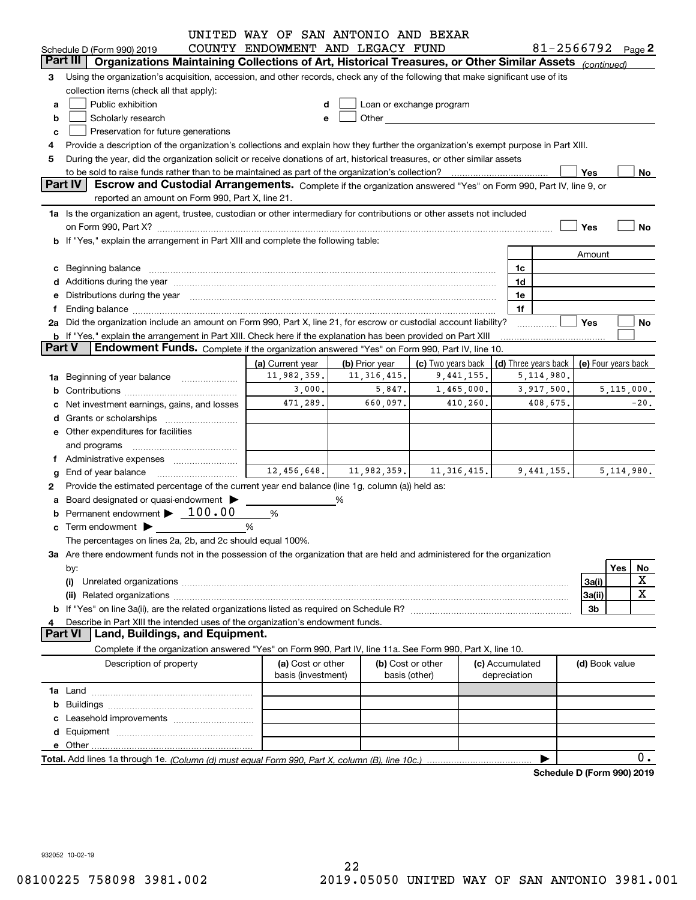UNITED WAY OF SAN ANTONIO AND BEXAR COUNTY ENDOWMENT AND LEGACY FUND

Schedule D (Form 990) 2019 — 81-2566792 Page 2

**Part III Organizations Maintaining Collections of Art, Historical Treasures, or Other Similar Assets** *(continued)*

3 Using the organization's acquisition, accession, and other records, check any of the following that make significant use of its collection items (check all that apply):

- a [ ] Public exhibition
- b [ ] Scholarly research
- c [ ] Preservation for future generations
- d [ ] Loan or exchange program
- e [ ] Other

4 Provide a description of the organization's collections and explain how they further the organization's exempt purpose in Part XIII.

5 During the year, did the organization solicit or receive donations of art, historical treasures, or other similar assets to be sold to raise funds rather than to be maintained as part of the organization's collection? [ ] Yes [ ] No

**Part IV Escrow and Custodial Arrangements.** Complete if the organization answered "Yes" on Form 990, Part IV, line 9, or reported an amount on Form 990, Part X, line 21.

1a Is the organization an agent, trustee, custodian or other intermediary for contributions or other assets not included on Form 990, Part X? [ ] Yes [ ] No

b If "Yes," explain the arrangement in Part XIII and complete the following table:

| | | Amount |
|---|---|---|
| c Beginning balance | 1c | |
| d Additions during the year | 1d | |
| e Distributions during the year | 1e | |
| f Ending balance | 1f | |

2a Did the organization include an amount on Form 990, Part X, line 21, for escrow or custodial account liability? [ ] Yes [ ] No

b If "Yes," explain the arrangement in Part XIII. Check here if the explanation has been provided on Part XIII [ ]

**Part V Endowment Funds.** Complete if the organization answered "Yes" on Form 990, Part IV, line 10.

| | (a) Current year | (b) Prior year | (c) Two years back | (d) Three years back | (e) Four years back |
|---|---|---|---|---|---|
| 1a Beginning of year balance | 11,982,359. | 11,316,415. | 9,441,155. | 5,114,980. | |
| b Contributions | 3,000. | 5,847. | 1,465,000. | 3,917,500. | 5,115,000. |
| c Net investment earnings, gains, and losses | 471,289. | 660,097. | 410,260. | 408,675. | -20. |
| d Grants or scholarships | | | | | |
| e Other expenditures for facilities and programs | | | | | |
| f Administrative expenses | | | | | |
| g End of year balance | 12,456,648. | 11,982,359. | 11,316,415. | 9,441,155. | 5,114,980. |

2 Provide the estimated percentage of the current year end balance (line 1g, column (a)) held as:

- a Board designated or quasi-endowment ▶ ____ %
- b Permanent endowment ▶ 100.00 %
- c Term endowment ▶ ____ %

The percentages on lines 2a, 2b, and 2c should equal 100%.

3a Are there endowment funds not in the possession of the organization that are held and administered for the organization by:

| | | Yes | No |
|---|---|---|---|
| (i) Unrelated organizations | 3a(i) | | X |
| (ii) Related organizations | 3a(ii) | | X |
| b If "Yes" on line 3a(ii), are the related organizations listed as required on Schedule R? | 3b | | |

4 Describe in Part XIII the intended uses of the organization's endowment funds.

**Part VI Land, Buildings, and Equipment.**

Complete if the organization answered "Yes" on Form 990, Part IV, line 11a. See Form 990, Part X, line 10.

| Description of property | (a) Cost or other basis (investment) | (b) Cost or other basis (other) | (c) Accumulated depreciation | (d) Book value |
|---|---|---|---|---|
| 1a Land | | | | |
| b Buildings | | | | |
| c Leasehold improvements | | | | |
| d Equipment | | | | |
| e Other | | | | |
| **Total.** Add lines 1a through 1e. *(Column (d) must equal Form 990, Part X, column (B), line 10c.)* | | | | 0. |

**Schedule D (Form 990) 2019**

932052 10-02-19

08100225 758098 3981.002 2019.05050 UNITED WAY OF SAN ANTONIO 3981.001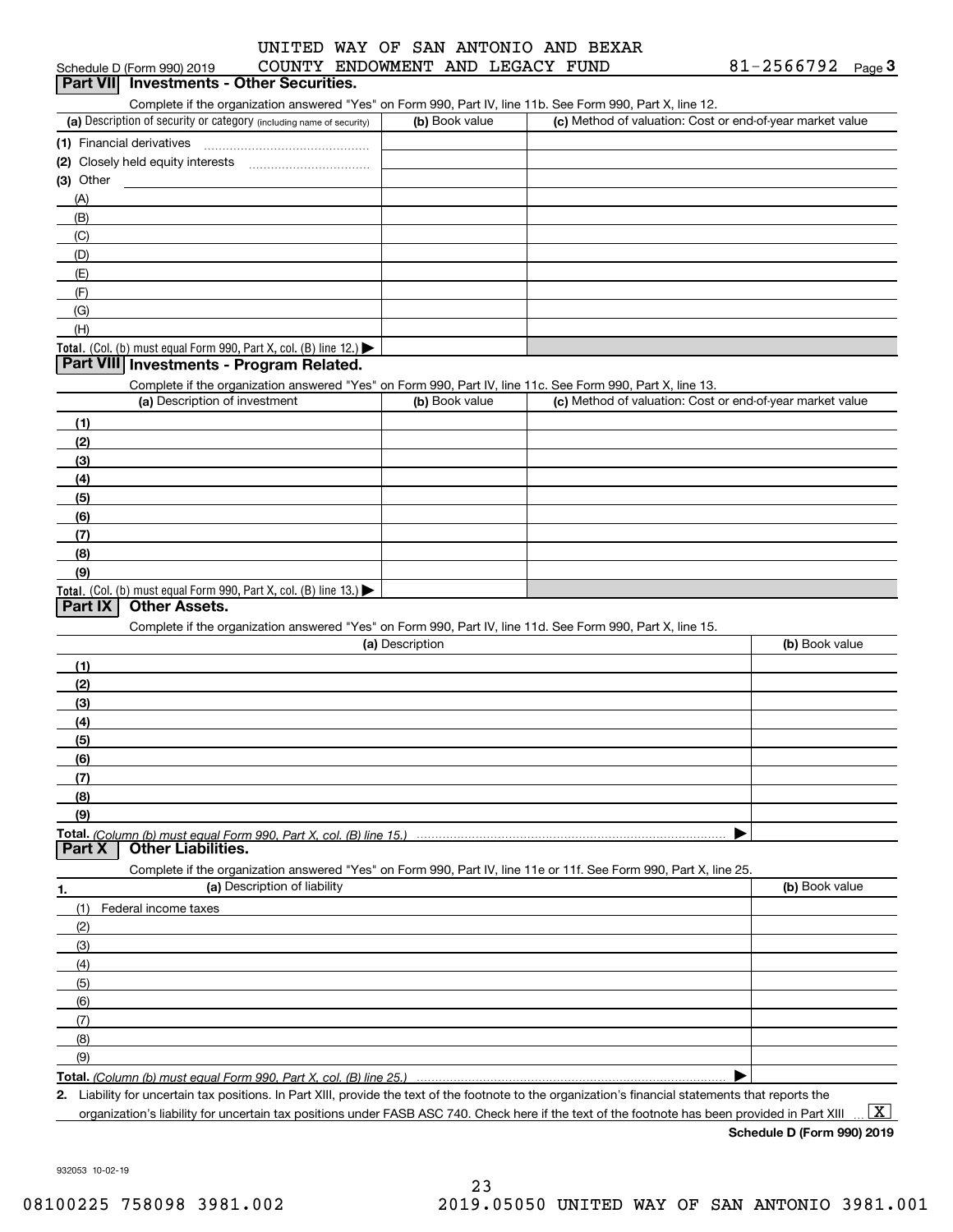UNITED WAY OF SAN ANTONIO AND BEXAR COUNTY ENDOWMENT AND LEGACY FUND

Schedule D (Form 990) 2019 — 81-2566792 Page 3

## Part VII Investments - Other Securities.

Complete if the organization answered "Yes" on Form 990, Part IV, line 11b. See Form 990, Part X, line 12.

| (a) Description of security or category (including name of security) | (b) Book value | (c) Method of valuation: Cost or end-of-year market value |
|---|---|---|
| (1) Financial derivatives | | |
| (2) Closely held equity interests | | |
| (3) Other | | |
| (A) | | |
| (B) | | |
| (C) | | |
| (D) | | |
| (E) | | |
| (F) | | |
| (G) | | |
| (H) | | |
| Total. (Col. (b) must equal Form 990, Part X, col. (B) line 12.) | | |

## Part VIII Investments - Program Related.

Complete if the organization answered "Yes" on Form 990, Part IV, line 11c. See Form 990, Part X, line 13.

| (a) Description of investment | (b) Book value | (c) Method of valuation: Cost or end-of-year market value |
|---|---|---|
| (1) | | |
| (2) | | |
| (3) | | |
| (4) | | |
| (5) | | |
| (6) | | |
| (7) | | |
| (8) | | |
| (9) | | |
| Total. (Col. (b) must equal Form 990, Part X, col. (B) line 13.) | | |

## Part IX Other Assets.

Complete if the organization answered "Yes" on Form 990, Part IV, line 11d. See Form 990, Part X, line 15.

| (a) Description | (b) Book value |
|---|---|
| (1) | |
| (2) | |
| (3) | |
| (4) | |
| (5) | |
| (6) | |
| (7) | |
| (8) | |
| (9) | |
| Total. *(Column (b) must equal Form 990, Part X, col. (B) line 15.)* | |

## Part X Other Liabilities.

Complete if the organization answered "Yes" on Form 990, Part IV, line 11e or 11f. See Form 990, Part X, line 25.

| 1. (a) Description of liability | (b) Book value |
|---|---|
| (1) Federal income taxes | |
| (2) | |
| (3) | |
| (4) | |
| (5) | |
| (6) | |
| (7) | |
| (8) | |
| (9) | |
| Total. *(Column (b) must equal Form 990, Part X, col. (B) line 25.)* | |

**2.** Liability for uncertain tax positions. In Part XIII, provide the text of the footnote to the organization's financial statements that reports the organization's liability for uncertain tax positions under FASB ASC 740. Check here if the text of the footnote has been provided in Part XIII ... [X]

**Schedule D (Form 990) 2019**

932053 10-02-19

08100225 758098 3981.002 2019.05050 UNITED WAY OF SAN ANTONIO 3981.001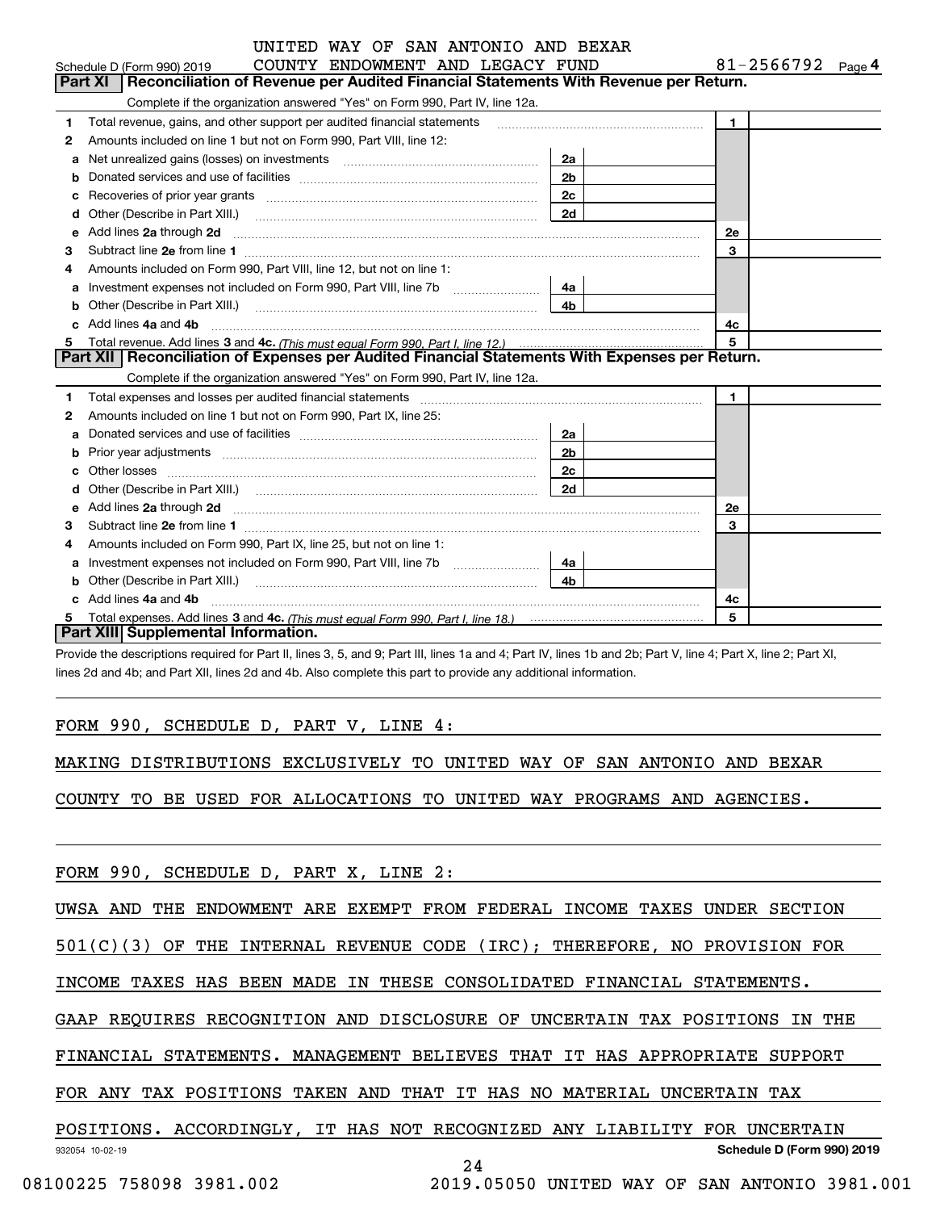UNITED WAY OF SAN ANTONIO AND BEXAR COUNTY ENDOWMENT AND LEGACY FUND 81-2566792

Schedule D (Form 990) 2019 Page 4

## Part XI Reconciliation of Revenue per Audited Financial Statements With Revenue per Return.

Complete if the organization answered "Yes" on Form 990, Part IV, line 12a.

| | | | | | |
|---|---|---|---|---|---|
| 1 | Total revenue, gains, and other support per audited financial statements | | | 1 | |
| 2 | Amounts included on line 1 but not on Form 990, Part VIII, line 12: | | | | |
| a | Net unrealized gains (losses) on investments | 2a | | | |
| b | Donated services and use of facilities | 2b | | | |
| c | Recoveries of prior year grants | 2c | | | |
| d | Other (Describe in Part XIII.) | 2d | | | |
| e | Add lines 2a through 2d | | | 2e | |
| 3 | Subtract line 2e from line 1 | | | 3 | |
| 4 | Amounts included on Form 990, Part VIII, line 12, but not on line 1: | | | | |
| a | Investment expenses not included on Form 990, Part VIII, line 7b | 4a | | | |
| b | Other (Describe in Part XIII.) | 4b | | | |
| c | Add lines 4a and 4b | | | 4c | |
| 5 | Total revenue. Add lines 3 and 4c. *(This must equal Form 990, Part I, line 12.)* | | | 5 | |

## Part XII Reconciliation of Expenses per Audited Financial Statements With Expenses per Return.

Complete if the organization answered "Yes" on Form 990, Part IV, line 12a.

| | | | | | |
|---|---|---|---|---|---|
| 1 | Total expenses and losses per audited financial statements | | | 1 | |
| 2 | Amounts included on line 1 but not on Form 990, Part IX, line 25: | | | | |
| a | Donated services and use of facilities | 2a | | | |
| b | Prior year adjustments | 2b | | | |
| c | Other losses | 2c | | | |
| d | Other (Describe in Part XIII.) | 2d | | | |
| e | Add lines 2a through 2d | | | 2e | |
| 3 | Subtract line 2e from line 1 | | | 3 | |
| 4 | Amounts included on Form 990, Part IX, line 25, but not on line 1: | | | | |
| a | Investment expenses not included on Form 990, Part VIII, line 7b | 4a | | | |
| b | Other (Describe in Part XIII.) | 4b | | | |
| c | Add lines 4a and 4b | | | 4c | |
| 5 | Total expenses. Add lines 3 and 4c. *(This must equal Form 990, Part I, line 18.)* | | | 5 | |

## Part XIII Supplemental Information.

Provide the descriptions required for Part II, lines 3, 5, and 9; Part III, lines 1a and 4; Part IV, lines 1b and 2b; Part V, line 4; Part X, line 2; Part XI, lines 2d and 4b; and Part XII, lines 2d and 4b. Also complete this part to provide any additional information.

FORM 990, SCHEDULE D, PART V, LINE 4:

MAKING DISTRIBUTIONS EXCLUSIVELY TO UNITED WAY OF SAN ANTONIO AND BEXAR COUNTY TO BE USED FOR ALLOCATIONS TO UNITED WAY PROGRAMS AND AGENCIES.

FORM 990, SCHEDULE D, PART X, LINE 2:

UWSA AND THE ENDOWMENT ARE EXEMPT FROM FEDERAL INCOME TAXES UNDER SECTION 501(C)(3) OF THE INTERNAL REVENUE CODE (IRC); THEREFORE, NO PROVISION FOR INCOME TAXES HAS BEEN MADE IN THESE CONSOLIDATED FINANCIAL STATEMENTS. GAAP REQUIRES RECOGNITION AND DISCLOSURE OF UNCERTAIN TAX POSITIONS IN THE FINANCIAL STATEMENTS. MANAGEMENT BELIEVES THAT IT HAS APPROPRIATE SUPPORT FOR ANY TAX POSITIONS TAKEN AND THAT IT HAS NO MATERIAL UNCERTAIN TAX POSITIONS. ACCORDINGLY, IT HAS NOT RECOGNIZED ANY LIABILITY FOR UNCERTAIN

932054 10-02-19 Schedule D (Form 990) 2019

08100225 758098 3981.002 2019.05050 UNITED WAY OF SAN ANTONIO 3981.001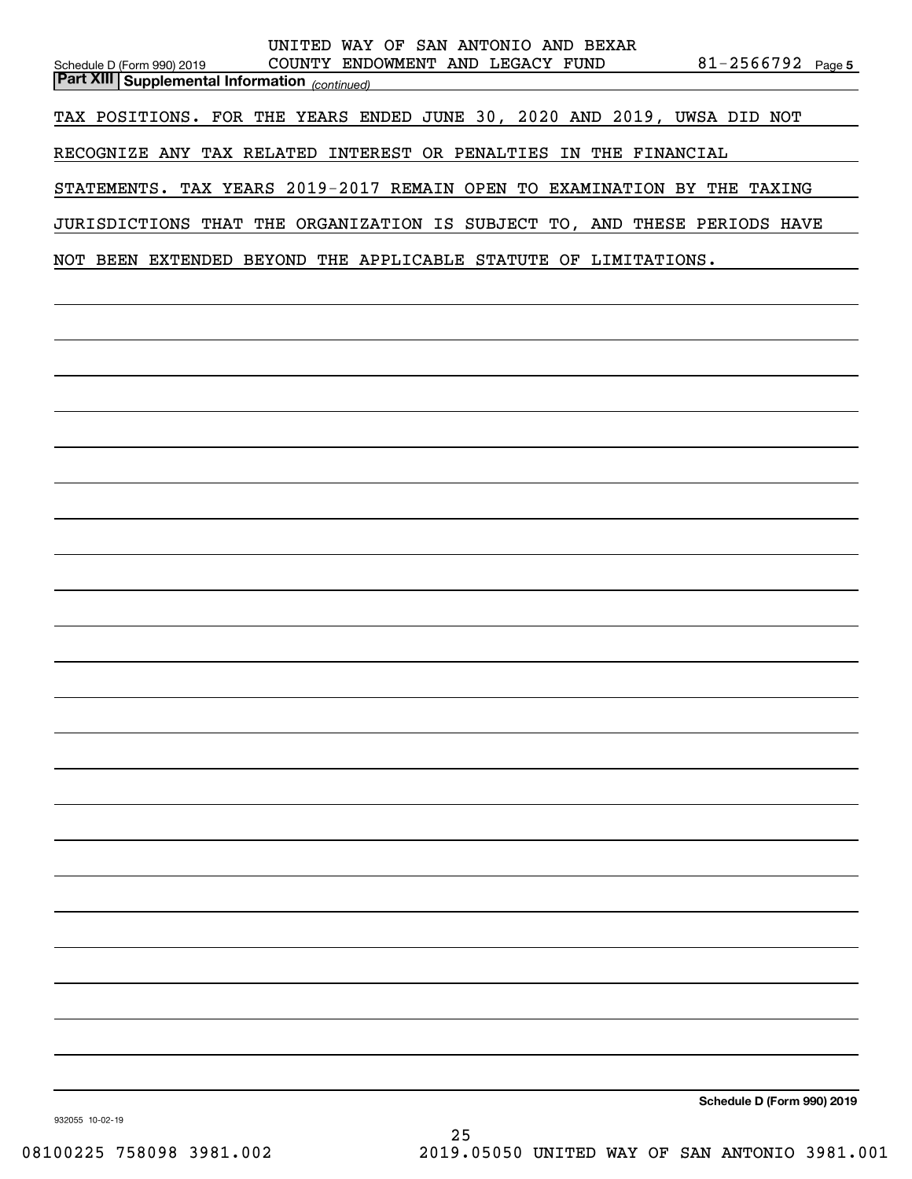**Part XIII Supplemental Information** *(continued)*

TAX POSITIONS. FOR THE YEARS ENDED JUNE 30, 2020 AND 2019, UWSA DID NOT RECOGNIZE ANY TAX RELATED INTEREST OR PENALTIES IN THE FINANCIAL STATEMENTS. TAX YEARS 2019-2017 REMAIN OPEN TO EXAMINATION BY THE TAXING JURISDICTIONS THAT THE ORGANIZATION IS SUBJECT TO, AND THESE PERIODS HAVE NOT BEEN EXTENDED BEYOND THE APPLICABLE STATUTE OF LIMITATIONS.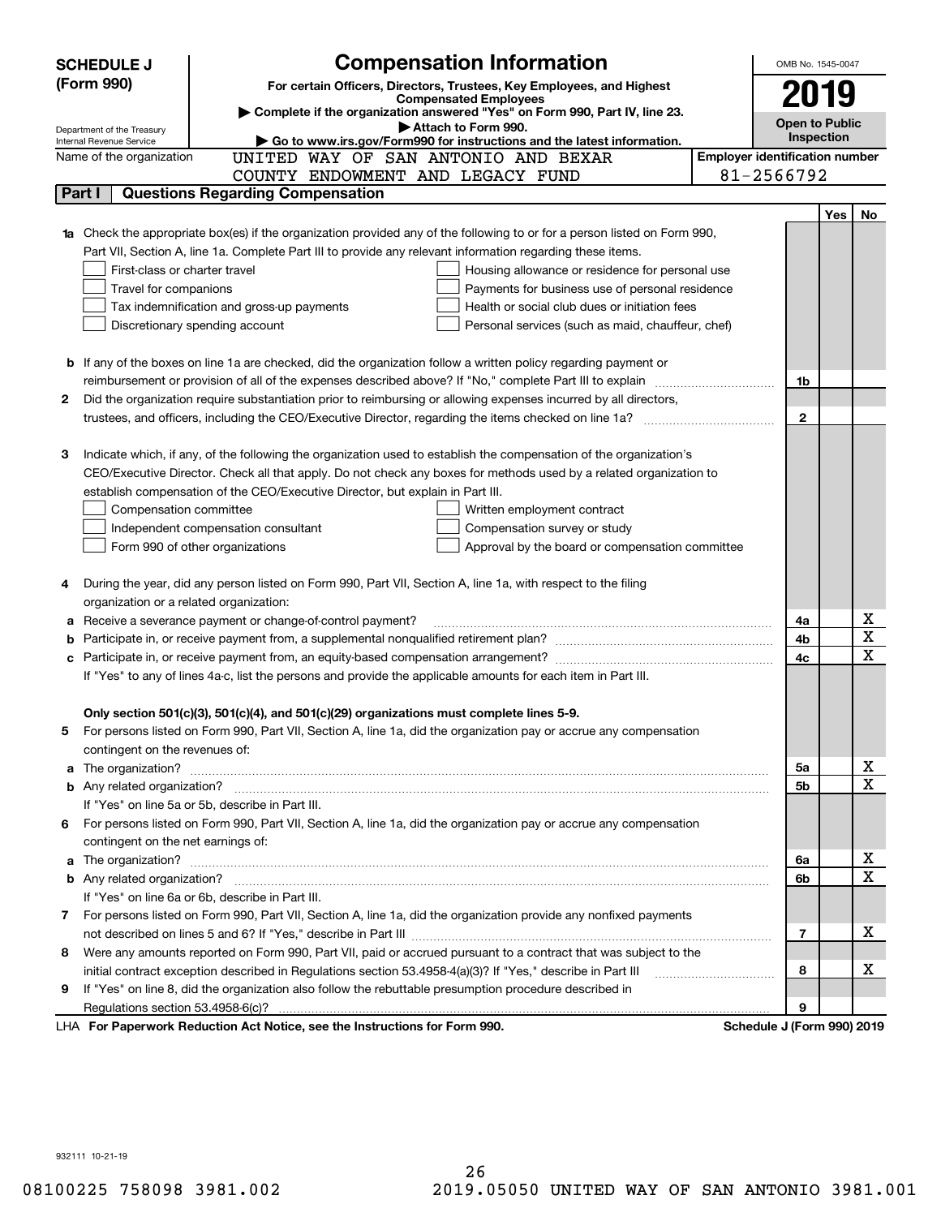# SCHEDULE J (Form 990)

## Compensation Information

**For certain Officers, Directors, Trustees, Key Employees, and Highest Compensated Employees**

▶ Complete if the organization answered "Yes" on Form 990, Part IV, line 23.

▶ Attach to Form 990.

▶ Go to www.irs.gov/Form990 for instructions and the latest information.

OMB No. 1545-0047

**2019**

**Open to Public Inspection**

Department of the Treasury
Internal Revenue Service

Name of the organization: UNITED WAY OF SAN ANTONIO AND BEXAR COUNTY ENDOWMENT AND LEGACY FUND

Employer identification number: 81-2566792

### Part I Questions Regarding Compensation

| | | | Yes | No |
|---|---|---|---|---|
| **1a** | Check the appropriate box(es) if the organization provided any of the following to or for a person listed on Form 990, Part VII, Section A, line 1a. Complete Part III to provide any relevant information regarding these items.<br>☐ First-class or charter travel ☐ Housing allowance or residence for personal use<br>☐ Travel for companions ☐ Payments for business use of personal residence<br>☐ Tax indemnification and gross-up payments ☐ Health or social club dues or initiation fees<br>☐ Discretionary spending account ☐ Personal services (such as maid, chauffeur, chef) | | | |
| **b** | If any of the boxes on line 1a are checked, did the organization follow a written policy regarding payment or reimbursement or provision of all of the expenses described above? If "No," complete Part III to explain | 1b | | |
| **2** | Did the organization require substantiation prior to reimbursing or allowing expenses incurred by all directors, trustees, and officers, including the CEO/Executive Director, regarding the items checked on line 1a? | 2 | | |
| **3** | Indicate which, if any, of the following the organization used to establish the compensation of the organization's CEO/Executive Director. Check all that apply. Do not check any boxes for methods used by a related organization to establish compensation of the CEO/Executive Director, but explain in Part III.<br>☐ Compensation committee ☐ Written employment contract<br>☐ Independent compensation consultant ☐ Compensation survey or study<br>☐ Form 990 of other organizations ☐ Approval by the board or compensation committee | | | |
| **4** | During the year, did any person listed on Form 990, Part VII, Section A, line 1a, with respect to the filing organization or a related organization: | | | |
| **a** | Receive a severance payment or change-of-control payment? | 4a | | X |
| **b** | Participate in, or receive payment from, a supplemental nonqualified retirement plan? | 4b | | X |
| **c** | Participate in, or receive payment from, an equity-based compensation arrangement? | 4c | | X |
| | If "Yes" to any of lines 4a-c, list the persons and provide the applicable amounts for each item in Part III. | | | |
| | **Only section 501(c)(3), 501(c)(4), and 501(c)(29) organizations must complete lines 5-9.** | | | |
| **5** | For persons listed on Form 990, Part VII, Section A, line 1a, did the organization pay or accrue any compensation contingent on the revenues of: | | | |
| **a** | The organization? | 5a | | X |
| **b** | Any related organization? | 5b | | X |
| | If "Yes" on line 5a or 5b, describe in Part III. | | | |
| **6** | For persons listed on Form 990, Part VII, Section A, line 1a, did the organization pay or accrue any compensation contingent on the net earnings of: | | | |
| **a** | The organization? | 6a | | X |
| **b** | Any related organization? | 6b | | X |
| | If "Yes" on line 6a or 6b, describe in Part III. | | | |
| **7** | For persons listed on Form 990, Part VII, Section A, line 1a, did the organization provide any nonfixed payments not described on lines 5 and 6? If "Yes," describe in Part III | 7 | | X |
| **8** | Were any amounts reported on Form 990, Part VII, paid or accrued pursuant to a contract that was subject to the initial contract exception described in Regulations section 53.4958-4(a)(3)? If "Yes," describe in Part III | 8 | | X |
| **9** | If "Yes" on line 8, did the organization also follow the rebuttable presumption procedure described in Regulations section 53.4958-6(c)? | 9 | | |

LHA **For Paperwork Reduction Act Notice, see the Instructions for Form 990.** **Schedule J (Form 990) 2019**

932111 10-21-19

08100225 758098 3981.002 2019.05050 UNITED WAY OF SAN ANTONIO 3981.001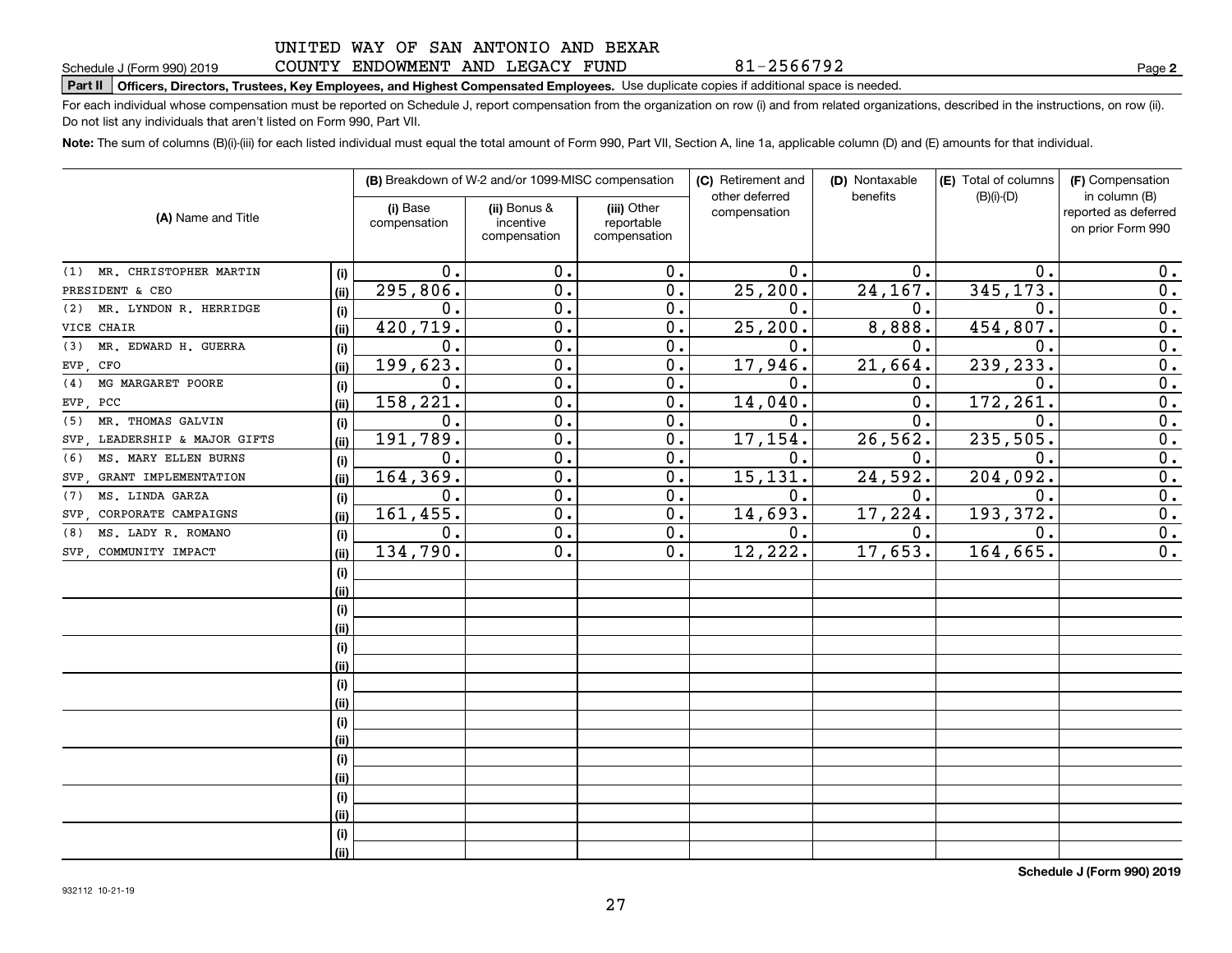UNITED WAY OF SAN ANTONIO AND BEXAR COUNTY ENDOWMENT AND LEGACY FUND 81-2566792

Schedule J (Form 990) 2019 Page **2**

**Part II Officers, Directors, Trustees, Key Employees, and Highest Compensated Employees.** Use duplicate copies if additional space is needed.

For each individual whose compensation must be reported on Schedule J, report compensation from the organization on row (i) and from related organizations, described in the instructions, on row (ii). Do not list any individuals that aren't listed on Form 990, Part VII.

**Note:** The sum of columns (B)(i)-(iii) for each listed individual must equal the total amount of Form 990, Part VII, Section A, line 1a, applicable column (D) and (E) amounts for that individual.

| (A) Name and Title | | (B) Breakdown of W-2 and/or 1099-MISC compensation | | | (C) Retirement and other deferred compensation | (D) Nontaxable benefits | (E) Total of columns (B)(i)-(D) | (F) Compensation in column (B) reported as deferred on prior Form 990 |
|---|---|---|---|---|---|---|---|---|
| | | (i) Base compensation | (ii) Bonus & incentive compensation | (iii) Other reportable compensation | | | | |
| (1) MR. CHRISTOPHER MARTIN | (i) | 0. | 0. | 0. | 0. | 0. | 0. | 0. |
| PRESIDENT & CEO | (ii) | 295,806. | 0. | 0. | 25,200. | 24,167. | 345,173. | 0. |
| (2) MR. LYNDON R. HERRIDGE | (i) | 0. | 0. | 0. | 0. | 0. | 0. | 0. |
| VICE CHAIR | (ii) | 420,719. | 0. | 0. | 25,200. | 8,888. | 454,807. | 0. |
| (3) MR. EDWARD H. GUERRA | (i) | 0. | 0. | 0. | 0. | 0. | 0. | 0. |
| EVP, CFO | (ii) | 199,623. | 0. | 0. | 17,946. | 21,664. | 239,233. | 0. |
| (4) MG MARGARET POORE | (i) | 0. | 0. | 0. | 0. | 0. | 0. | 0. |
| EVP, PCC | (ii) | 158,221. | 0. | 0. | 14,040. | 0. | 172,261. | 0. |
| (5) MR. THOMAS GALVIN | (i) | 0. | 0. | 0. | 0. | 0. | 0. | 0. |
| SVP, LEADERSHIP & MAJOR GIFTS | (ii) | 191,789. | 0. | 0. | 17,154. | 26,562. | 235,505. | 0. |
| (6) MS. MARY ELLEN BURNS | (i) | 0. | 0. | 0. | 0. | 0. | 0. | 0. |
| SVP, GRANT IMPLEMENTATION | (ii) | 164,369. | 0. | 0. | 15,131. | 24,592. | 204,092. | 0. |
| (7) MS. LINDA GARZA | (i) | 0. | 0. | 0. | 0. | 0. | 0. | 0. |
| SVP, CORPORATE CAMPAIGNS | (ii) | 161,455. | 0. | 0. | 14,693. | 17,224. | 193,372. | 0. |
| (8) MS. LADY R. ROMANO | (i) | 0. | 0. | 0. | 0. | 0. | 0. | 0. |
| SVP, COMMUNITY IMPACT | (ii) | 134,790. | 0. | 0. | 12,222. | 17,653. | 164,665. | 0. |
| | (i) | | | | | | | |
| | (ii) | | | | | | | |
| | (i) | | | | | | | |
| | (ii) | | | | | | | |
| | (i) | | | | | | | |
| | (ii) | | | | | | | |
| | (i) | | | | | | | |
| | (ii) | | | | | | | |
| | (i) | | | | | | | |
| | (ii) | | | | | | | |
| | (i) | | | | | | | |
| | (ii) | | | | | | | |
| | (i) | | | | | | | |
| | (ii) | | | | | | | |
| | (i) | | | | | | | |
| | (ii) | | | | | | | |

**Schedule J (Form 990) 2019**

932112 10-21-19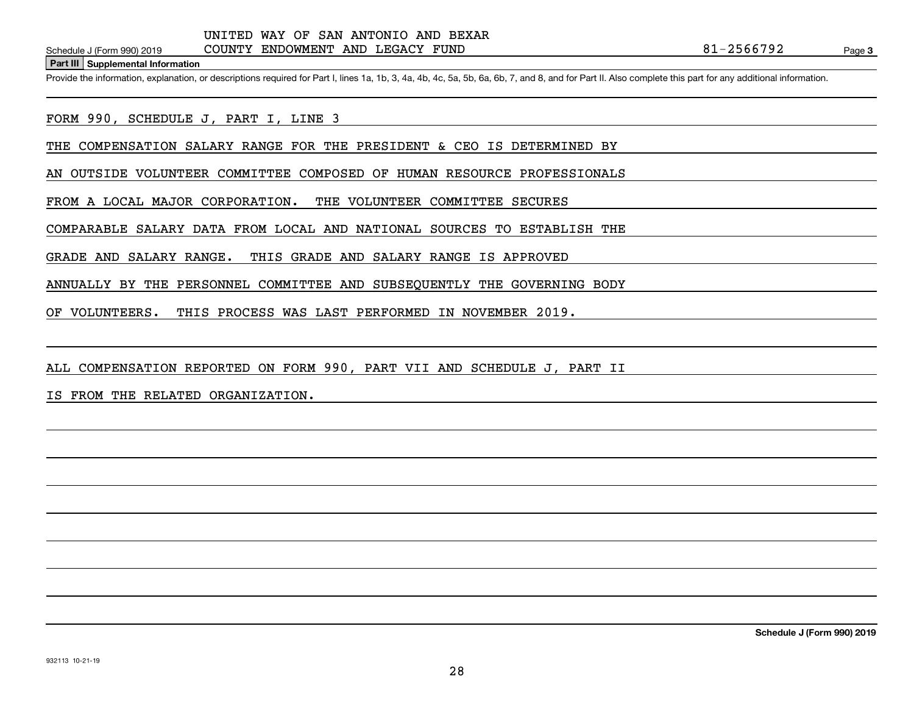UNITED WAY OF SAN ANTONIO AND BEXAR COUNTY ENDOWMENT AND LEGACY FUND

81-2566792

**Part III Supplemental Information**

Provide the information, explanation, or descriptions required for Part I, lines 1a, 1b, 3, 4a, 4b, 4c, 5a, 5b, 6a, 6b, 7, and 8, and for Part II. Also complete this part for any additional information.

FORM 990, SCHEDULE J, PART I, LINE 3

THE COMPENSATION SALARY RANGE FOR THE PRESIDENT & CEO IS DETERMINED BY AN OUTSIDE VOLUNTEER COMMITTEE COMPOSED OF HUMAN RESOURCE PROFESSIONALS FROM A LOCAL MAJOR CORPORATION. THE VOLUNTEER COMMITTEE SECURES COMPARABLE SALARY DATA FROM LOCAL AND NATIONAL SOURCES TO ESTABLISH THE GRADE AND SALARY RANGE. THIS GRADE AND SALARY RANGE IS APPROVED ANNUALLY BY THE PERSONNEL COMMITTEE AND SUBSEQUENTLY THE GOVERNING BODY OF VOLUNTEERS. THIS PROCESS WAS LAST PERFORMED IN NOVEMBER 2019.

ALL COMPENSATION REPORTED ON FORM 990, PART VII AND SCHEDULE J, PART II IS FROM THE RELATED ORGANIZATION.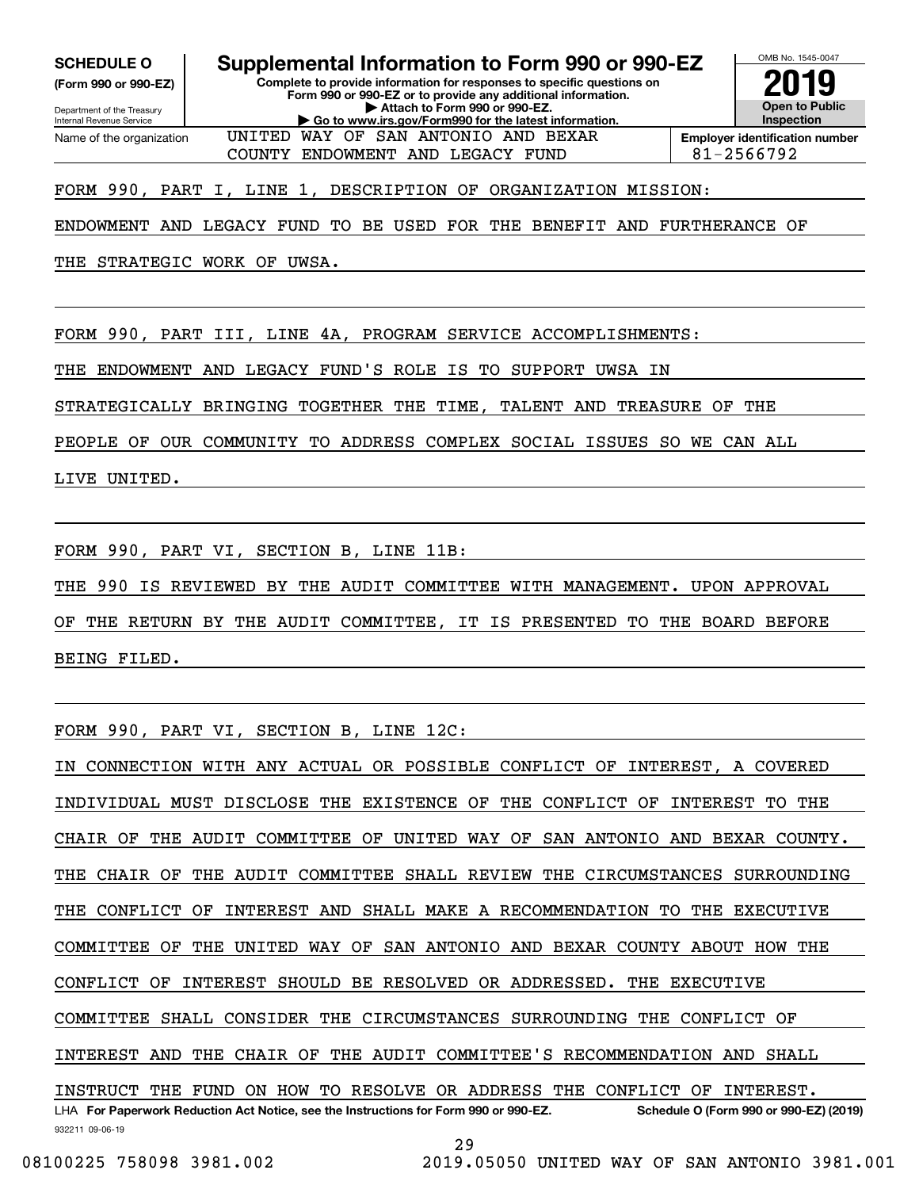**SCHEDULE O**
**(Form 990 or 990-EZ)**

Department of the Treasury
Internal Revenue Service

# Supplemental Information to Form 990 or 990-EZ

**Complete to provide information for responses to specific questions on Form 990 or 990-EZ or to provide any additional information.**
**▶ Attach to Form 990 or 990-EZ.**
**▶ Go to www.irs.gov/Form990 for the latest information.**

OMB No. 1545-0047

**2019**

**Open to Public Inspection**

| Name of the organization | Employer identification number |
|---|---|
| UNITED WAY OF SAN ANTONIO AND BEXAR COUNTY ENDOWMENT AND LEGACY FUND | 81-2566792 |

FORM 990, PART I, LINE 1, DESCRIPTION OF ORGANIZATION MISSION:

ENDOWMENT AND LEGACY FUND TO BE USED FOR THE BENEFIT AND FURTHERANCE OF THE STRATEGIC WORK OF UWSA.

FORM 990, PART III, LINE 4A, PROGRAM SERVICE ACCOMPLISHMENTS:

THE ENDOWMENT AND LEGACY FUND'S ROLE IS TO SUPPORT UWSA IN STRATEGICALLY BRINGING TOGETHER THE TIME, TALENT AND TREASURE OF THE PEOPLE OF OUR COMMUNITY TO ADDRESS COMPLEX SOCIAL ISSUES SO WE CAN ALL LIVE UNITED.

FORM 990, PART VI, SECTION B, LINE 11B:

THE 990 IS REVIEWED BY THE AUDIT COMMITTEE WITH MANAGEMENT. UPON APPROVAL OF THE RETURN BY THE AUDIT COMMITTEE, IT IS PRESENTED TO THE BOARD BEFORE BEING FILED.

FORM 990, PART VI, SECTION B, LINE 12C:

IN CONNECTION WITH ANY ACTUAL OR POSSIBLE CONFLICT OF INTEREST, A COVERED INDIVIDUAL MUST DISCLOSE THE EXISTENCE OF THE CONFLICT OF INTEREST TO THE CHAIR OF THE AUDIT COMMITTEE OF UNITED WAY OF SAN ANTONIO AND BEXAR COUNTY. THE CHAIR OF THE AUDIT COMMITTEE SHALL REVIEW THE CIRCUMSTANCES SURROUNDING THE CONFLICT OF INTEREST AND SHALL MAKE A RECOMMENDATION TO THE EXECUTIVE COMMITTEE OF THE UNITED WAY OF SAN ANTONIO AND BEXAR COUNTY ABOUT HOW THE CONFLICT OF INTEREST SHOULD BE RESOLVED OR ADDRESSED. THE EXECUTIVE COMMITTEE SHALL CONSIDER THE CIRCUMSTANCES SURROUNDING THE CONFLICT OF INTEREST AND THE CHAIR OF THE AUDIT COMMITTEE'S RECOMMENDATION AND SHALL INSTRUCT THE FUND ON HOW TO RESOLVE OR ADDRESS THE CONFLICT OF INTEREST.

LHA **For Paperwork Reduction Act Notice, see the Instructions for Form 990 or 990-EZ.** **Schedule O (Form 990 or 990-EZ) (2019)**

932211 09-06-19

08100225 758098 3981.002 2019.05050 UNITED WAY OF SAN ANTONIO 3981.001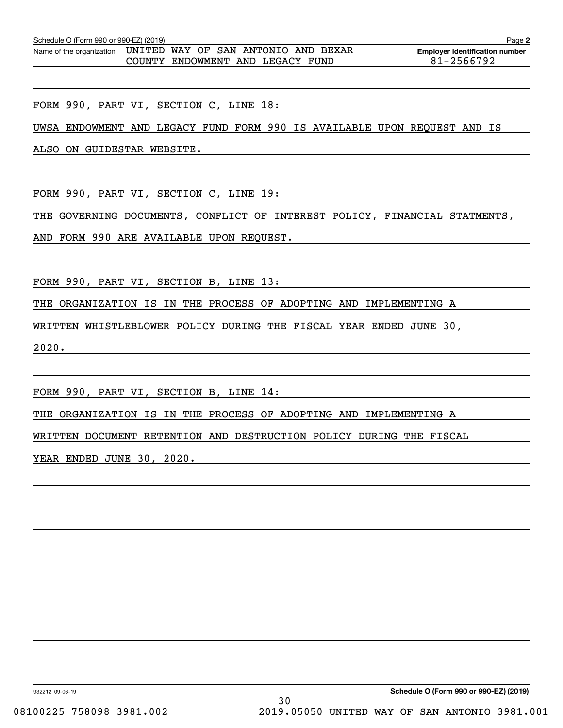Schedule O (Form 990 or 990-EZ) (2019) Page **2**

| Name of the organization | Employer identification number |
| --- | --- |
| UNITED WAY OF SAN ANTONIO AND BEXAR COUNTY ENDOWMENT AND LEGACY FUND | 81-2566792 |

FORM 990, PART VI, SECTION C, LINE 18:

UWSA ENDOWMENT AND LEGACY FUND FORM 990 IS AVAILABLE UPON REQUEST AND IS ALSO ON GUIDESTAR WEBSITE.

FORM 990, PART VI, SECTION C, LINE 19:

THE GOVERNING DOCUMENTS, CONFLICT OF INTEREST POLICY, FINANCIAL STATMENTS, AND FORM 990 ARE AVAILABLE UPON REQUEST.

FORM 990, PART VI, SECTION B, LINE 13:

THE ORGANIZATION IS IN THE PROCESS OF ADOPTING AND IMPLEMENTING A WRITTEN WHISTLEBLOWER POLICY DURING THE FISCAL YEAR ENDED JUNE 30, 2020.

FORM 990, PART VI, SECTION B, LINE 14:

THE ORGANIZATION IS IN THE PROCESS OF ADOPTING AND IMPLEMENTING A WRITTEN DOCUMENT RETENTION AND DESTRUCTION POLICY DURING THE FISCAL YEAR ENDED JUNE 30, 2020.

932212 09-06-19 **Schedule O (Form 990 or 990-EZ) (2019)**

08100225 758098 3981.002 2019.05050 UNITED WAY OF SAN ANTONIO 3981.001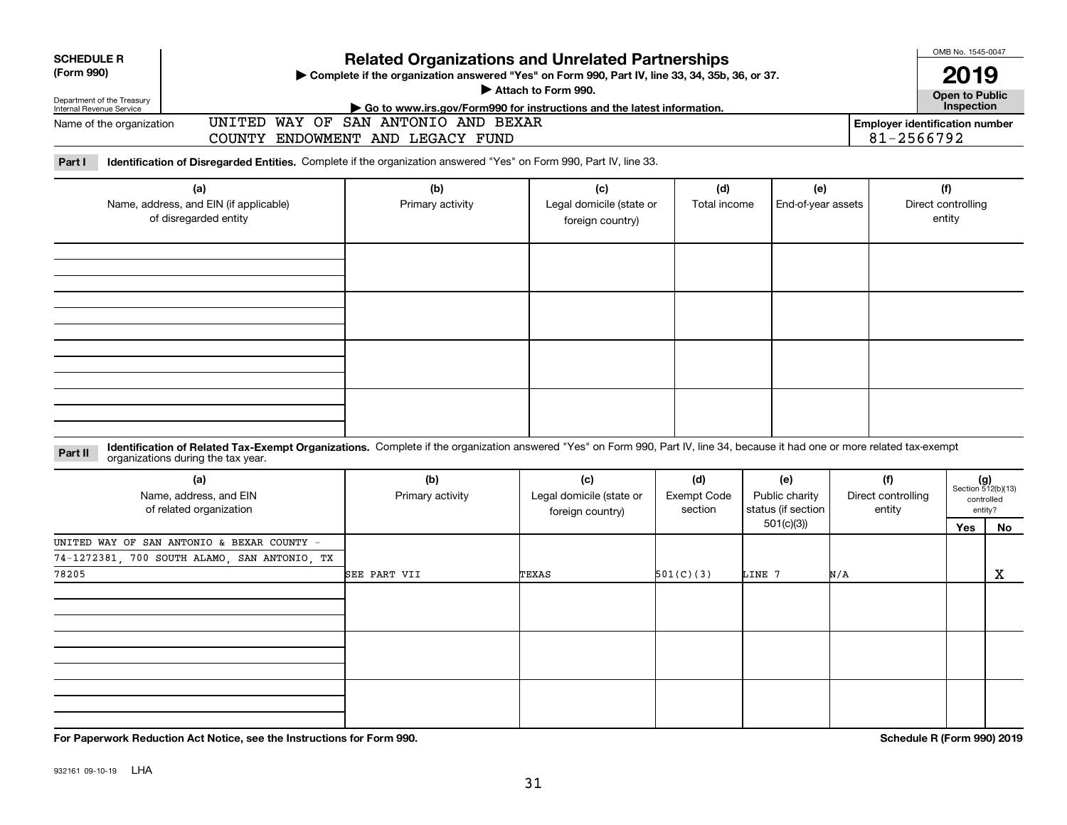**SCHEDULE R (Form 990)**

Department of the Treasury
Internal Revenue Service

# Related Organizations and Unrelated Partnerships

▶ Complete if the organization answered "Yes" on Form 990, Part IV, line 33, 34, 35b, 36, or 37.
▶ Attach to Form 990.
▶ Go to www.irs.gov/Form990 for instructions and the latest information.

OMB No. 1545-0047

**2019**

**Open to Public Inspection**

Name of the organization: UNITED WAY OF SAN ANTONIO AND BEXAR COUNTY ENDOWMENT AND LEGACY FUND

**Employer identification number** 81-2566792

**Part I** **Identification of Disregarded Entities.** Complete if the organization answered "Yes" on Form 990, Part IV, line 33.

| (a) Name, address, and EIN (if applicable) of disregarded entity | (b) Primary activity | (c) Legal domicile (state or foreign country) | (d) Total income | (e) End-of-year assets | (f) Direct controlling entity |
|---|---|---|---|---|---|
| | | | | | |
| | | | | | |
| | | | | | |
| | | | | | |

**Part II** **Identification of Related Tax-Exempt Organizations.** Complete if the organization answered "Yes" on Form 990, Part IV, line 34, because it had one or more related tax-exempt organizations during the tax year.

| (a) Name, address, and EIN of related organization | (b) Primary activity | (c) Legal domicile (state or foreign country) | (d) Exempt Code section | (e) Public charity status (if section 501(c)(3)) | (f) Direct controlling entity | (g) Section 512(b)(13) controlled entity? | |
|---|---|---|---|---|---|---|---|
| | | | | | | Yes | No |
| UNITED WAY OF SAN ANTONIO & BEXAR COUNTY - 74-1272381, 700 SOUTH ALAMO, SAN ANTONIO, TX 78205 | SEE PART VII | TEXAS | 501(C)(3) | LINE 7 | N/A | | X |
| | | | | | | | |
| | | | | | | | |
| | | | | | | | |

**For Paperwork Reduction Act Notice, see the Instructions for Form 990.**

**Schedule R (Form 990) 2019**

932161 09-10-19 LHA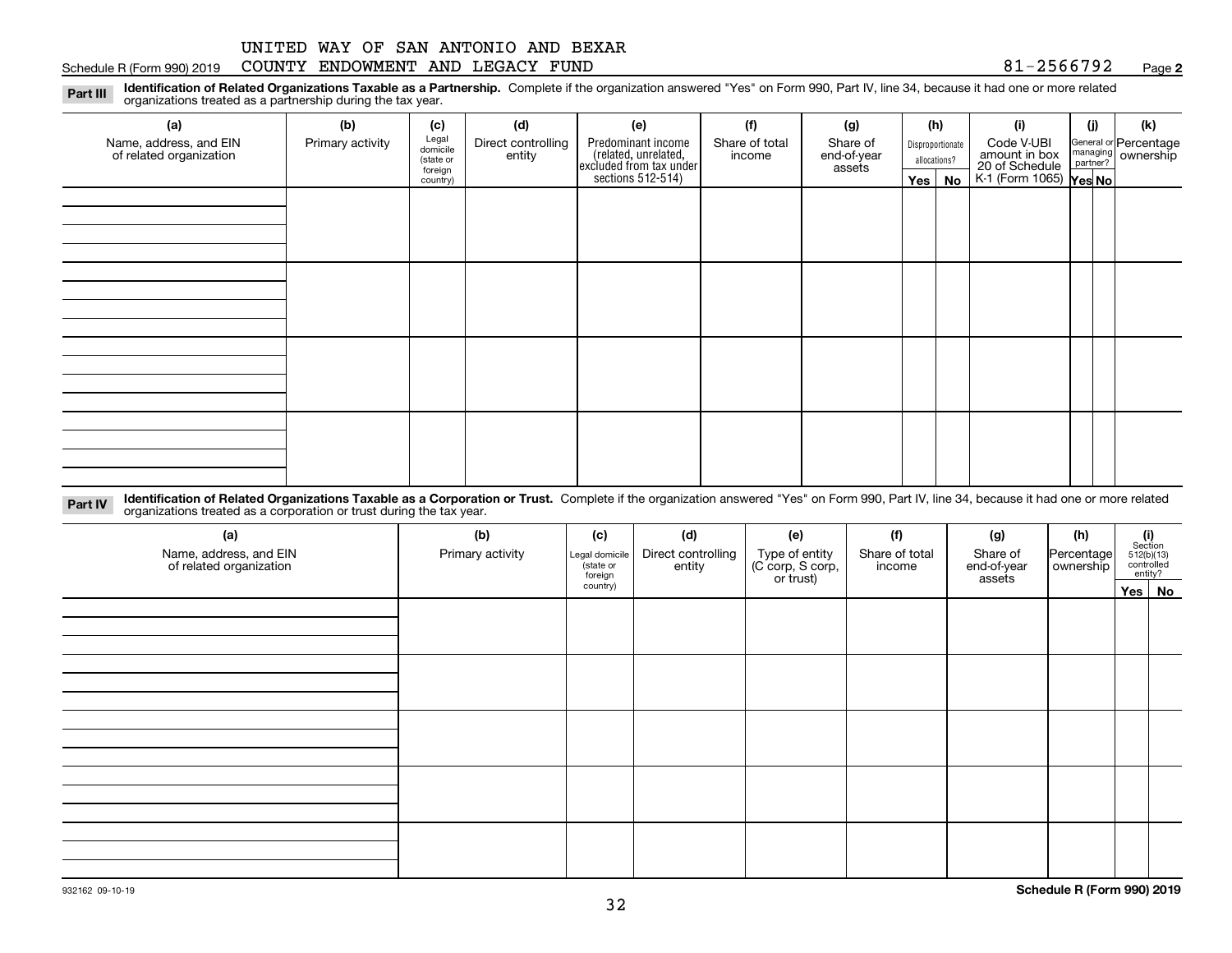UNITED WAY OF SAN ANTONIO AND BEXAR
Schedule R (Form 990) 2019 COUNTY ENDOWMENT AND LEGACY FUND 81-2566792 Page **2**

**Part III** **Identification of Related Organizations Taxable as a Partnership.** Complete if the organization answered "Yes" on Form 990, Part IV, line 34, because it had one or more related organizations treated as a partnership during the tax year.

| (a) Name, address, and EIN of related organization | (b) Primary activity | (c) Legal domicile (state or foreign country) | (d) Direct controlling entity | (e) Predominant income (related, unrelated, excluded from tax under sections 512-514) | (f) Share of total income | (g) Share of end-of-year assets | (h) Disproportionate allocations? | | (i) Code V-UBI amount in box 20 of Schedule K-1 (Form 1065) | (j) General or managing partner? | | (k) Percentage ownership |
|---|---|---|---|---|---|---|---|---|---|---|---|---|
| | | | | | | | Yes | No | | Yes | No | |
| | | | | | | | | | | | | |
| | | | | | | | | | | | | |
| | | | | | | | | | | | | |
| | | | | | | | | | | | | |

**Part IV** **Identification of Related Organizations Taxable as a Corporation or Trust.** Complete if the organization answered "Yes" on Form 990, Part IV, line 34, because it had one or more related organizations treated as a corporation or trust during the tax year.

| (a) Name, address, and EIN of related organization | (b) Primary activity | (c) Legal domicile (state or foreign country) | (d) Direct controlling entity | (e) Type of entity (C corp, S corp, or trust) | (f) Share of total income | (g) Share of end-of-year assets | (h) Percentage ownership | (i) Section 512(b)(13) controlled entity? | |
|---|---|---|---|---|---|---|---|---|---|
| | | | | | | | | Yes | No |
| | | | | | | | | | |
| | | | | | | | | | |
| | | | | | | | | | |
| | | | | | | | | | |
| | | | | | | | | | |

932162 09-10-19 **Schedule R (Form 990) 2019**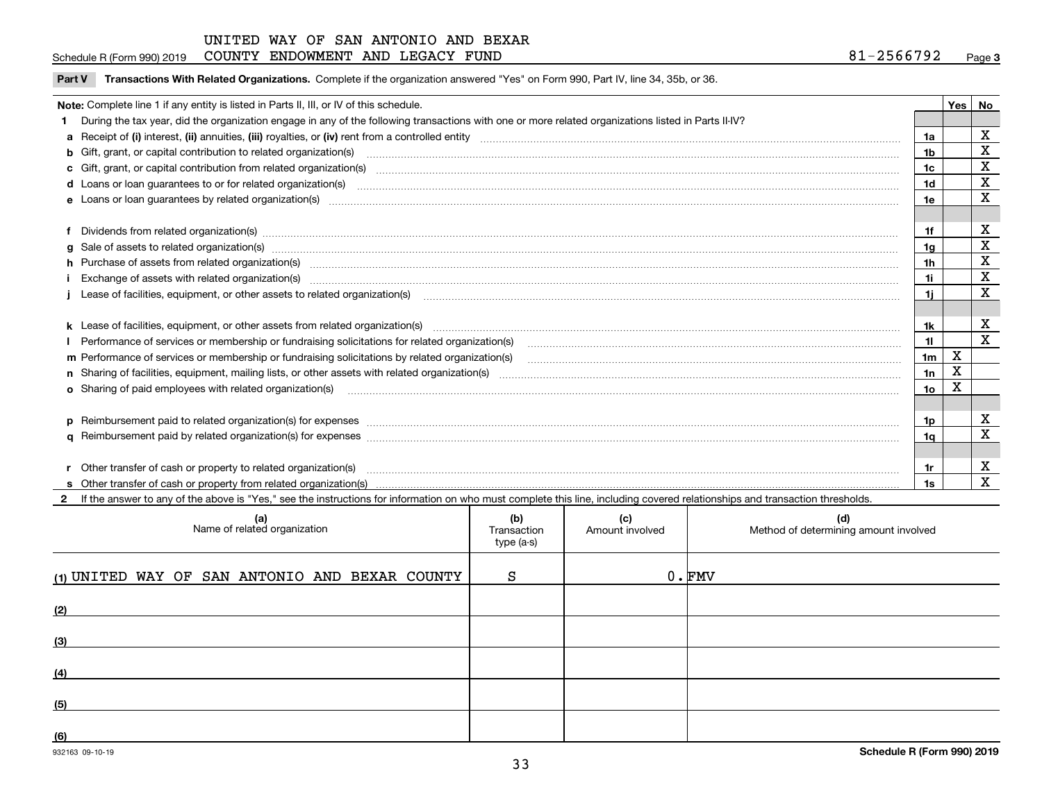UNITED WAY OF SAN ANTONIO AND BEXAR COUNTY ENDOWMENT AND LEGACY FUND

Schedule R (Form 990) 2019 — 81-2566792 — Page 3

**Part V Transactions With Related Organizations.** Complete if the organization answered "Yes" on Form 990, Part IV, line 34, 35b, or 36.

| Note: Complete line 1 if any entity is listed in Parts II, III, or IV of this schedule. | | Yes | No |
|---|---|---|---|
| **1** During the tax year, did the organization engage in any of the following transactions with one or more related organizations listed in Parts II-IV? | | | |
| **a** Receipt of (i) interest, (ii) annuities, (iii) royalties, or (iv) rent from a controlled entity | 1a | | X |
| **b** Gift, grant, or capital contribution to related organization(s) | 1b | | X |
| **c** Gift, grant, or capital contribution from related organization(s) | 1c | | X |
| **d** Loans or loan guarantees to or for related organization(s) | 1d | | X |
| **e** Loans or loan guarantees by related organization(s) | 1e | | X |
| **f** Dividends from related organization(s) | 1f | | X |
| **g** Sale of assets to related organization(s) | 1g | | X |
| **h** Purchase of assets from related organization(s) | 1h | | X |
| **i** Exchange of assets with related organization(s) | 1i | | X |
| **j** Lease of facilities, equipment, or other assets to related organization(s) | 1j | | X |
| **k** Lease of facilities, equipment, or other assets from related organization(s) | 1k | | X |
| **l** Performance of services or membership or fundraising solicitations for related organization(s) | 1l | | X |
| **m** Performance of services or membership or fundraising solicitations by related organization(s) | 1m | X | |
| **n** Sharing of facilities, equipment, mailing lists, or other assets with related organization(s) | 1n | X | |
| **o** Sharing of paid employees with related organization(s) | 1o | X | |
| **p** Reimbursement paid to related organization(s) for expenses | 1p | | X |
| **q** Reimbursement paid by related organization(s) for expenses | 1q | | X |
| **r** Other transfer of cash or property to related organization(s) | 1r | | X |
| **s** Other transfer of cash or property from related organization(s) | 1s | | X |

**2** If the answer to any of the above is "Yes," see the instructions for information on who must complete this line, including covered relationships and transaction thresholds.

| (a) Name of related organization | (b) Transaction type (a-s) | (c) Amount involved | (d) Method of determining amount involved |
|---|---|---|---|
| (1) UNITED WAY OF SAN ANTONIO AND BEXAR COUNTY | S | 0. | FMV |
| (2) | | | |
| (3) | | | |
| (4) | | | |
| (5) | | | |
| (6) | | | |

932163 09-10-19

Schedule R (Form 990) 2019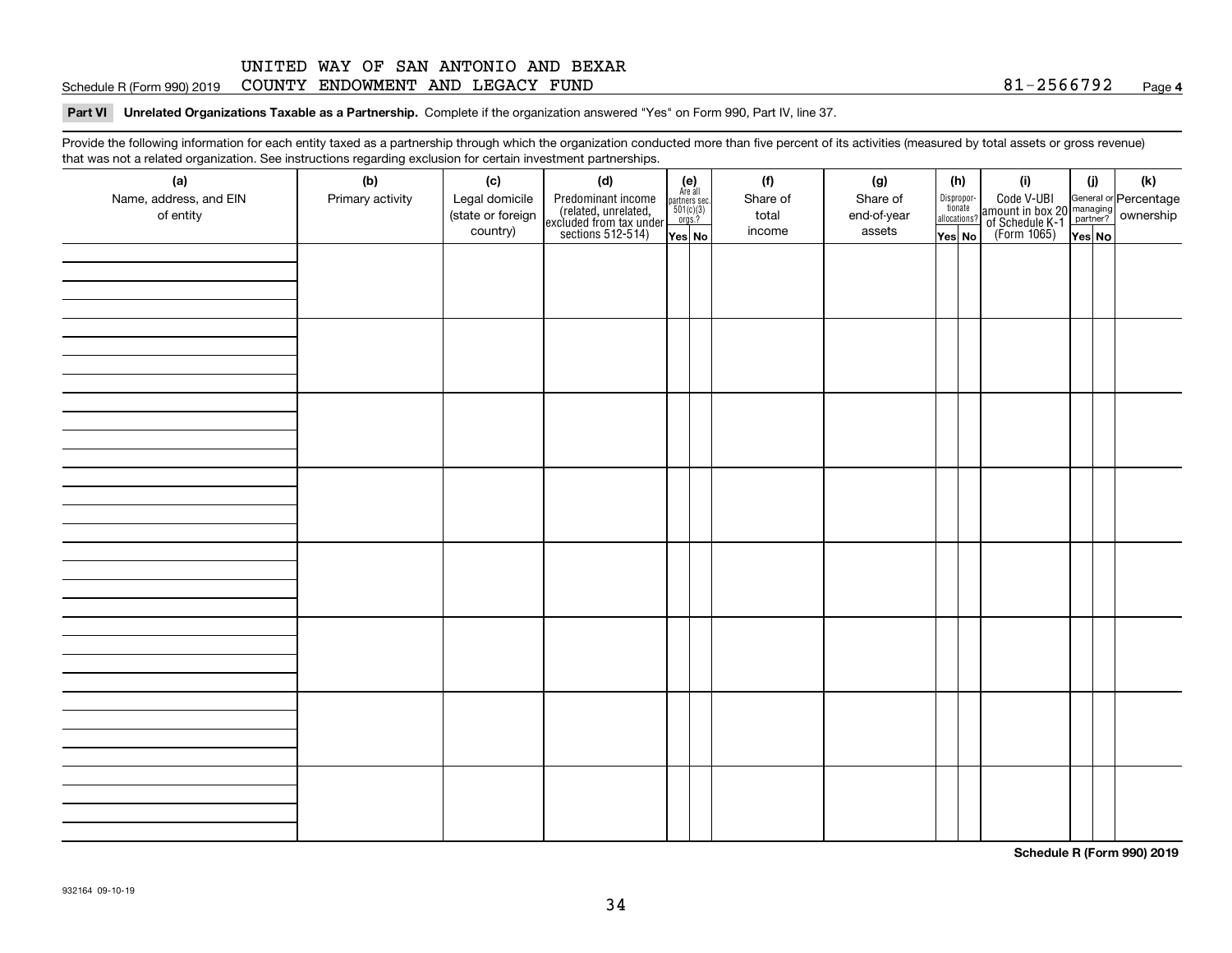UNITED WAY OF SAN ANTONIO AND BEXAR COUNTY ENDOWMENT AND LEGACY FUND

Schedule R (Form 990) 2019 — 81-2566792 — Page **4**

**Part VI Unrelated Organizations Taxable as a Partnership.** Complete if the organization answered "Yes" on Form 990, Part IV, line 37.

Provide the following information for each entity taxed as a partnership through which the organization conducted more than five percent of its activities (measured by total assets or gross revenue) that was not a related organization. See instructions regarding exclusion for certain investment partnerships.

| (a) Name, address, and EIN of entity | (b) Primary activity | (c) Legal domicile (state or foreign country) | (d) Predominant income (related, unrelated, excluded from tax under sections 512-514) | (e) Are all partners sec. 501(c)(3) orgs.? | | (f) Share of total income | (g) Share of end-of-year assets | (h) Dispropor-tionate allocations? | | (i) Code V-UBI amount in box 20 of Schedule K-1 (Form 1065) | (j) General or managing partner? | | (k) Percentage ownership |
|---|---|---|---|---|---|---|---|---|---|---|---|---|---|
| | | | | Yes | No | | | Yes | No | | Yes | No | |
| | | | | | | | | | | | | | |
| | | | | | | | | | | | | | |
| | | | | | | | | | | | | | |
| | | | | | | | | | | | | | |
| | | | | | | | | | | | | | |
| | | | | | | | | | | | | | |
| | | | | | | | | | | | | | |
| | | | | | | | | | | | | | |

**Schedule R (Form 990) 2019**

932164 09-10-19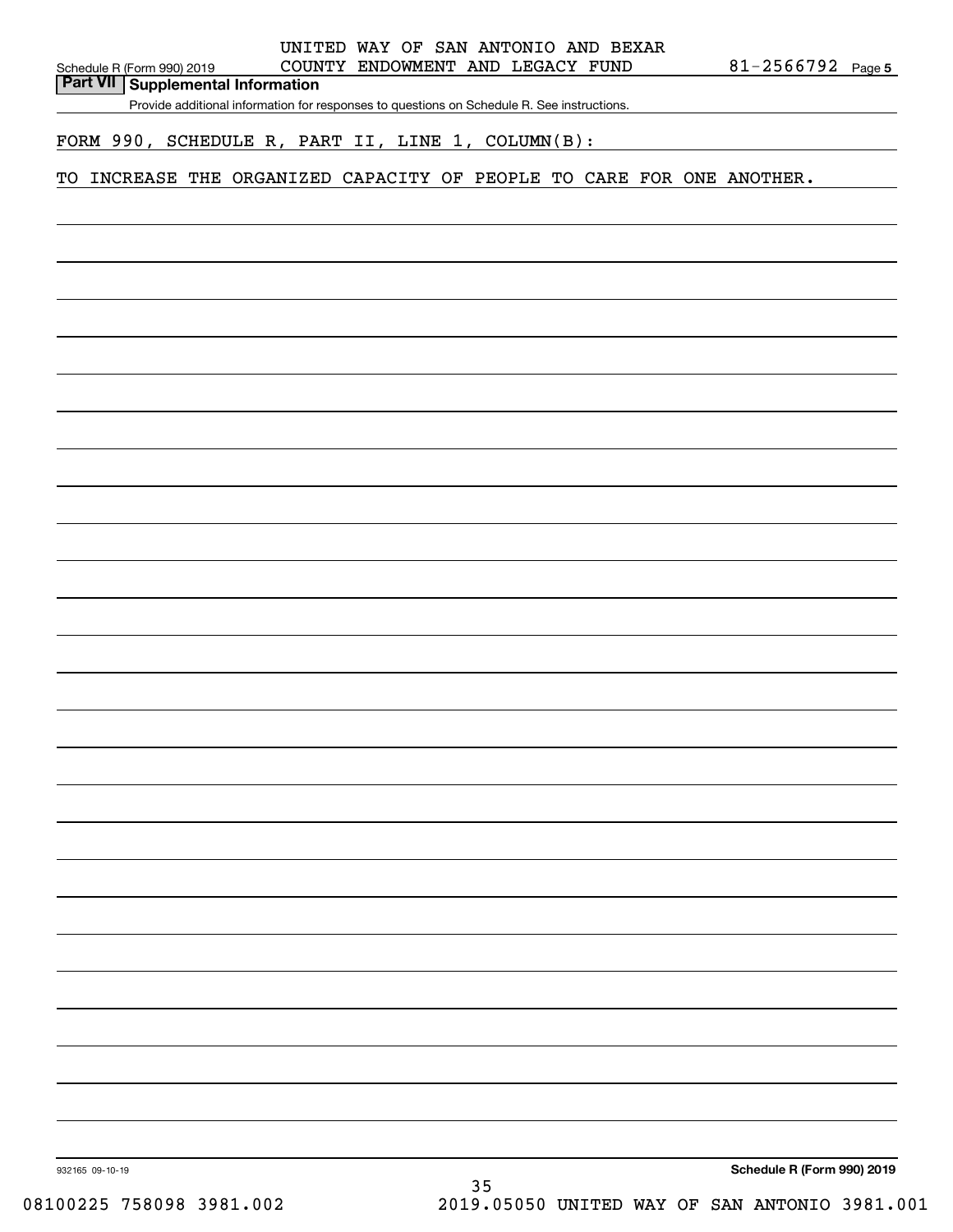UNITED WAY OF SAN ANTONIO AND BEXAR COUNTY ENDOWMENT AND LEGACY FUND 81-2566792

## Part VII Supplemental Information

Provide additional information for responses to questions on Schedule R. See instructions.

FORM 990, SCHEDULE R, PART II, LINE 1, COLUMN(B):

TO INCREASE THE ORGANIZED CAPACITY OF PEOPLE TO CARE FOR ONE ANOTHER.